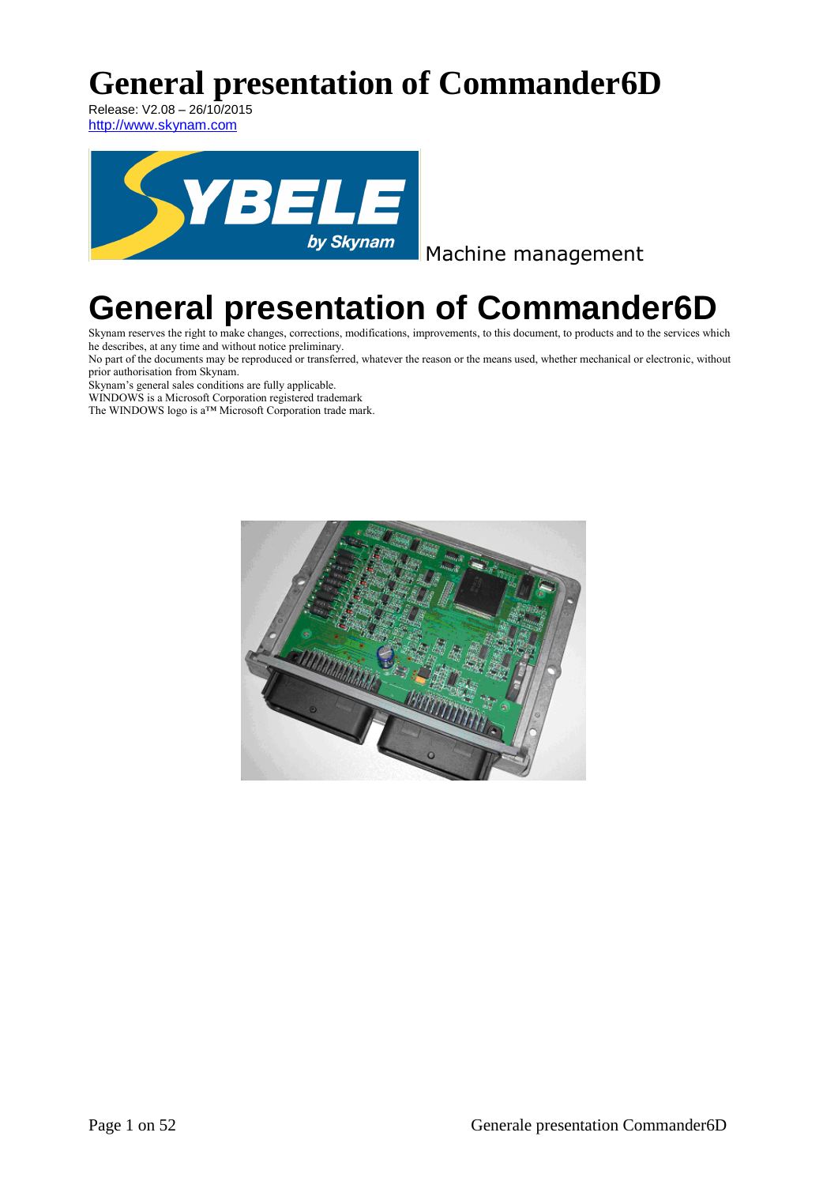# General presentation of Commander6D

Release: V2.08 – 26/10/2015
http://www.skynam.com

Machine management

# General presentation of Commander6D

Skynam reserves the right to make changes, corrections, modifications, improvements, to this document, to products and to the services which he describes, at any time and without notice preliminary.
No part of the documents may be reproduced or transferred, whatever the reason or the means used, whether mechanical or electronic, without prior authorisation from Skynam.
Skynam's general sales conditions are fully applicable.
WINDOWS is a Microsoft Corporation registered trademark
The WINDOWS logo is a™ Microsoft Corporation trade mark.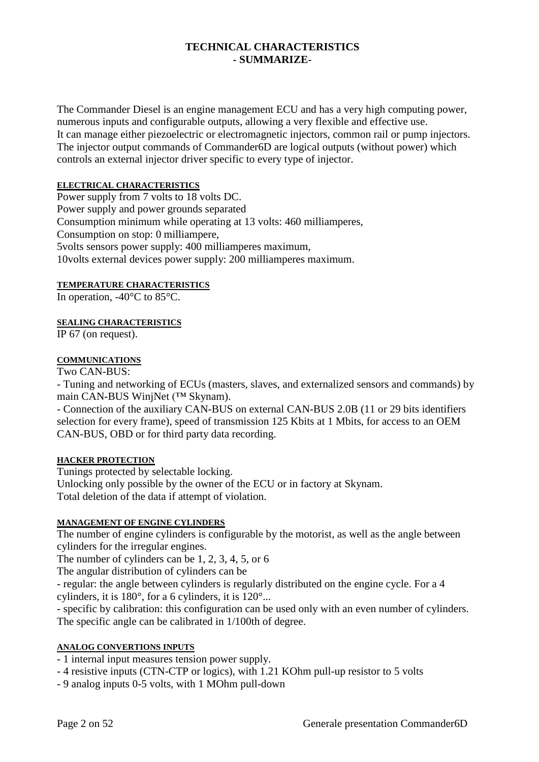# TECHNICAL CHARACTERISTICS
## - SUMMARIZE-

The Commander Diesel is an engine management ECU and has a very high computing power, numerous inputs and configurable outputs, allowing a very flexible and effective use.
It can manage either piezoelectric or electromagnetic injectors, common rail or pump injectors.
The injector output commands of Commander6D are logical outputs (without power) which controls an external injector driver specific to every type of injector.

#### ELECTRICAL CHARACTERISTICS

Power supply from 7 volts to 18 volts DC.
Power supply and power grounds separated
Consumption minimum while operating at 13 volts: 460 milliamperes,
Consumption on stop: 0 milliampere,
5volts sensors power supply: 400 milliamperes maximum,
10volts external devices power supply: 200 milliamperes maximum.

#### TEMPERATURE CHARACTERISTICS

In operation, -40°C to 85°C.

#### SEALING CHARACTERISTICS

IP 67 (on request).

#### COMMUNICATIONS

Two CAN-BUS:

- Tuning and networking of ECUs (masters, slaves, and externalized sensors and commands) by main CAN-BUS WinjNet (™ Skynam).
- Connection of the auxiliary CAN-BUS on external CAN-BUS 2.0B (11 or 29 bits identifiers selection for every frame), speed of transmission 125 Kbits at 1 Mbits, for access to an OEM CAN-BUS, OBD or for third party data recording.

#### HACKER PROTECTION

Tunings protected by selectable locking.
Unlocking only possible by the owner of the ECU or in factory at Skynam.
Total deletion of the data if attempt of violation.

#### MANAGEMENT OF ENGINE CYLINDERS

The number of engine cylinders is configurable by the motorist, as well as the angle between cylinders for the irregular engines.
The number of cylinders can be 1, 2, 3, 4, 5, or 6
The angular distribution of cylinders can be

- regular: the angle between cylinders is regularly distributed on the engine cycle. For a 4 cylinders, it is 180°, for a 6 cylinders, it is 120°...
- specific by calibration: this configuration can be used only with an even number of cylinders. The specific angle can be calibrated in 1/100th of degree.

#### ANALOG CONVERTIONS INPUTS

- 1 internal input measures tension power supply.
- 4 resistive inputs (CTN-CTP or logics), with 1.21 KOhm pull-up resistor to 5 volts
- 9 analog inputs 0-5 volts, with 1 MOhm pull-down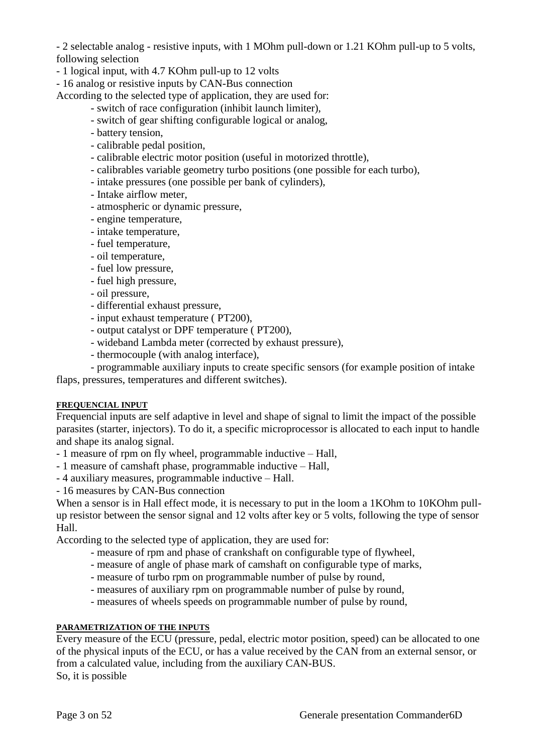- 2 selectable analog - resistive inputs, with 1 MOhm pull-down or 1.21 KOhm pull-up to 5 volts, following selection
- 1 logical input, with 4.7 KOhm pull-up to 12 volts
- 16 analog or resistive inputs by CAN-Bus connection

According to the selected type of application, they are used for:

- switch of race configuration (inhibit launch limiter),
- switch of gear shifting configurable logical or analog,
- battery tension,
- calibrable pedal position,
- calibrable electric motor position (useful in motorized throttle),
- calibrables variable geometry turbo positions (one possible for each turbo),
- intake pressures (one possible per bank of cylinders),
- Intake airflow meter,
- atmospheric or dynamic pressure,
- engine temperature,
- intake temperature,
- fuel temperature,
- oil temperature,
- fuel low pressure,
- fuel high pressure,
- oil pressure,
- differential exhaust pressure,
- input exhaust temperature ( PT200),
- output catalyst or DPF temperature ( PT200),
- wideband Lambda meter (corrected by exhaust pressure),
- thermocouple (with analog interface),
- programmable auxiliary inputs to create specific sensors (for example position of intake flaps, pressures, temperatures and different switches).

#### FREQUENCIAL INPUT

Frequencial inputs are self adaptive in level and shape of signal to limit the impact of the possible parasites (starter, injectors). To do it, a specific microprocessor is allocated to each input to handle and shape its analog signal.

- 1 measure of rpm on fly wheel, programmable inductive – Hall,
- 1 measure of camshaft phase, programmable inductive – Hall,
- 4 auxiliary measures, programmable inductive – Hall.
- 16 measures by CAN-Bus connection

When a sensor is in Hall effect mode, it is necessary to put in the loom a 1KOhm to 10KOhm pull-up resistor between the sensor signal and 12 volts after key or 5 volts, following the type of sensor Hall.

According to the selected type of application, they are used for:

- measure of rpm and phase of crankshaft on configurable type of flywheel,
- measure of angle of phase mark of camshaft on configurable type of marks,
- measure of turbo rpm on programmable number of pulse by round,
- measures of auxiliary rpm on programmable number of pulse by round,
- measures of wheels speeds on programmable number of pulse by round,

#### PARAMETRIZATION OF THE INPUTS

Every measure of the ECU (pressure, pedal, electric motor position, speed) can be allocated to one of the physical inputs of the ECU, or has a value received by the CAN from an external sensor, or from a calculated value, including from the auxiliary CAN-BUS.

So, it is possible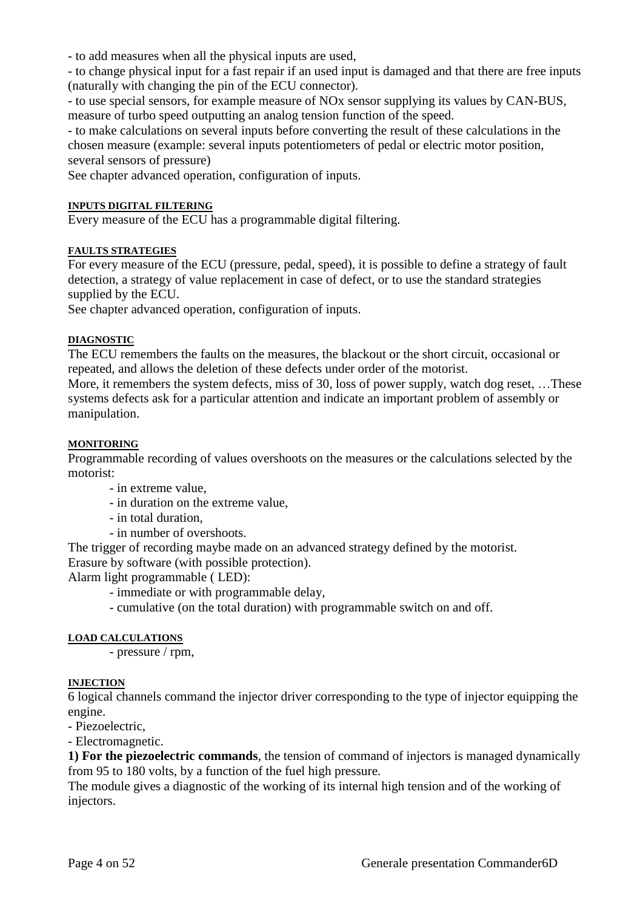- to add measures when all the physical inputs are used,
- to change physical input for a fast repair if an used input is damaged and that there are free inputs (naturally with changing the pin of the ECU connector).
- to use special sensors, for example measure of NOx sensor supplying its values by CAN-BUS, measure of turbo speed outputting an analog tension function of the speed.
- to make calculations on several inputs before converting the result of these calculations in the chosen measure (example: several inputs potentiometers of pedal or electric motor position, several sensors of pressure)

See chapter advanced operation, configuration of inputs.

#### INPUTS DIGITAL FILTERING

Every measure of the ECU has a programmable digital filtering.

#### FAULTS STRATEGIES

For every measure of the ECU (pressure, pedal, speed), it is possible to define a strategy of fault detection, a strategy of value replacement in case of defect, or to use the standard strategies supplied by the ECU.

See chapter advanced operation, configuration of inputs.

#### DIAGNOSTIC

The ECU remembers the faults on the measures, the blackout or the short circuit, occasional or repeated, and allows the deletion of these defects under order of the motorist.

More, it remembers the system defects, miss of 30, loss of power supply, watch dog reset, …These systems defects ask for a particular attention and indicate an important problem of assembly or manipulation.

#### MONITORING

Programmable recording of values overshoots on the measures or the calculations selected by the motorist:

- in extreme value,
- in duration on the extreme value,
- in total duration,
- in number of overshoots.

The trigger of recording maybe made on an advanced strategy defined by the motorist.

Erasure by software (with possible protection).

Alarm light programmable ( LED):

- immediate or with programmable delay,
- cumulative (on the total duration) with programmable switch on and off.

#### LOAD CALCULATIONS

- pressure / rpm,

#### INJECTION

6 logical channels command the injector driver corresponding to the type of injector equipping the engine.

- Piezoelectric,
- Electromagnetic.

**1) For the piezoelectric commands**, the tension of command of injectors is managed dynamically from 95 to 180 volts, by a function of the fuel high pressure.

The module gives a diagnostic of the working of its internal high tension and of the working of injectors.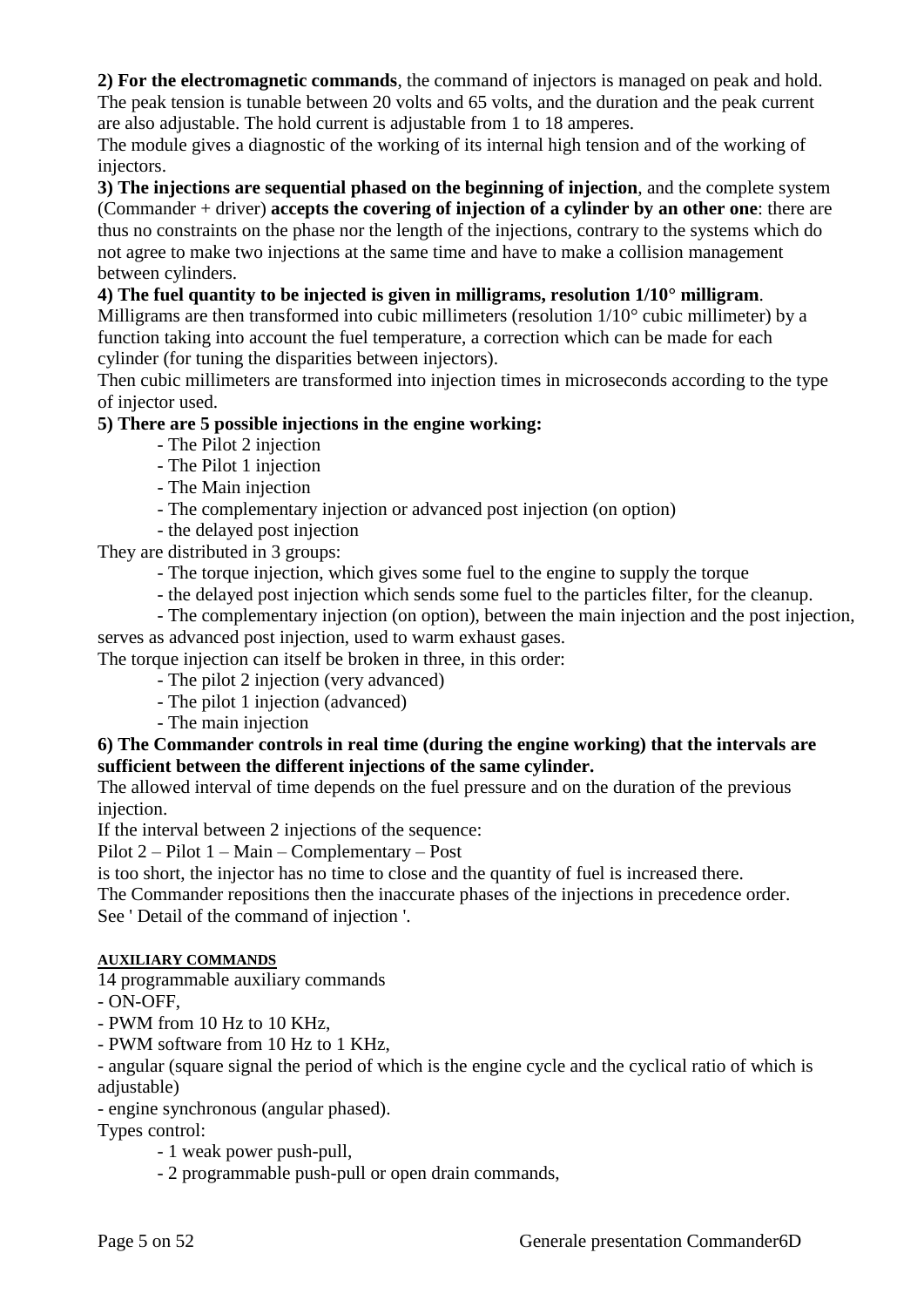**2) For the electromagnetic commands**, the command of injectors is managed on peak and hold. The peak tension is tunable between 20 volts and 65 volts, and the duration and the peak current are also adjustable. The hold current is adjustable from 1 to 18 amperes.

The module gives a diagnostic of the working of its internal high tension and of the working of injectors.

**3) The injections are sequential phased on the beginning of injection**, and the complete system (Commander + driver) **accepts the covering of injection of a cylinder by an other one**: there are thus no constraints on the phase nor the length of the injections, contrary to the systems which do not agree to make two injections at the same time and have to make a collision management between cylinders.

**4) The fuel quantity to be injected is given in milligrams, resolution 1/10° milligram**.

Milligrams are then transformed into cubic millimeters (resolution 1/10° cubic millimeter) by a function taking into account the fuel temperature, a correction which can be made for each cylinder (for tuning the disparities between injectors).

Then cubic millimeters are transformed into injection times in microseconds according to the type of injector used.

**5) There are 5 possible injections in the engine working:**

- The Pilot 2 injection
- The Pilot 1 injection
- The Main injection
- The complementary injection or advanced post injection (on option)
- the delayed post injection

They are distributed in 3 groups:

- The torque injection, which gives some fuel to the engine to supply the torque
- the delayed post injection which sends some fuel to the particles filter, for the cleanup.
- The complementary injection (on option), between the main injection and the post injection, serves as advanced post injection, used to warm exhaust gases.

The torque injection can itself be broken in three, in this order:

- The pilot 2 injection (very advanced)
- The pilot 1 injection (advanced)
- The main injection

**6) The Commander controls in real time (during the engine working) that the intervals are sufficient between the different injections of the same cylinder.**

The allowed interval of time depends on the fuel pressure and on the duration of the previous injection.

If the interval between 2 injections of the sequence:

Pilot 2 – Pilot 1 – Main – Complementary – Post

is too short, the injector has no time to close and the quantity of fuel is increased there.

The Commander repositions then the inaccurate phases of the injections in precedence order.

See ' Detail of the command of injection '.

#### AUXILIARY COMMANDS

14 programmable auxiliary commands

- ON-OFF,
- PWM from 10 Hz to 10 KHz,
- PWM software from 10 Hz to 1 KHz,
- angular (square signal the period of which is the engine cycle and the cyclical ratio of which is adjustable)
- engine synchronous (angular phased).

Types control:

- 1 weak power push-pull,
- 2 programmable push-pull or open drain commands,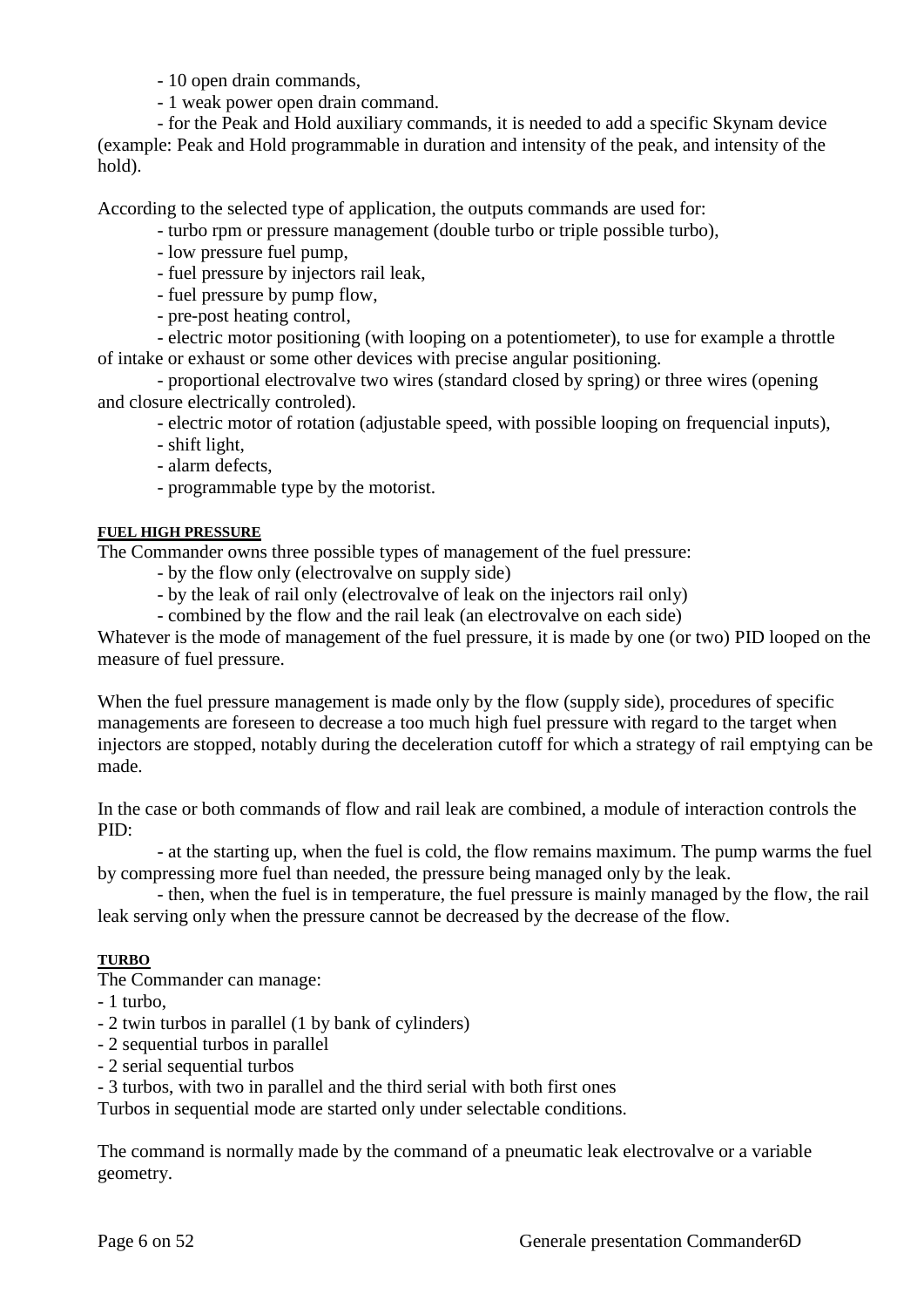- 10 open drain commands,

- 1 weak power open drain command.

- for the Peak and Hold auxiliary commands, it is needed to add a specific Skynam device (example: Peak and Hold programmable in duration and intensity of the peak, and intensity of the hold).

According to the selected type of application, the outputs commands are used for:

- turbo rpm or pressure management (double turbo or triple possible turbo),
- low pressure fuel pump,
- fuel pressure by injectors rail leak,
- fuel pressure by pump flow,
- pre-post heating control,
- electric motor positioning (with looping on a potentiometer), to use for example a throttle of intake or exhaust or some other devices with precise angular positioning.
- proportional electrovalve two wires (standard closed by spring) or three wires (opening and closure electrically controled).
- electric motor of rotation (adjustable speed, with possible looping on frequencial inputs),
- shift light,
- alarm defects,
- programmable type by the motorist.

**FUEL HIGH PRESSURE**

The Commander owns three possible types of management of the fuel pressure:

- by the flow only (electrovalve on supply side)
- by the leak of rail only (electrovalve of leak on the injectors rail only)
- combined by the flow and the rail leak (an electrovalve on each side)

Whatever is the mode of management of the fuel pressure, it is made by one (or two) PID looped on the measure of fuel pressure.

When the fuel pressure management is made only by the flow (supply side), procedures of specific managements are foreseen to decrease a too much high fuel pressure with regard to the target when injectors are stopped, notably during the deceleration cutoff for which a strategy of rail emptying can be made.

In the case or both commands of flow and rail leak are combined, a module of interaction controls the PID:

- at the starting up, when the fuel is cold, the flow remains maximum. The pump warms the fuel by compressing more fuel than needed, the pressure being managed only by the leak.
- then, when the fuel is in temperature, the fuel pressure is mainly managed by the flow, the rail leak serving only when the pressure cannot be decreased by the decrease of the flow.

**TURBO**

The Commander can manage:

- 1 turbo,
- 2 twin turbos in parallel (1 by bank of cylinders)
- 2 sequential turbos in parallel
- 2 serial sequential turbos
- 3 turbos, with two in parallel and the third serial with both first ones

Turbos in sequential mode are started only under selectable conditions.

The command is normally made by the command of a pneumatic leak electrovalve or a variable geometry.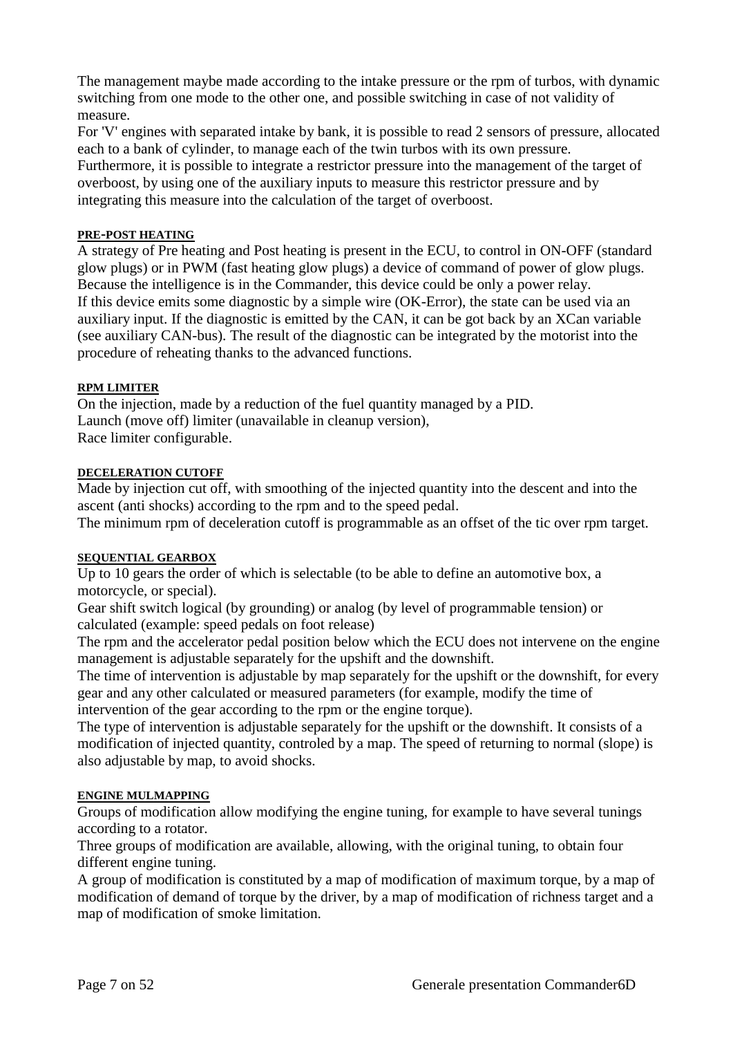The management maybe made according to the intake pressure or the rpm of turbos, with dynamic switching from one mode to the other one, and possible switching in case of not validity of measure.

For 'V' engines with separated intake by bank, it is possible to read 2 sensors of pressure, allocated each to a bank of cylinder, to manage each of the twin turbos with its own pressure.

Furthermore, it is possible to integrate a restrictor pressure into the management of the target of overboost, by using one of the auxiliary inputs to measure this restrictor pressure and by integrating this measure into the calculation of the target of overboost.

#### PRE-POST HEATING

A strategy of Pre heating and Post heating is present in the ECU, to control in ON-OFF (standard glow plugs) or in PWM (fast heating glow plugs) a device of command of power of glow plugs. Because the intelligence is in the Commander, this device could be only a power relay.

If this device emits some diagnostic by a simple wire (OK-Error), the state can be used via an auxiliary input. If the diagnostic is emitted by the CAN, it can be got back by an XCan variable (see auxiliary CAN-bus). The result of the diagnostic can be integrated by the motorist into the procedure of reheating thanks to the advanced functions.

#### RPM LIMITER

On the injection, made by a reduction of the fuel quantity managed by a PID.
Launch (move off) limiter (unavailable in cleanup version),
Race limiter configurable.

#### DECELERATION CUTOFF

Made by injection cut off, with smoothing of the injected quantity into the descent and into the ascent (anti shocks) according to the rpm and to the speed pedal.

The minimum rpm of deceleration cutoff is programmable as an offset of the tic over rpm target.

#### SEQUENTIAL GEARBOX

Up to 10 gears the order of which is selectable (to be able to define an automotive box, a motorcycle, or special).

Gear shift switch logical (by grounding) or analog (by level of programmable tension) or calculated (example: speed pedals on foot release)

The rpm and the accelerator pedal position below which the ECU does not intervene on the engine management is adjustable separately for the upshift and the downshift.

The time of intervention is adjustable by map separately for the upshift or the downshift, for every gear and any other calculated or measured parameters (for example, modify the time of intervention of the gear according to the rpm or the engine torque).

The type of intervention is adjustable separately for the upshift or the downshift. It consists of a modification of injected quantity, controled by a map. The speed of returning to normal (slope) is also adjustable by map, to avoid shocks.

#### ENGINE MULMAPPING

Groups of modification allow modifying the engine tuning, for example to have several tunings according to a rotator.

Three groups of modification are available, allowing, with the original tuning, to obtain four different engine tuning.

A group of modification is constituted by a map of modification of maximum torque, by a map of modification of demand of torque by the driver, by a map of modification of richness target and a map of modification of smoke limitation.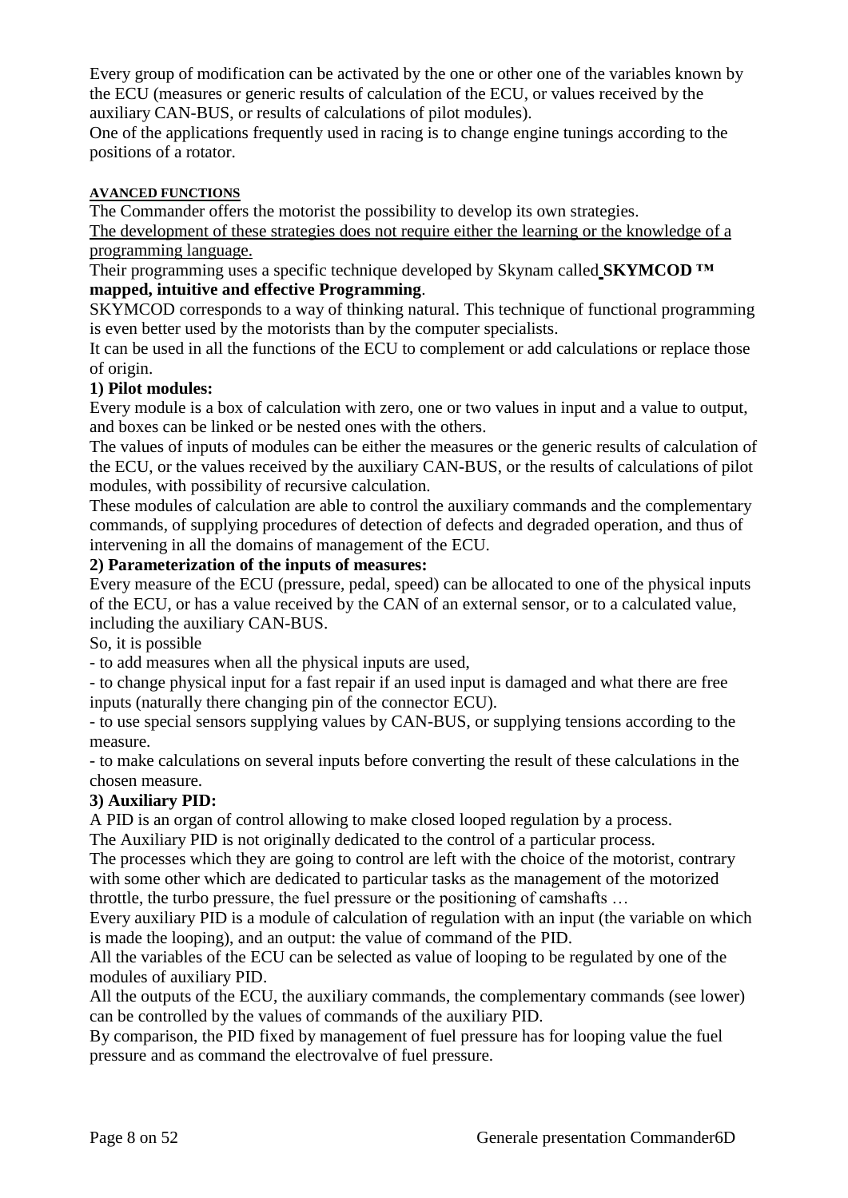Every group of modification can be activated by the one or other one of the variables known by the ECU (measures or generic results of calculation of the ECU, or values received by the auxiliary CAN-BUS, or results of calculations of pilot modules).
One of the applications frequently used in racing is to change engine tunings according to the positions of a rotator.

## AVANCED FUNCTIONS

The Commander offers the motorist the possibility to develop its own strategies.
The development of these strategies does not require either the learning or the knowledge of a programming language.
Their programming uses a specific technique developed by Skynam called **SKYMCOD ™ mapped, intuitive and effective Programming**.
SKYMCOD corresponds to a way of thinking natural. This technique of functional programming is even better used by the motorists than by the computer specialists.
It can be used in all the functions of the ECU to complement or add calculations or replace those of origin.

### 1) Pilot modules:

Every module is a box of calculation with zero, one or two values in input and a value to output, and boxes can be linked or be nested ones with the others.
The values of inputs of modules can be either the measures or the generic results of calculation of the ECU, or the values received by the auxiliary CAN-BUS, or the results of calculations of pilot modules, with possibility of recursive calculation.
These modules of calculation are able to control the auxiliary commands and the complementary commands, of supplying procedures of detection of defects and degraded operation, and thus of intervening in all the domains of management of the ECU.

### 2) Parameterization of the inputs of measures:

Every measure of the ECU (pressure, pedal, speed) can be allocated to one of the physical inputs of the ECU, or has a value received by the CAN of an external sensor, or to a calculated value, including the auxiliary CAN-BUS.
So, it is possible

- to add measures when all the physical inputs are used,
- to change physical input for a fast repair if an used input is damaged and what there are free inputs (naturally there changing pin of the connector ECU).
- to use special sensors supplying values by CAN-BUS, or supplying tensions according to the measure.
- to make calculations on several inputs before converting the result of these calculations in the chosen measure.

### 3) Auxiliary PID:

A PID is an organ of control allowing to make closed looped regulation by a process.
The Auxiliary PID is not originally dedicated to the control of a particular process.
The processes which they are going to control are left with the choice of the motorist, contrary with some other which are dedicated to particular tasks as the management of the motorized throttle, the turbo pressure, the fuel pressure or the positioning of camshafts …
Every auxiliary PID is a module of calculation of regulation with an input (the variable on which is made the looping), and an output: the value of command of the PID.
All the variables of the ECU can be selected as value of looping to be regulated by one of the modules of auxiliary PID.
All the outputs of the ECU, the auxiliary commands, the complementary commands (see lower) can be controlled by the values of commands of the auxiliary PID.
By comparison, the PID fixed by management of fuel pressure has for looping value the fuel pressure and as command the electrovalve of fuel pressure.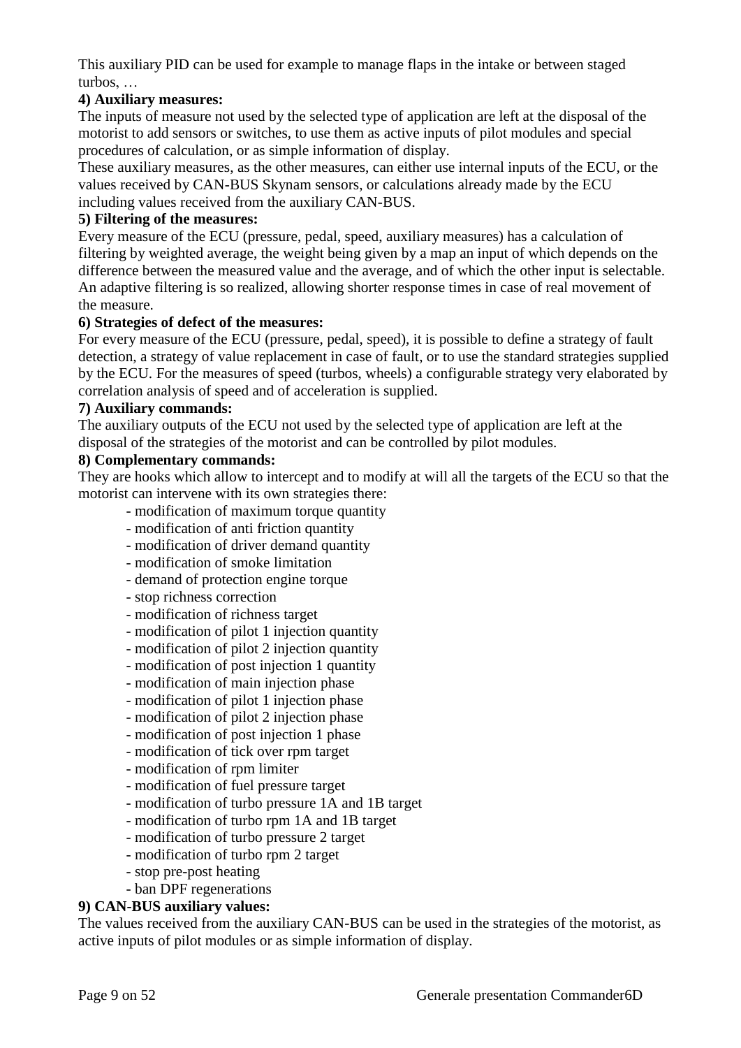This auxiliary PID can be used for example to manage flaps in the intake or between staged turbos, …

**4) Auxiliary measures:**

The inputs of measure not used by the selected type of application are left at the disposal of the motorist to add sensors or switches, to use them as active inputs of pilot modules and special procedures of calculation, or as simple information of display.

These auxiliary measures, as the other measures, can either use internal inputs of the ECU, or the values received by CAN-BUS Skynam sensors, or calculations already made by the ECU including values received from the auxiliary CAN-BUS.

**5) Filtering of the measures:**

Every measure of the ECU (pressure, pedal, speed, auxiliary measures) has a calculation of filtering by weighted average, the weight being given by a map an input of which depends on the difference between the measured value and the average, and of which the other input is selectable. An adaptive filtering is so realized, allowing shorter response times in case of real movement of the measure.

**6) Strategies of defect of the measures:**

For every measure of the ECU (pressure, pedal, speed), it is possible to define a strategy of fault detection, a strategy of value replacement in case of fault, or to use the standard strategies supplied by the ECU. For the measures of speed (turbos, wheels) a configurable strategy very elaborated by correlation analysis of speed and of acceleration is supplied.

**7) Auxiliary commands:**

The auxiliary outputs of the ECU not used by the selected type of application are left at the disposal of the strategies of the motorist and can be controlled by pilot modules.

**8) Complementary commands:**

They are hooks which allow to intercept and to modify at will all the targets of the ECU so that the motorist can intervene with its own strategies there:

- modification of maximum torque quantity
- modification of anti friction quantity
- modification of driver demand quantity
- modification of smoke limitation
- demand of protection engine torque
- stop richness correction
- modification of richness target
- modification of pilot 1 injection quantity
- modification of pilot 2 injection quantity
- modification of post injection 1 quantity
- modification of main injection phase
- modification of pilot 1 injection phase
- modification of pilot 2 injection phase
- modification of post injection 1 phase
- modification of tick over rpm target
- modification of rpm limiter
- modification of fuel pressure target
- modification of turbo pressure 1A and 1B target
- modification of turbo rpm 1A and 1B target
- modification of turbo pressure 2 target
- modification of turbo rpm 2 target
- stop pre-post heating
- ban DPF regenerations

**9) CAN-BUS auxiliary values:**

The values received from the auxiliary CAN-BUS can be used in the strategies of the motorist, as active inputs of pilot modules or as simple information of display.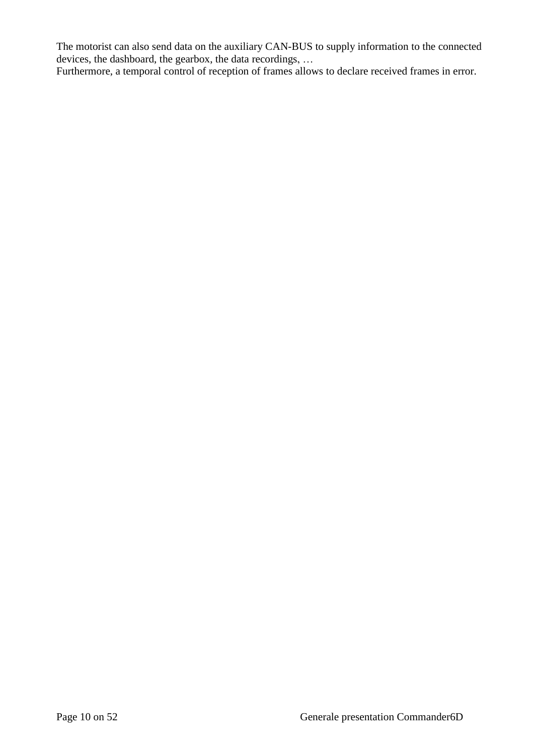The motorist can also send data on the auxiliary CAN-BUS to supply information to the connected devices, the dashboard, the gearbox, the data recordings, …
Furthermore, a temporal control of reception of frames allows to declare received frames in error.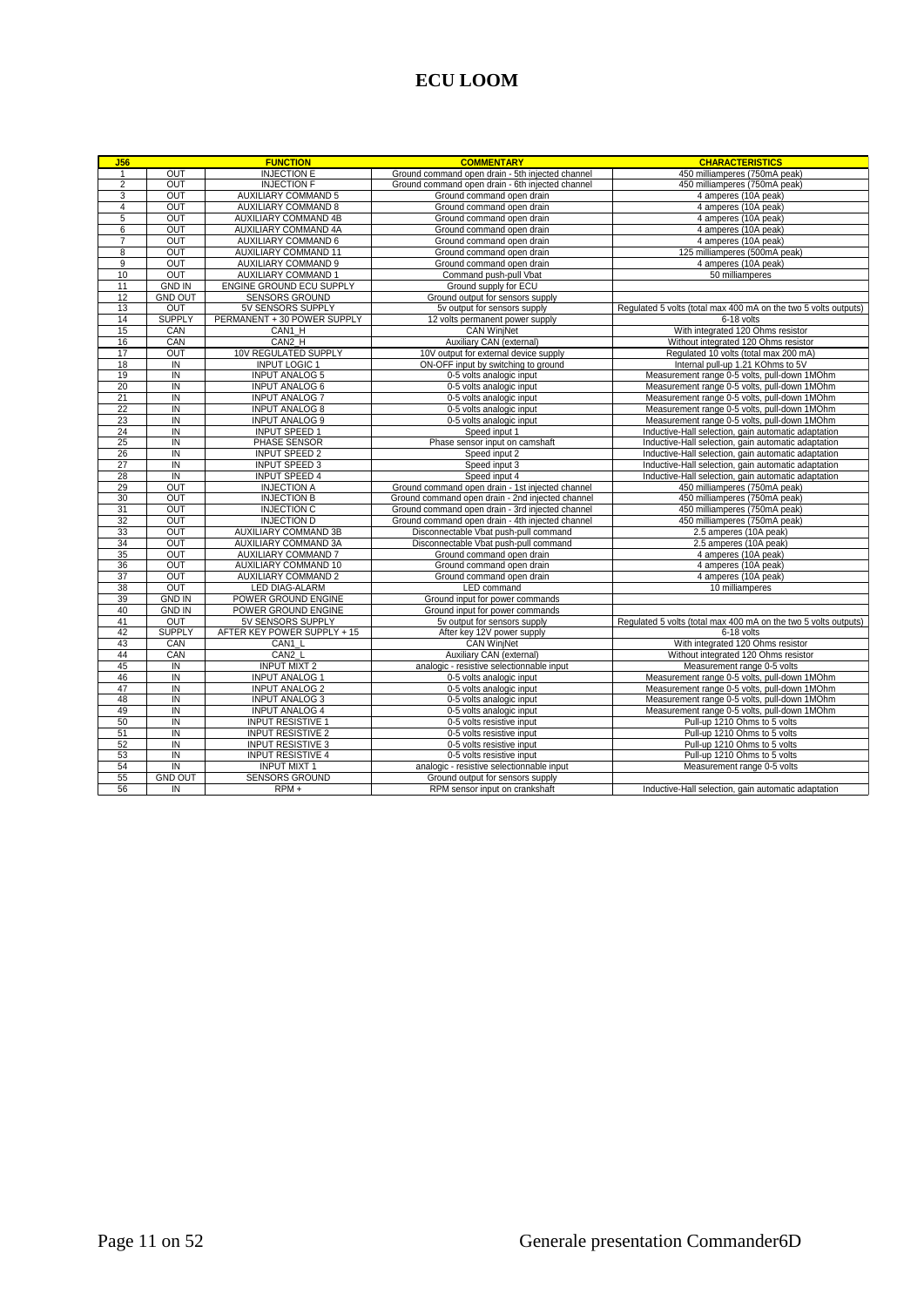# ECU LOOM

| J56 | | FUNCTION | COMMENTARY | CHARACTERISTICS |
|---|---|---|---|---|
| 1 | OUT | INJECTION E | Ground command open drain - 5th injected channel | 450 milliamperes (750mA peak) |
| 2 | OUT | INJECTION F | Ground command open drain - 6th injected channel | 450 milliamperes (750mA peak) |
| 3 | OUT | AUXILIARY COMMAND 5 | Ground command open drain | 4 amperes (10A peak) |
| 4 | OUT | AUXILIARY COMMAND 8 | Ground command open drain | 4 amperes (10A peak) |
| 5 | OUT | AUXILIARY COMMAND 4B | Ground command open drain | 4 amperes (10A peak) |
| 6 | OUT | AUXILIARY COMMAND 4A | Ground command open drain | 4 amperes (10A peak) |
| 7 | OUT | AUXILIARY COMMAND 6 | Ground command open drain | 4 amperes (10A peak) |
| 8 | OUT | AUXILIARY COMMAND 11 | Ground command open drain | 125 milliamperes (500mA peak) |
| 9 | OUT | AUXILIARY COMMAND 9 | Ground command open drain | 4 amperes (10A peak) |
| 10 | OUT | AUXILIARY COMMAND 1 | Command push-pull Vbat | 50 milliamperes |
| 11 | GND IN | ENGINE GROUND ECU SUPPLY | Ground supply for ECU | |
| 12 | GND OUT | SENSORS GROUND | Ground output for sensors supply | |
| 13 | OUT | 5V SENSORS SUPPLY | 5v output for sensors supply | Regulated 5 volts (total max 400 mA on the two 5 volts outputs) |
| 14 | SUPPLY | PERMANENT + 30 POWER SUPPLY | 12 volts permanent power supply | 6-18 volts |
| 15 | CAN | CAN1_H | CAN WinjNet | With integrated 120 Ohms resistor |
| 16 | CAN | CAN2_H | Auxiliary CAN (external) | Without integrated 120 Ohms resistor |
| 17 | OUT | 10V REGULATED SUPPLY | 10V output for external device supply | Regulated 10 volts (total max 200 mA) |
| 18 | IN | INPUT LOGIC 1 | ON-OFF input by switching to ground | Internal pull-up 1.21 KOhms to 5V |
| 19 | IN | INPUT ANALOG 5 | 0-5 volts analogic input | Measurement range 0-5 volts, pull-down 1MOhm |
| 20 | IN | INPUT ANALOG 6 | 0-5 volts analogic input | Measurement range 0-5 volts, pull-down 1MOhm |
| 21 | IN | INPUT ANALOG 7 | 0-5 volts analogic input | Measurement range 0-5 volts, pull-down 1MOhm |
| 22 | IN | INPUT ANALOG 8 | 0-5 volts analogic input | Measurement range 0-5 volts, pull-down 1MOhm |
| 23 | IN | INPUT ANALOG 9 | 0-5 volts analogic input | Measurement range 0-5 volts, pull-down 1MOhm |
| 24 | IN | INPUT SPEED 1 | Speed input 1 | Inductive-Hall selection, gain automatic adaptation |
| 25 | IN | PHASE SENSOR | Phase sensor input on camshaft | Inductive-Hall selection, gain automatic adaptation |
| 26 | IN | INPUT SPEED 2 | Speed input 2 | Inductive-Hall selection, gain automatic adaptation |
| 27 | IN | INPUT SPEED 3 | Speed input 3 | Inductive-Hall selection, gain automatic adaptation |
| 28 | IN | INPUT SPEED 4 | Speed input 4 | Inductive-Hall selection, gain automatic adaptation |
| 29 | OUT | INJECTION A | Ground command open drain - 1st injected channel | 450 milliamperes (750mA peak) |
| 30 | OUT | INJECTION B | Ground command open drain - 2nd injected channel | 450 milliamperes (750mA peak) |
| 31 | OUT | INJECTION C | Ground command open drain - 3rd injected channel | 450 milliamperes (750mA peak) |
| 32 | OUT | INJECTION D | Ground command open drain - 4th injected channel | 450 milliamperes (750mA peak) |
| 33 | OUT | AUXILIARY COMMAND 3B | Disconnectable Vbat push-pull command | 2.5 amperes (10A peak) |
| 34 | OUT | AUXILIARY COMMAND 3A | Disconnectable Vbat push-pull command | 2.5 amperes (10A peak) |
| 35 | OUT | AUXILIARY COMMAND 7 | Ground command open drain | 4 amperes (10A peak) |
| 36 | OUT | AUXILIARY COMMAND 10 | Ground command open drain | 4 amperes (10A peak) |
| 37 | OUT | AUXILIARY COMMAND 2 | Ground command open drain | 4 amperes (10A peak) |
| 38 | OUT | LED DIAG-ALARM | LED command | 10 milliamperes |
| 39 | GND IN | POWER GROUND ENGINE | Ground input for power commands | |
| 40 | GND IN | POWER GROUND ENGINE | Ground input for power commands | |
| 41 | OUT | 5V SENSORS SUPPLY | 5v output for sensors supply | Regulated 5 volts (total max 400 mA on the two 5 volts outputs) |
| 42 | SUPPLY | AFTER KEY POWER SUPPLY + 15 | After key 12V power supply | 6-18 volts |
| 43 | CAN | CAN1_L | CAN WinjNet | With integrated 120 Ohms resistor |
| 44 | CAN | CAN2_L | Auxiliary CAN (external) | Without integrated 120 Ohms resistor |
| 45 | IN | INPUT MIXT 2 | analogic - resistive selectionnable input | Measurement range 0-5 volts |
| 46 | IN | INPUT ANALOG 1 | 0-5 volts analogic input | Measurement range 0-5 volts, pull-down 1MOhm |
| 47 | IN | INPUT ANALOG 2 | 0-5 volts analogic input | Measurement range 0-5 volts, pull-down 1MOhm |
| 48 | IN | INPUT ANALOG 3 | 0-5 volts analogic input | Measurement range 0-5 volts, pull-down 1MOhm |
| 49 | IN | INPUT ANALOG 4 | 0-5 volts analogic input | Measurement range 0-5 volts, pull-down 1MOhm |
| 50 | IN | INPUT RESISTIVE 1 | 0-5 volts resistive input | Pull-up 1210 Ohms to 5 volts |
| 51 | IN | INPUT RESISTIVE 2 | 0-5 volts resistive input | Pull-up 1210 Ohms to 5 volts |
| 52 | IN | INPUT RESISTIVE 3 | 0-5 volts resistive input | Pull-up 1210 Ohms to 5 volts |
| 53 | IN | INPUT RESISTIVE 4 | 0-5 volts resistive input | Pull-up 1210 Ohms to 5 volts |
| 54 | IN | INPUT MIXT 1 | analogic - resistive selectionnable input | Measurement range 0-5 volts |
| 55 | GND OUT | SENSORS GROUND | Ground output for sensors supply | |
| 56 | IN | RPM + | RPM sensor input on crankshaft | Inductive-Hall selection, gain automatic adaptation |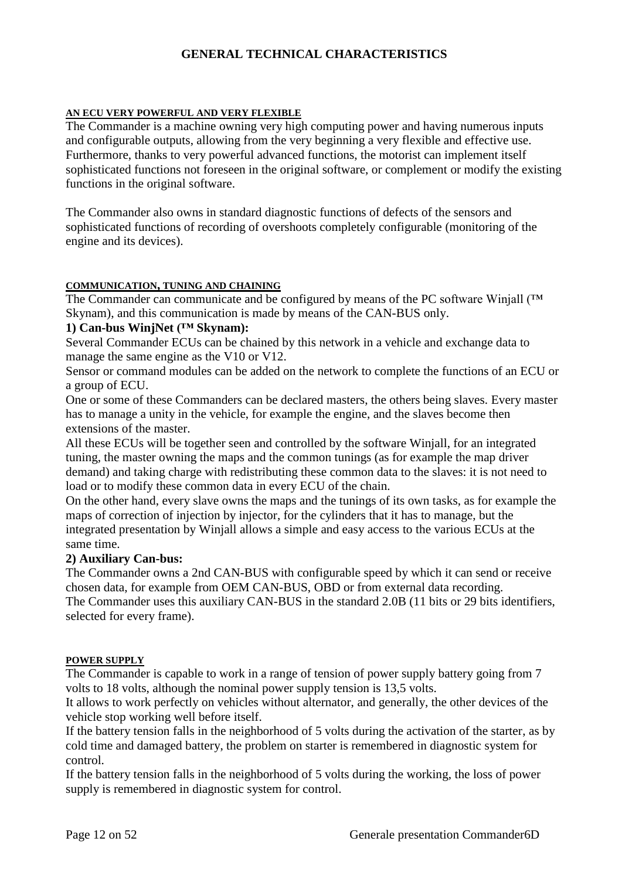# GENERAL TECHNICAL CHARACTERISTICS

## AN ECU VERY POWERFUL AND VERY FLEXIBLE

The Commander is a machine owning very high computing power and having numerous inputs and configurable outputs, allowing from the very beginning a very flexible and effective use. Furthermore, thanks to very powerful advanced functions, the motorist can implement itself sophisticated functions not foreseen in the original software, or complement or modify the existing functions in the original software.

The Commander also owns in standard diagnostic functions of defects of the sensors and sophisticated functions of recording of overshoots completely configurable (monitoring of the engine and its devices).

## COMMUNICATION, TUNING AND CHAINING

The Commander can communicate and be configured by means of the PC software Winjall (™ Skynam), and this communication is made by means of the CAN-BUS only.

**1) Can-bus WinjNet (™ Skynam):**

Several Commander ECUs can be chained by this network in a vehicle and exchange data to manage the same engine as the V10 or V12.

Sensor or command modules can be added on the network to complete the functions of an ECU or a group of ECU.

One or some of these Commanders can be declared masters, the others being slaves. Every master has to manage a unity in the vehicle, for example the engine, and the slaves become then extensions of the master.

All these ECUs will be together seen and controlled by the software Winjall, for an integrated tuning, the master owning the maps and the common tunings (as for example the map driver demand) and taking charge with redistributing these common data to the slaves: it is not need to load or to modify these common data in every ECU of the chain.

On the other hand, every slave owns the maps and the tunings of its own tasks, as for example the maps of correction of injection by injector, for the cylinders that it has to manage, but the integrated presentation by Winjall allows a simple and easy access to the various ECUs at the same time.

**2) Auxiliary Can-bus:**

The Commander owns a 2nd CAN-BUS with configurable speed by which it can send or receive chosen data, for example from OEM CAN-BUS, OBD or from external data recording.

The Commander uses this auxiliary CAN-BUS in the standard 2.0B (11 bits or 29 bits identifiers, selected for every frame).

## POWER SUPPLY

The Commander is capable to work in a range of tension of power supply battery going from 7 volts to 18 volts, although the nominal power supply tension is 13,5 volts.

It allows to work perfectly on vehicles without alternator, and generally, the other devices of the vehicle stop working well before itself.

If the battery tension falls in the neighborhood of 5 volts during the activation of the starter, as by cold time and damaged battery, the problem on starter is remembered in diagnostic system for control.

If the battery tension falls in the neighborhood of 5 volts during the working, the loss of power supply is remembered in diagnostic system for control.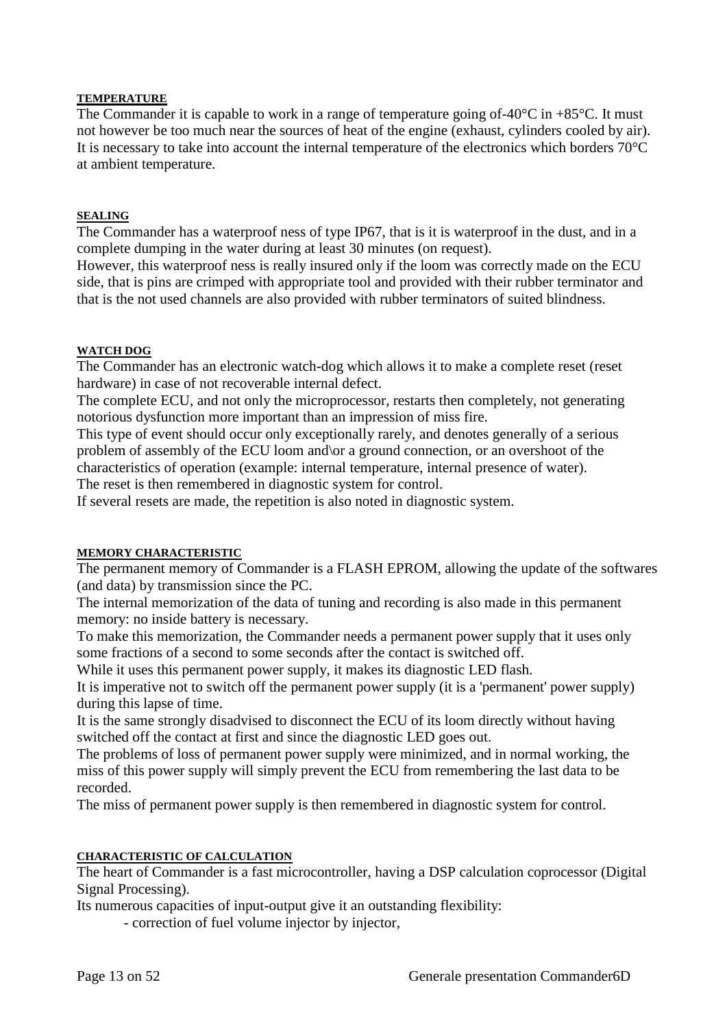#### TEMPERATURE

The Commander it is capable to work in a range of temperature going of-40°C in +85°C. It must not however be too much near the sources of heat of the engine (exhaust, cylinders cooled by air). It is necessary to take into account the internal temperature of the electronics which borders 70°C at ambient temperature.

#### SEALING

The Commander has a waterproof ness of type IP67, that is it is waterproof in the dust, and in a complete dumping in the water during at least 30 minutes (on request).
However, this waterproof ness is really insured only if the loom was correctly made on the ECU side, that is pins are crimped with appropriate tool and provided with their rubber terminator and that is the not used channels are also provided with rubber terminators of suited blindness.

#### WATCH DOG

The Commander has an electronic watch-dog which allows it to make a complete reset (reset hardware) in case of not recoverable internal defect.
The complete ECU, and not only the microprocessor, restarts then completely, not generating notorious dysfunction more important than an impression of miss fire.
This type of event should occur only exceptionally rarely, and denotes generally of a serious problem of assembly of the ECU loom and\or a ground connection, or an overshoot of the characteristics of operation (example: internal temperature, internal presence of water).
The reset is then remembered in diagnostic system for control.
If several resets are made, the repetition is also noted in diagnostic system.

#### MEMORY CHARACTERISTIC

The permanent memory of Commander is a FLASH EPROM, allowing the update of the softwares (and data) by transmission since the PC.
The internal memorization of the data of tuning and recording is also made in this permanent memory: no inside battery is necessary.
To make this memorization, the Commander needs a permanent power supply that it uses only some fractions of a second to some seconds after the contact is switched off.
While it uses this permanent power supply, it makes its diagnostic LED flash.
It is imperative not to switch off the permanent power supply (it is a 'permanent' power supply) during this lapse of time.
It is the same strongly disadvised to disconnect the ECU of its loom directly without having switched off the contact at first and since the diagnostic LED goes out.
The problems of loss of permanent power supply were minimized, and in normal working, the miss of this power supply will simply prevent the ECU from remembering the last data to be recorded.
The miss of permanent power supply is then remembered in diagnostic system for control.

#### CHARACTERISTIC OF CALCULATION

The heart of Commander is a fast microcontroller, having a DSP calculation coprocessor (Digital Signal Processing).
Its numerous capacities of input-output give it an outstanding flexibility:

- correction of fuel volume injector by injector,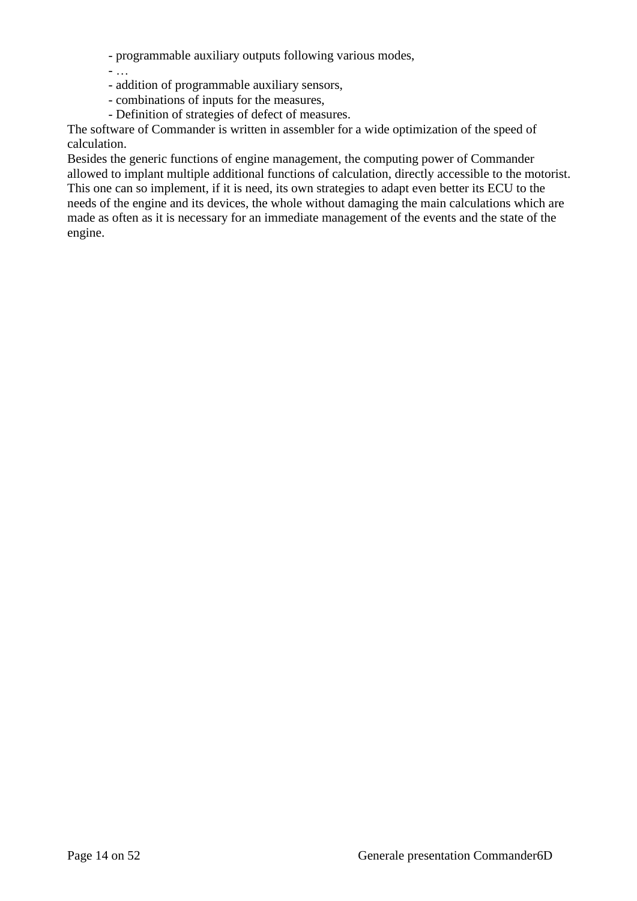- programmable auxiliary outputs following various modes,
- …
- addition of programmable auxiliary sensors,
- combinations of inputs for the measures,
- Definition of strategies of defect of measures.

The software of Commander is written in assembler for a wide optimization of the speed of calculation.

Besides the generic functions of engine management, the computing power of Commander allowed to implant multiple additional functions of calculation, directly accessible to the motorist. This one can so implement, if it is need, its own strategies to adapt even better its ECU to the needs of the engine and its devices, the whole without damaging the main calculations which are made as often as it is necessary for an immediate management of the events and the state of the engine.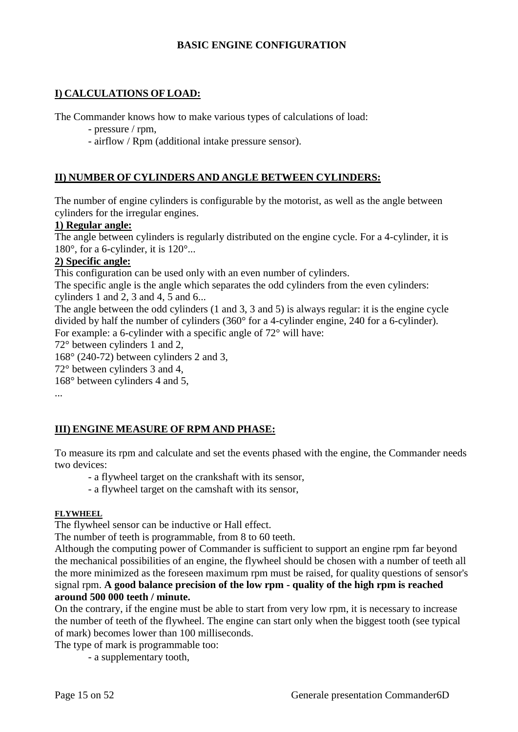## BASIC ENGINE CONFIGURATION

### I) CALCULATIONS OF LOAD:

The Commander knows how to make various types of calculations of load:

- pressure / rpm,
- airflow / Rpm (additional intake pressure sensor).

### II) NUMBER OF CYLINDERS AND ANGLE BETWEEN CYLINDERS:

The number of engine cylinders is configurable by the motorist, as well as the angle between cylinders for the irregular engines.

**1) Regular angle:**

The angle between cylinders is regularly distributed on the engine cycle. For a 4-cylinder, it is 180°, for a 6-cylinder, it is 120°...

**2) Specific angle:**

This configuration can be used only with an even number of cylinders.
The specific angle is the angle which separates the odd cylinders from the even cylinders: cylinders 1 and 2, 3 and 4, 5 and 6...
The angle between the odd cylinders (1 and 3, 3 and 5) is always regular: it is the engine cycle divided by half the number of cylinders (360° for a 4-cylinder engine, 240 for a 6-cylinder).
For example: a 6-cylinder with a specific angle of 72° will have:
72° between cylinders 1 and 2,
168° (240-72) between cylinders 2 and 3,
72° between cylinders 3 and 4,
168° between cylinders 4 and 5,
...

### III) ENGINE MEASURE OF RPM AND PHASE:

To measure its rpm and calculate and set the events phased with the engine, the Commander needs two devices:

- a flywheel target on the crankshaft with its sensor,
- a flywheel target on the camshaft with its sensor,

**FLYWHEEL**

The flywheel sensor can be inductive or Hall effect.
The number of teeth is programmable, from 8 to 60 teeth.
Although the computing power of Commander is sufficient to support an engine rpm far beyond the mechanical possibilities of an engine, the flywheel should be chosen with a number of teeth all the more minimized as the foreseen maximum rpm must be raised, for quality questions of sensor's signal rpm. **A good balance precision of the low rpm - quality of the high rpm is reached around 500 000 teeth / minute.**
On the contrary, if the engine must be able to start from very low rpm, it is necessary to increase the number of teeth of the flywheel. The engine can start only when the biggest tooth (see typical of mark) becomes lower than 100 milliseconds.
The type of mark is programmable too:

- a supplementary tooth,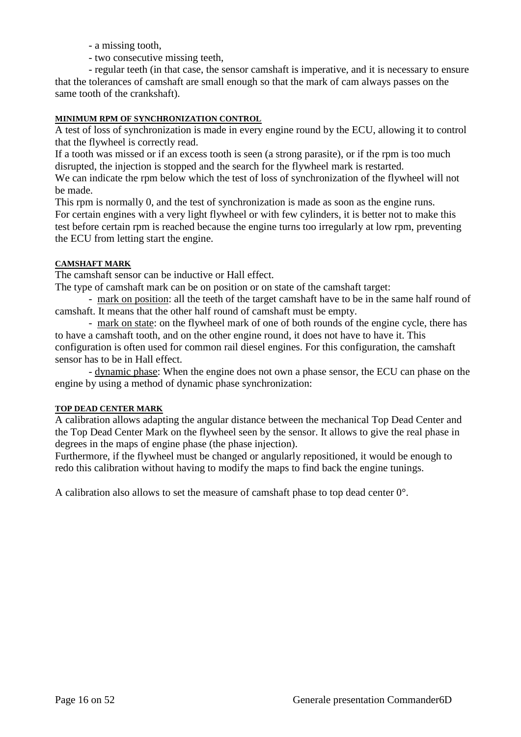- a missing tooth,
- two consecutive missing teeth,
- regular teeth (in that case, the sensor camshaft is imperative, and it is necessary to ensure that the tolerances of camshaft are small enough so that the mark of cam always passes on the same tooth of the crankshaft).

#### MINIMUM RPM OF SYNCHRONIZATION CONTROL

A test of loss of synchronization is made in every engine round by the ECU, allowing it to control that the flywheel is correctly read.
If a tooth was missed or if an excess tooth is seen (a strong parasite), or if the rpm is too much disrupted, the injection is stopped and the search for the flywheel mark is restarted.
We can indicate the rpm below which the test of loss of synchronization of the flywheel will not be made.
This rpm is normally 0, and the test of synchronization is made as soon as the engine runs.
For certain engines with a very light flywheel or with few cylinders, it is better not to make this test before certain rpm is reached because the engine turns too irregularly at low rpm, preventing the ECU from letting start the engine.

#### CAMSHAFT MARK

The camshaft sensor can be inductive or Hall effect.
The type of camshaft mark can be on position or on state of the camshaft target:

- mark on position: all the teeth of the target camshaft have to be in the same half round of camshaft. It means that the other half round of camshaft must be empty.
- mark on state: on the flywheel mark of one of both rounds of the engine cycle, there has to have a camshaft tooth, and on the other engine round, it does not have to have it. This configuration is often used for common rail diesel engines. For this configuration, the camshaft sensor has to be in Hall effect.
- dynamic phase: When the engine does not own a phase sensor, the ECU can phase on the engine by using a method of dynamic phase synchronization:

#### TOP DEAD CENTER MARK

A calibration allows adapting the angular distance between the mechanical Top Dead Center and the Top Dead Center Mark on the flywheel seen by the sensor. It allows to give the real phase in degrees in the maps of engine phase (the phase injection).
Furthermore, if the flywheel must be changed or angularly repositioned, it would be enough to redo this calibration without having to modify the maps to find back the engine tunings.

A calibration also allows to set the measure of camshaft phase to top dead center 0°.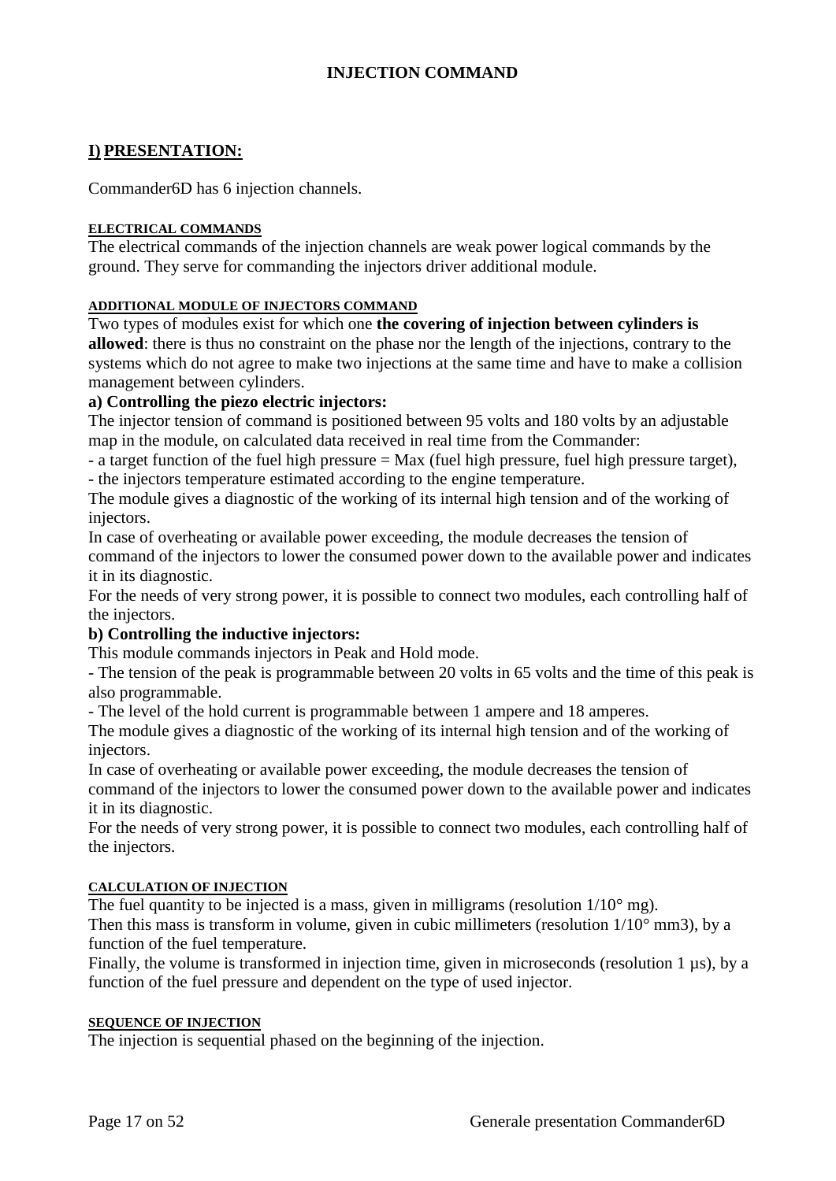# INJECTION COMMAND

## I) PRESENTATION:

Commander6D has 6 injection channels.

#### ELECTRICAL COMMANDS

The electrical commands of the injection channels are weak power logical commands by the ground. They serve for commanding the injectors driver additional module.

#### ADDITIONAL MODULE OF INJECTORS COMMAND

Two types of modules exist for which one **the covering of injection between cylinders is allowed**: there is thus no constraint on the phase nor the length of the injections, contrary to the systems which do not agree to make two injections at the same time and have to make a collision management between cylinders.

**a) Controlling the piezo electric injectors:**

The injector tension of command is positioned between 95 volts and 180 volts by an adjustable map in the module, on calculated data received in real time from the Commander:

- a target function of the fuel high pressure = Max (fuel high pressure, fuel high pressure target),
- the injectors temperature estimated according to the engine temperature.

The module gives a diagnostic of the working of its internal high tension and of the working of injectors.

In case of overheating or available power exceeding, the module decreases the tension of command of the injectors to lower the consumed power down to the available power and indicates it in its diagnostic.

For the needs of very strong power, it is possible to connect two modules, each controlling half of the injectors.

**b) Controlling the inductive injectors:**

This module commands injectors in Peak and Hold mode.

- The tension of the peak is programmable between 20 volts in 65 volts and the time of this peak is also programmable.
- The level of the hold current is programmable between 1 ampere and 18 amperes.

The module gives a diagnostic of the working of its internal high tension and of the working of injectors.

In case of overheating or available power exceeding, the module decreases the tension of command of the injectors to lower the consumed power down to the available power and indicates it in its diagnostic.

For the needs of very strong power, it is possible to connect two modules, each controlling half of the injectors.

#### CALCULATION OF INJECTION

The fuel quantity to be injected is a mass, given in milligrams (resolution 1/10° mg).

Then this mass is transform in volume, given in cubic millimeters (resolution 1/10° mm3), by a function of the fuel temperature.

Finally, the volume is transformed in injection time, given in microseconds (resolution 1 µs), by a function of the fuel pressure and dependent on the type of used injector.

#### SEQUENCE OF INJECTION

The injection is sequential phased on the beginning of the injection.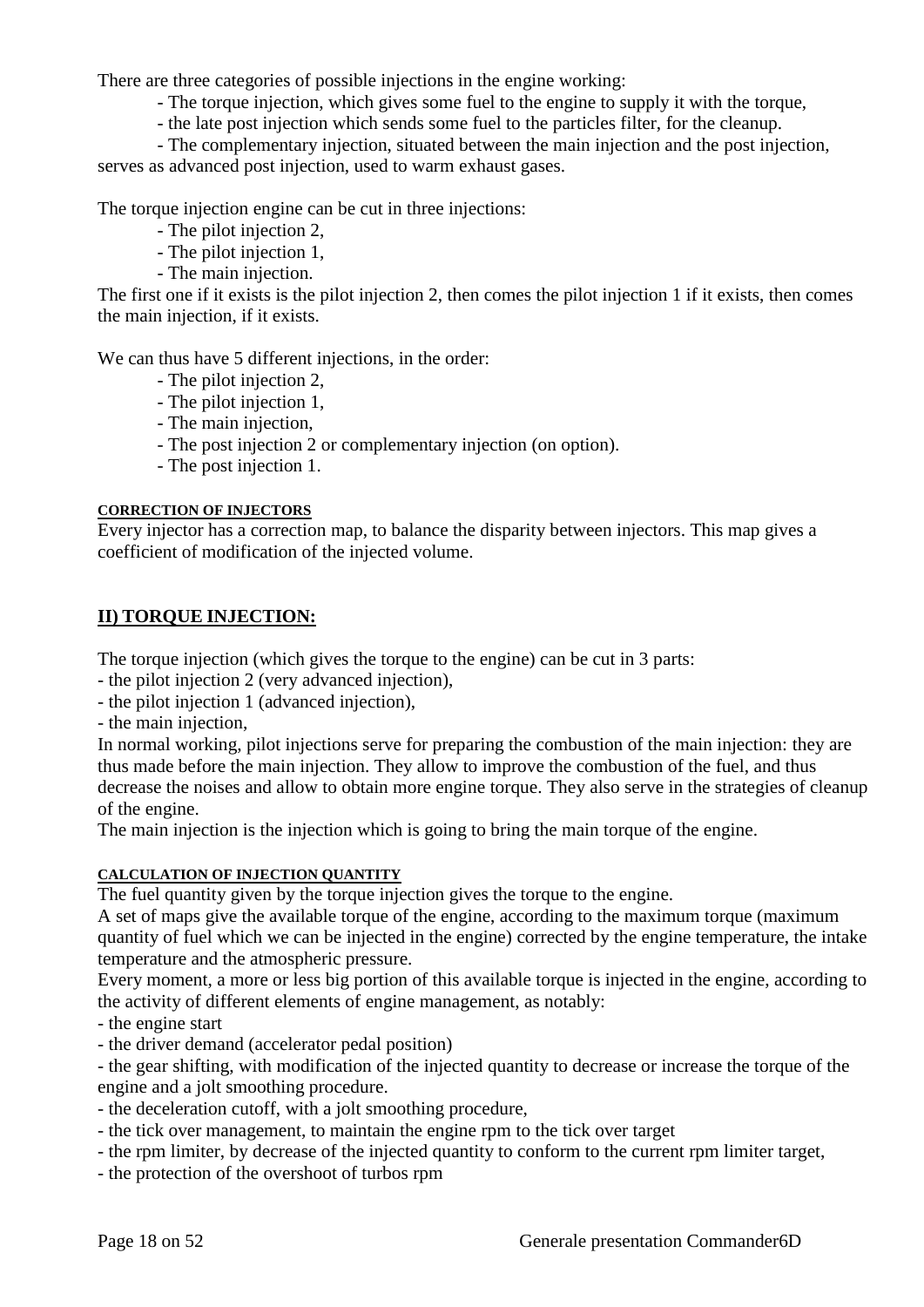There are three categories of possible injections in the engine working:

- The torque injection, which gives some fuel to the engine to supply it with the torque,
- the late post injection which sends some fuel to the particles filter, for the cleanup.
- The complementary injection, situated between the main injection and the post injection, serves as advanced post injection, used to warm exhaust gases.

The torque injection engine can be cut in three injections:

- The pilot injection 2,
- The pilot injection 1,
- The main injection.

The first one if it exists is the pilot injection 2, then comes the pilot injection 1 if it exists, then comes the main injection, if it exists.

We can thus have 5 different injections, in the order:

- The pilot injection 2,
- The pilot injection 1,
- The main injection,
- The post injection 2 or complementary injection (on option).
- The post injection 1.

#### CORRECTION OF INJECTORS

Every injector has a correction map, to balance the disparity between injectors. This map gives a coefficient of modification of the injected volume.

## II) TORQUE INJECTION:

The torque injection (which gives the torque to the engine) can be cut in 3 parts:

- the pilot injection 2 (very advanced injection),
- the pilot injection 1 (advanced injection),
- the main injection,

In normal working, pilot injections serve for preparing the combustion of the main injection: they are thus made before the main injection. They allow to improve the combustion of the fuel, and thus decrease the noises and allow to obtain more engine torque. They also serve in the strategies of cleanup of the engine.

The main injection is the injection which is going to bring the main torque of the engine.

#### CALCULATION OF INJECTION QUANTITY

The fuel quantity given by the torque injection gives the torque to the engine.

A set of maps give the available torque of the engine, according to the maximum torque (maximum quantity of fuel which we can be injected in the engine) corrected by the engine temperature, the intake temperature and the atmospheric pressure.

Every moment, a more or less big portion of this available torque is injected in the engine, according to the activity of different elements of engine management, as notably:

- the engine start
- the driver demand (accelerator pedal position)
- the gear shifting, with modification of the injected quantity to decrease or increase the torque of the engine and a jolt smoothing procedure.
- the deceleration cutoff, with a jolt smoothing procedure,
- the tick over management, to maintain the engine rpm to the tick over target
- the rpm limiter, by decrease of the injected quantity to conform to the current rpm limiter target,
- the protection of the overshoot of turbos rpm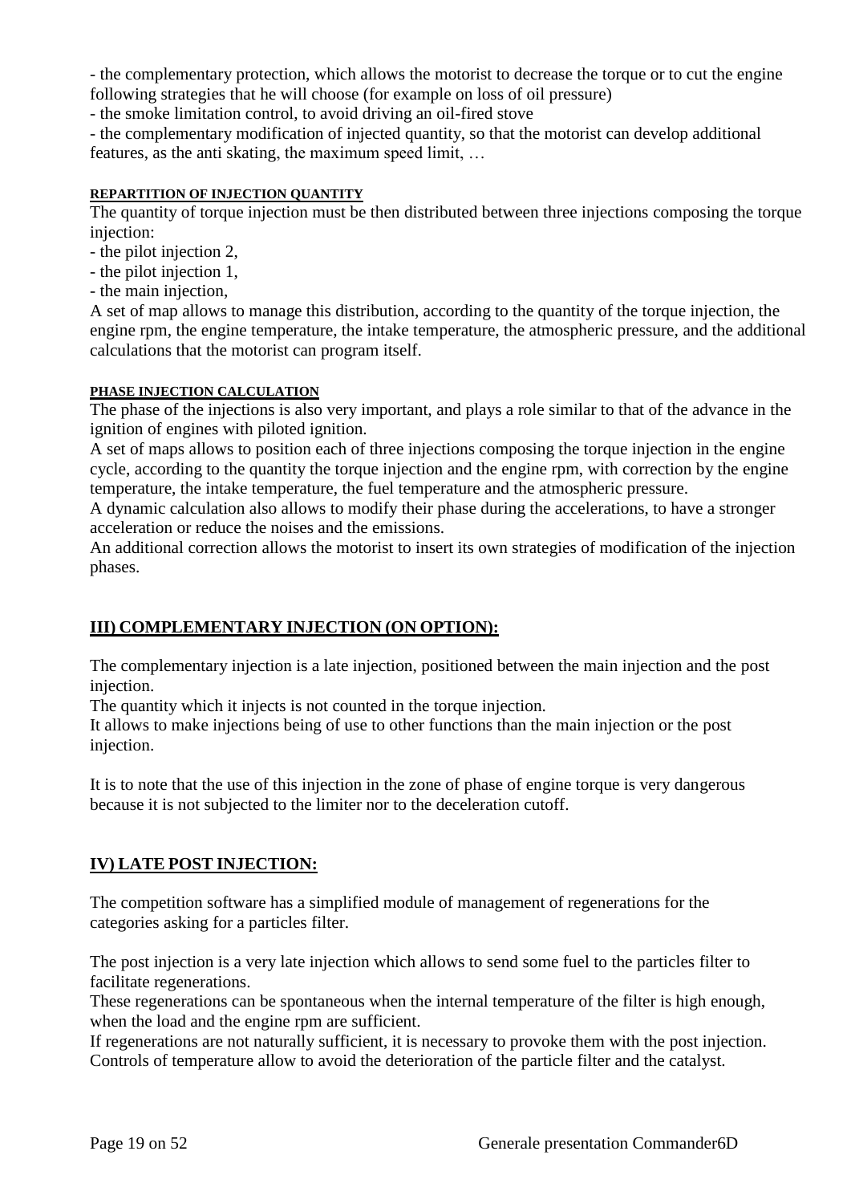- the complementary protection, which allows the motorist to decrease the torque or to cut the engine following strategies that he will choose (for example on loss of oil pressure)
- the smoke limitation control, to avoid driving an oil-fired stove
- the complementary modification of injected quantity, so that the motorist can develop additional features, as the anti skating, the maximum speed limit, …

#### REPARTITION OF INJECTION QUANTITY

The quantity of torque injection must be then distributed between three injections composing the torque injection:

- the pilot injection 2,
- the pilot injection 1,
- the main injection,

A set of map allows to manage this distribution, according to the quantity of the torque injection, the engine rpm, the engine temperature, the intake temperature, the atmospheric pressure, and the additional calculations that the motorist can program itself.

#### PHASE INJECTION CALCULATION

The phase of the injections is also very important, and plays a role similar to that of the advance in the ignition of engines with piloted ignition.

A set of maps allows to position each of three injections composing the torque injection in the engine cycle, according to the quantity the torque injection and the engine rpm, with correction by the engine temperature, the intake temperature, the fuel temperature and the atmospheric pressure.

A dynamic calculation also allows to modify their phase during the accelerations, to have a stronger acceleration or reduce the noises and the emissions.

An additional correction allows the motorist to insert its own strategies of modification of the injection phases.

## III) COMPLEMENTARY INJECTION (ON OPTION):

The complementary injection is a late injection, positioned between the main injection and the post injection.

The quantity which it injects is not counted in the torque injection.

It allows to make injections being of use to other functions than the main injection or the post injection.

It is to note that the use of this injection in the zone of phase of engine torque is very dangerous because it is not subjected to the limiter nor to the deceleration cutoff.

## IV) LATE POST INJECTION:

The competition software has a simplified module of management of regenerations for the categories asking for a particles filter.

The post injection is a very late injection which allows to send some fuel to the particles filter to facilitate regenerations.

These regenerations can be spontaneous when the internal temperature of the filter is high enough, when the load and the engine rpm are sufficient.

If regenerations are not naturally sufficient, it is necessary to provoke them with the post injection.

Controls of temperature allow to avoid the deterioration of the particle filter and the catalyst.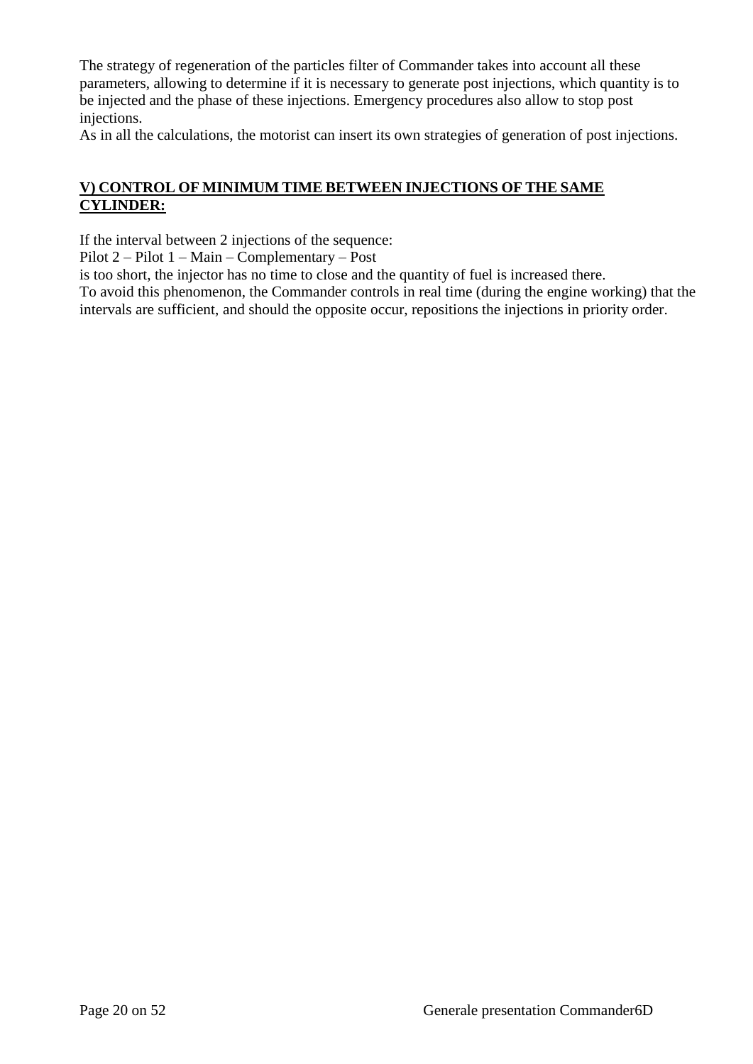The strategy of regeneration of the particles filter of Commander takes into account all these parameters, allowing to determine if it is necessary to generate post injections, which quantity is to be injected and the phase of these injections. Emergency procedures also allow to stop post injections.

As in all the calculations, the motorist can insert its own strategies of generation of post injections.

## **V) CONTROL OF MINIMUM TIME BETWEEN INJECTIONS OF THE SAME CYLINDER:**

If the interval between 2 injections of the sequence:

Pilot 2 – Pilot 1 – Main – Complementary – Post

is too short, the injector has no time to close and the quantity of fuel is increased there.

To avoid this phenomenon, the Commander controls in real time (during the engine working) that the intervals are sufficient, and should the opposite occur, repositions the injections in priority order.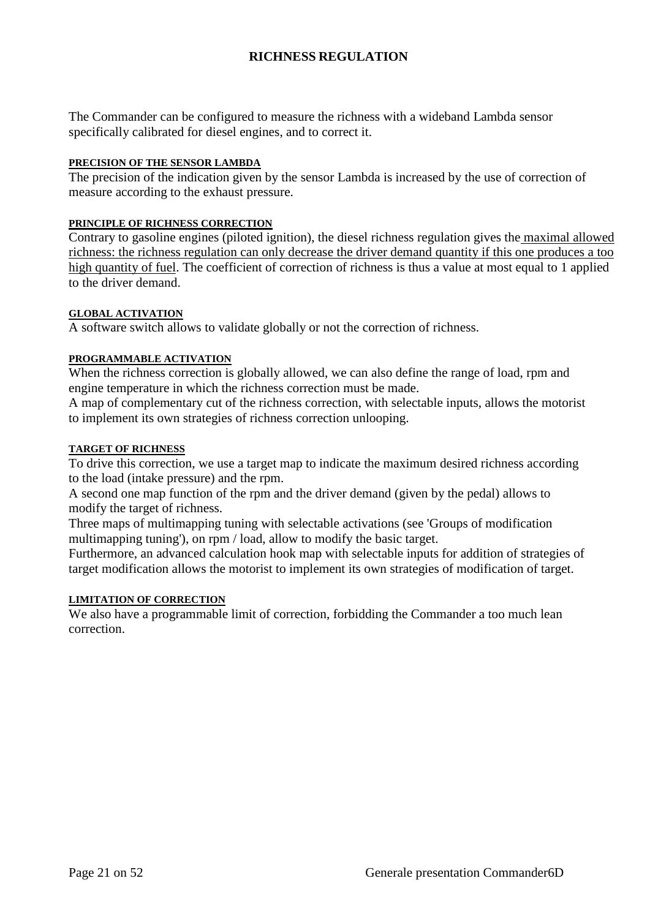# RICHNESS REGULATION

The Commander can be configured to measure the richness with a wideband Lambda sensor specifically calibrated for diesel engines, and to correct it.

#### PRECISION OF THE SENSOR LAMBDA

The precision of the indication given by the sensor Lambda is increased by the use of correction of measure according to the exhaust pressure.

#### PRINCIPLE OF RICHNESS CORRECTION

Contrary to gasoline engines (piloted ignition), the diesel richness regulation gives the maximal allowed richness: the richness regulation can only decrease the driver demand quantity if this one produces a too high quantity of fuel. The coefficient of correction of richness is thus a value at most equal to 1 applied to the driver demand.

#### GLOBAL ACTIVATION

A software switch allows to validate globally or not the correction of richness.

#### PROGRAMMABLE ACTIVATION

When the richness correction is globally allowed, we can also define the range of load, rpm and engine temperature in which the richness correction must be made.

A map of complementary cut of the richness correction, with selectable inputs, allows the motorist to implement its own strategies of richness correction unlooping.

#### TARGET OF RICHNESS

To drive this correction, we use a target map to indicate the maximum desired richness according to the load (intake pressure) and the rpm.

A second one map function of the rpm and the driver demand (given by the pedal) allows to modify the target of richness.

Three maps of multimapping tuning with selectable activations (see 'Groups of modification multimapping tuning'), on rpm / load, allow to modify the basic target.

Furthermore, an advanced calculation hook map with selectable inputs for addition of strategies of target modification allows the motorist to implement its own strategies of modification of target.

#### LIMITATION OF CORRECTION

We also have a programmable limit of correction, forbidding the Commander a too much lean correction.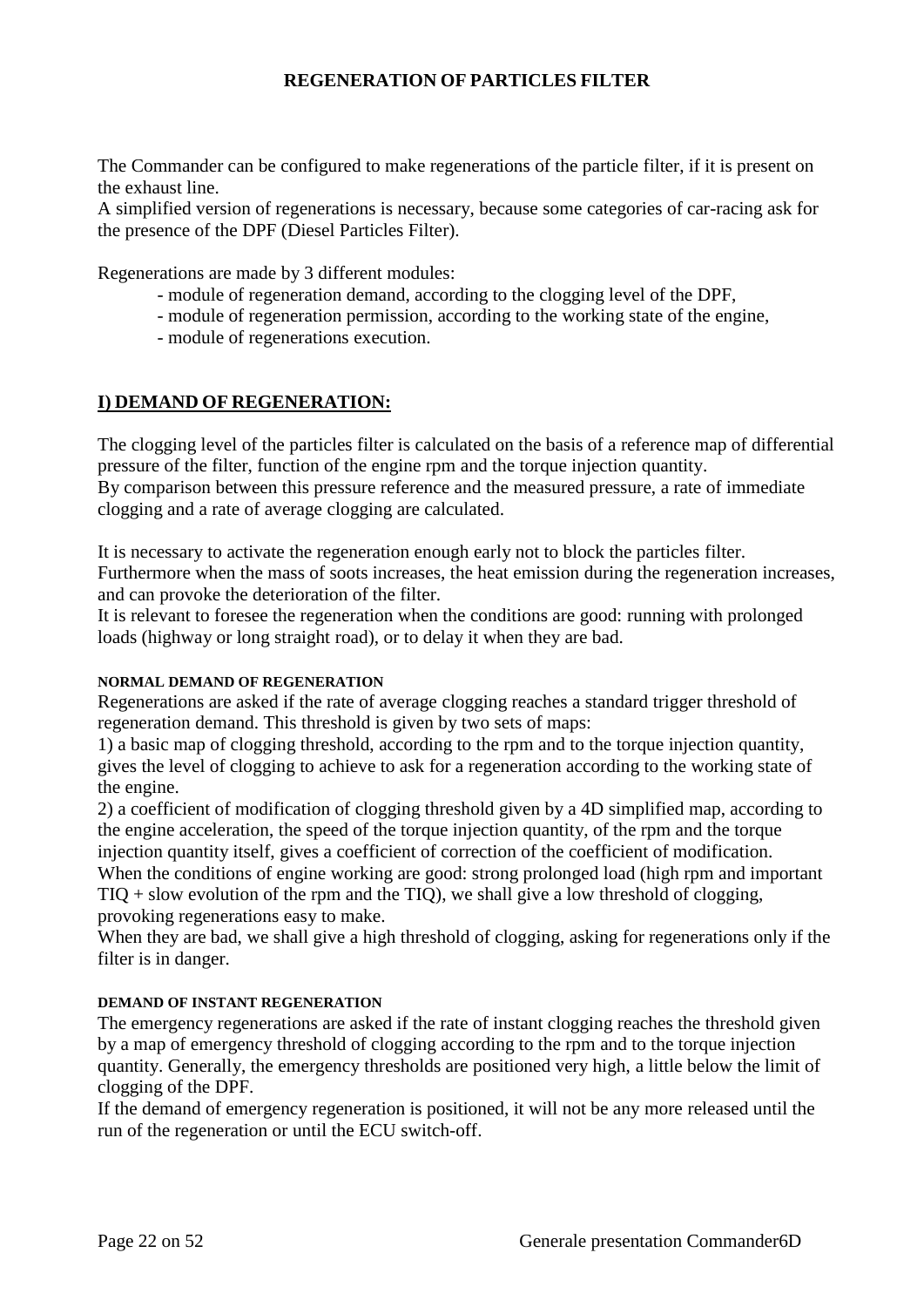## REGENERATION OF PARTICLES FILTER

The Commander can be configured to make regenerations of the particle filter, if it is present on the exhaust line.
A simplified version of regenerations is necessary, because some categories of car-racing ask for the presence of the DPF (Diesel Particles Filter).

Regenerations are made by 3 different modules:

- module of regeneration demand, according to the clogging level of the DPF,
- module of regeneration permission, according to the working state of the engine,
- module of regenerations execution.

## I) DEMAND OF REGENERATION:

The clogging level of the particles filter is calculated on the basis of a reference map of differential pressure of the filter, function of the engine rpm and the torque injection quantity.
By comparison between this pressure reference and the measured pressure, a rate of immediate clogging and a rate of average clogging are calculated.

It is necessary to activate the regeneration enough early not to block the particles filter.
Furthermore when the mass of soots increases, the heat emission during the regeneration increases, and can provoke the deterioration of the filter.
It is relevant to foresee the regeneration when the conditions are good: running with prolonged loads (highway or long straight road), or to delay it when they are bad.

#### NORMAL DEMAND OF REGENERATION

Regenerations are asked if the rate of average clogging reaches a standard trigger threshold of regeneration demand. This threshold is given by two sets of maps:
1) a basic map of clogging threshold, according to the rpm and to the torque injection quantity, gives the level of clogging to achieve to ask for a regeneration according to the working state of the engine.
2) a coefficient of modification of clogging threshold given by a 4D simplified map, according to the engine acceleration, the speed of the torque injection quantity, of the rpm and the torque injection quantity itself, gives a coefficient of correction of the coefficient of modification.
When the conditions of engine working are good: strong prolonged load (high rpm and important TIQ + slow evolution of the rpm and the TIQ), we shall give a low threshold of clogging, provoking regenerations easy to make.
When they are bad, we shall give a high threshold of clogging, asking for regenerations only if the filter is in danger.

#### DEMAND OF INSTANT REGENERATION

The emergency regenerations are asked if the rate of instant clogging reaches the threshold given by a map of emergency threshold of clogging according to the rpm and to the torque injection quantity. Generally, the emergency thresholds are positioned very high, a little below the limit of clogging of the DPF.
If the demand of emergency regeneration is positioned, it will not be any more released until the run of the regeneration or until the ECU switch-off.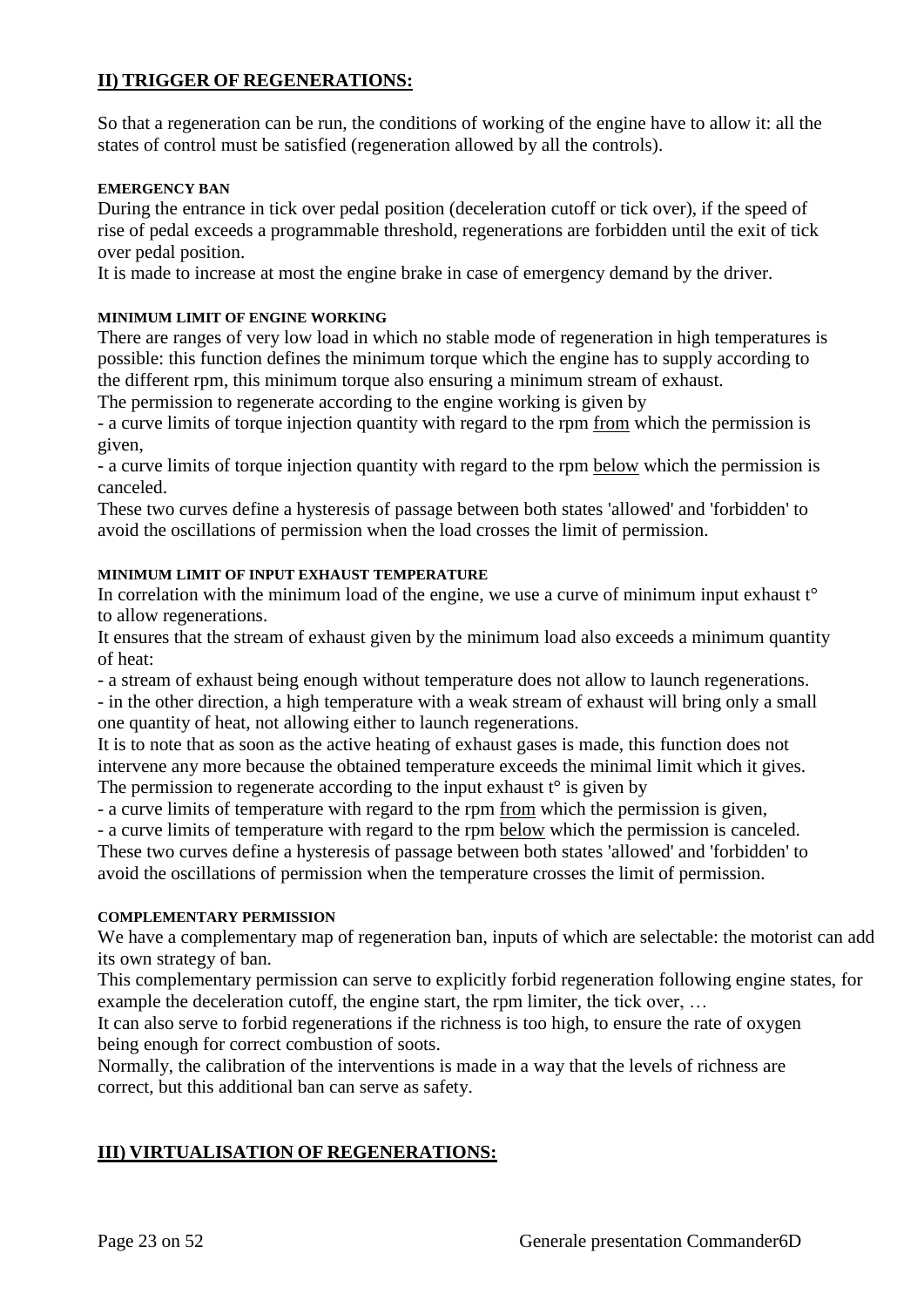## II) TRIGGER OF REGENERATIONS:

So that a regeneration can be run, the conditions of working of the engine have to allow it: all the states of control must be satisfied (regeneration allowed by all the controls).

#### EMERGENCY BAN

During the entrance in tick over pedal position (deceleration cutoff or tick over), if the speed of rise of pedal exceeds a programmable threshold, regenerations are forbidden until the exit of tick over pedal position.

It is made to increase at most the engine brake in case of emergency demand by the driver.

#### MINIMUM LIMIT OF ENGINE WORKING

There are ranges of very low load in which no stable mode of regeneration in high temperatures is possible: this function defines the minimum torque which the engine has to supply according to the different rpm, this minimum torque also ensuring a minimum stream of exhaust.

The permission to regenerate according to the engine working is given by

- a curve limits of torque injection quantity with regard to the rpm <u>from</u> which the permission is given,
- a curve limits of torque injection quantity with regard to the rpm <u>below</u> which the permission is canceled.

These two curves define a hysteresis of passage between both states 'allowed' and 'forbidden' to avoid the oscillations of permission when the load crosses the limit of permission.

#### MINIMUM LIMIT OF INPUT EXHAUST TEMPERATURE

In correlation with the minimum load of the engine, we use a curve of minimum input exhaust t° to allow regenerations.

It ensures that the stream of exhaust given by the minimum load also exceeds a minimum quantity of heat:

- a stream of exhaust being enough without temperature does not allow to launch regenerations.
- in the other direction, a high temperature with a weak stream of exhaust will bring only a small one quantity of heat, not allowing either to launch regenerations.

It is to note that as soon as the active heating of exhaust gases is made, this function does not intervene any more because the obtained temperature exceeds the minimal limit which it gives.

The permission to regenerate according to the input exhaust t° is given by

- a curve limits of temperature with regard to the rpm <u>from</u> which the permission is given,
- a curve limits of temperature with regard to the rpm <u>below</u> which the permission is canceled.

These two curves define a hysteresis of passage between both states 'allowed' and 'forbidden' to avoid the oscillations of permission when the temperature crosses the limit of permission.

#### COMPLEMENTARY PERMISSION

We have a complementary map of regeneration ban, inputs of which are selectable: the motorist can add its own strategy of ban.

This complementary permission can serve to explicitly forbid regeneration following engine states, for example the deceleration cutoff, the engine start, the rpm limiter, the tick over, …

It can also serve to forbid regenerations if the richness is too high, to ensure the rate of oxygen being enough for correct combustion of soots.

Normally, the calibration of the interventions is made in a way that the levels of richness are correct, but this additional ban can serve as safety.

## III) VIRTUALISATION OF REGENERATIONS: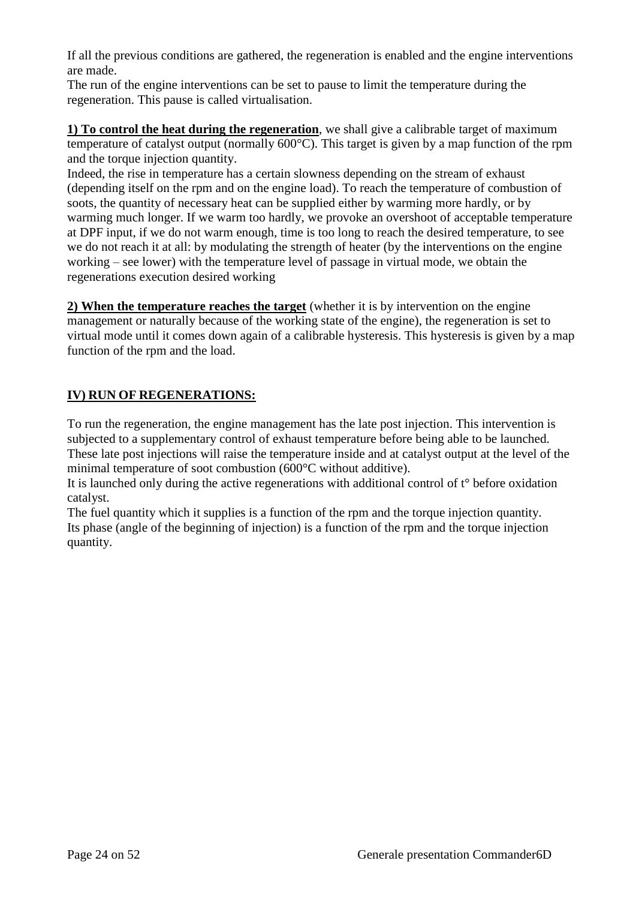If all the previous conditions are gathered, the regeneration is enabled and the engine interventions are made.
The run of the engine interventions can be set to pause to limit the temperature during the regeneration. This pause is called virtualisation.

**1) To control the heat during the regeneration**, we shall give a calibrable target of maximum temperature of catalyst output (normally 600°C). This target is given by a map function of the rpm and the torque injection quantity.
Indeed, the rise in temperature has a certain slowness depending on the stream of exhaust (depending itself on the rpm and on the engine load). To reach the temperature of combustion of soots, the quantity of necessary heat can be supplied either by warming more hardly, or by warming much longer. If we warm too hardly, we provoke an overshoot of acceptable temperature at DPF input, if we do not warm enough, time is too long to reach the desired temperature, to see we do not reach it at all: by modulating the strength of heater (by the interventions on the engine working – see lower) with the temperature level of passage in virtual mode, we obtain the regenerations execution desired working

**2) When the temperature reaches the target** (whether it is by intervention on the engine management or naturally because of the working state of the engine), the regeneration is set to virtual mode until it comes down again of a calibrable hysteresis. This hysteresis is given by a map function of the rpm and the load.

## IV) RUN OF REGENERATIONS:

To run the regeneration, the engine management has the late post injection. This intervention is subjected to a supplementary control of exhaust temperature before being able to be launched.
These late post injections will raise the temperature inside and at catalyst output at the level of the minimal temperature of soot combustion (600°C without additive).
It is launched only during the active regenerations with additional control of t° before oxidation catalyst.
The fuel quantity which it supplies is a function of the rpm and the torque injection quantity.
Its phase (angle of the beginning of injection) is a function of the rpm and the torque injection quantity.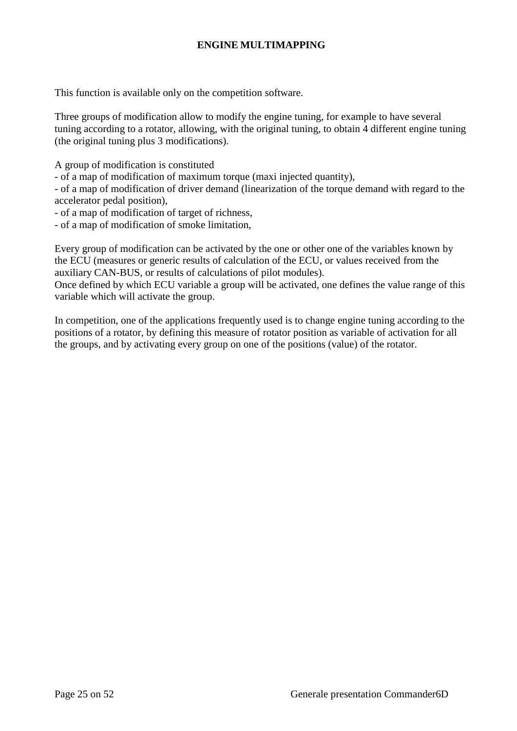## ENGINE MULTIMAPPING

This function is available only on the competition software.

Three groups of modification allow to modify the engine tuning, for example to have several tuning according to a rotator, allowing, with the original tuning, to obtain 4 different engine tuning (the original tuning plus 3 modifications).

A group of modification is constituted

- of a map of modification of maximum torque (maxi injected quantity),
- of a map of modification of driver demand (linearization of the torque demand with regard to the accelerator pedal position),
- of a map of modification of target of richness,
- of a map of modification of smoke limitation,

Every group of modification can be activated by the one or other one of the variables known by the ECU (measures or generic results of calculation of the ECU, or values received from the auxiliary CAN-BUS, or results of calculations of pilot modules).
Once defined by which ECU variable a group will be activated, one defines the value range of this variable which will activate the group.

In competition, one of the applications frequently used is to change engine tuning according to the positions of a rotator, by defining this measure of rotator position as variable of activation for all the groups, and by activating every group on one of the positions (value) of the rotator.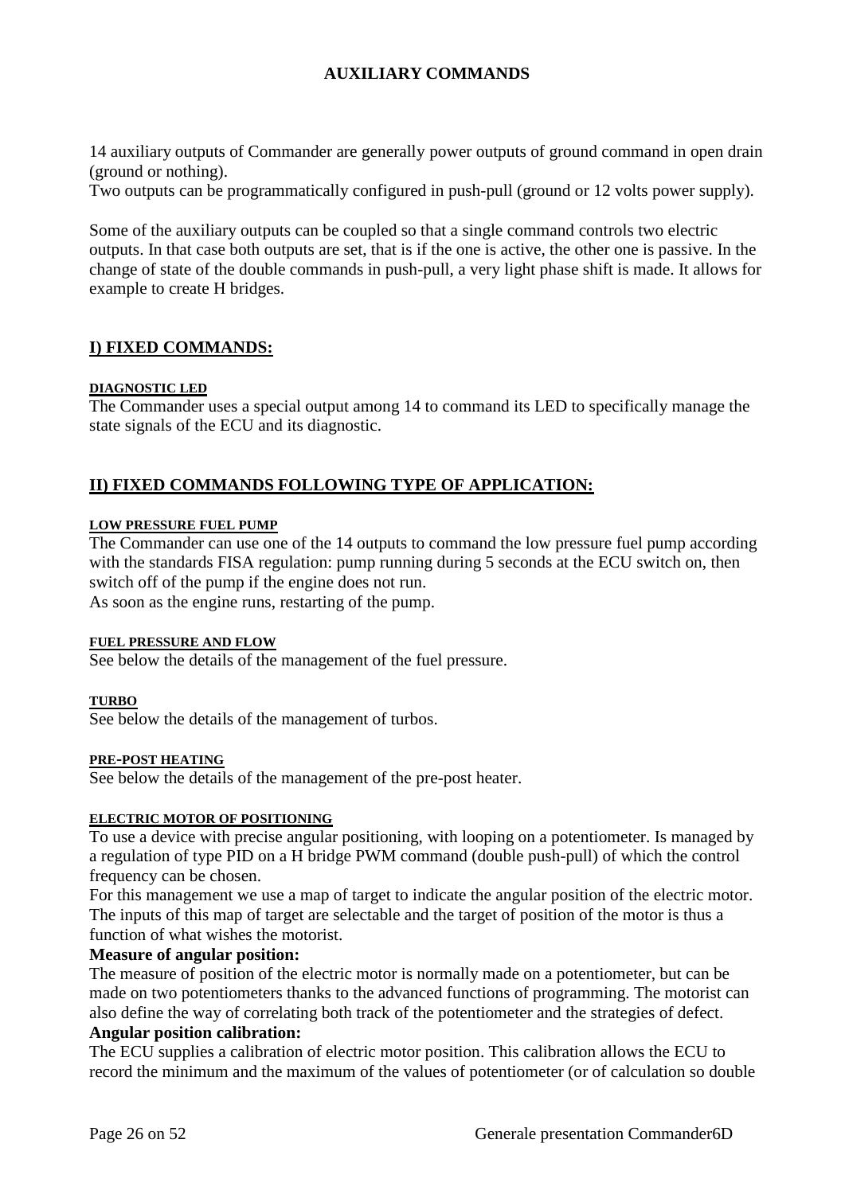# AUXILIARY COMMANDS

14 auxiliary outputs of Commander are generally power outputs of ground command in open drain (ground or nothing).
Two outputs can be programmatically configured in push-pull (ground or 12 volts power supply).

Some of the auxiliary outputs can be coupled so that a single command controls two electric outputs. In that case both outputs are set, that is if the one is active, the other one is passive. In the change of state of the double commands in push-pull, a very light phase shift is made. It allows for example to create H bridges.

## I) FIXED COMMANDS:

#### DIAGNOSTIC LED

The Commander uses a special output among 14 to command its LED to specifically manage the state signals of the ECU and its diagnostic.

## II) FIXED COMMANDS FOLLOWING TYPE OF APPLICATION:

#### LOW PRESSURE FUEL PUMP

The Commander can use one of the 14 outputs to command the low pressure fuel pump according with the standards FISA regulation: pump running during 5 seconds at the ECU switch on, then switch off of the pump if the engine does not run.
As soon as the engine runs, restarting of the pump.

#### FUEL PRESSURE AND FLOW

See below the details of the management of the fuel pressure.

#### TURBO

See below the details of the management of turbos.

#### PRE-POST HEATING

See below the details of the management of the pre-post heater.

#### ELECTRIC MOTOR OF POSITIONING

To use a device with precise angular positioning, with looping on a potentiometer. Is managed by a regulation of type PID on a H bridge PWM command (double push-pull) of which the control frequency can be chosen.
For this management we use a map of target to indicate the angular position of the electric motor. The inputs of this map of target are selectable and the target of position of the motor is thus a function of what wishes the motorist.

**Measure of angular position:**
The measure of position of the electric motor is normally made on a potentiometer, but can be made on two potentiometers thanks to the advanced functions of programming. The motorist can also define the way of correlating both track of the potentiometer and the strategies of defect.

**Angular position calibration:**
The ECU supplies a calibration of electric motor position. This calibration allows the ECU to record the minimum and the maximum of the values of potentiometer (or of calculation so double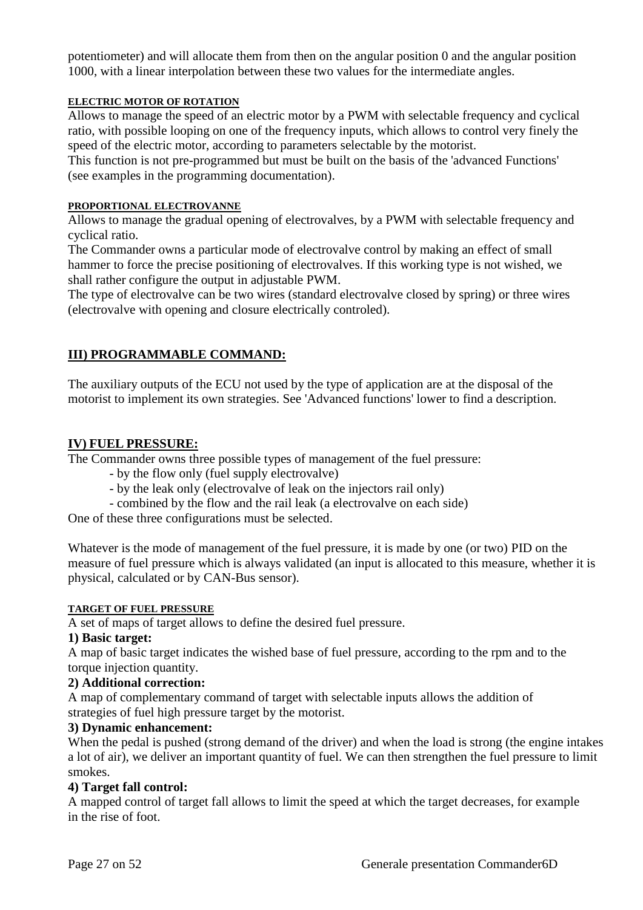potentiometer) and will allocate them from then on the angular position 0 and the angular position 1000, with a linear interpolation between these two values for the intermediate angles.

#### ELECTRIC MOTOR OF ROTATION

Allows to manage the speed of an electric motor by a PWM with selectable frequency and cyclical ratio, with possible looping on one of the frequency inputs, which allows to control very finely the speed of the electric motor, according to parameters selectable by the motorist.
This function is not pre-programmed but must be built on the basis of the 'advanced Functions' (see examples in the programming documentation).

#### PROPORTIONAL ELECTROVANNE

Allows to manage the gradual opening of electrovalves, by a PWM with selectable frequency and cyclical ratio.
The Commander owns a particular mode of electrovalve control by making an effect of small hammer to force the precise positioning of electrovalves. If this working type is not wished, we shall rather configure the output in adjustable PWM.
The type of electrovalve can be two wires (standard electrovalve closed by spring) or three wires (electrovalve with opening and closure electrically controled).

## III) PROGRAMMABLE COMMAND:

The auxiliary outputs of the ECU not used by the type of application are at the disposal of the motorist to implement its own strategies. See 'Advanced functions' lower to find a description.

## IV) FUEL PRESSURE:

The Commander owns three possible types of management of the fuel pressure:

- by the flow only (fuel supply electrovalve)
- by the leak only (electrovalve of leak on the injectors rail only)
- combined by the flow and the rail leak (a electrovalve on each side)

One of these three configurations must be selected.

Whatever is the mode of management of the fuel pressure, it is made by one (or two) PID on the measure of fuel pressure which is always validated (an input is allocated to this measure, whether it is physical, calculated or by CAN-Bus sensor).

#### TARGET OF FUEL PRESSURE

A set of maps of target allows to define the desired fuel pressure.

**1) Basic target:**
A map of basic target indicates the wished base of fuel pressure, according to the rpm and to the torque injection quantity.

**2) Additional correction:**
A map of complementary command of target with selectable inputs allows the addition of strategies of fuel high pressure target by the motorist.

**3) Dynamic enhancement:**
When the pedal is pushed (strong demand of the driver) and when the load is strong (the engine intakes a lot of air), we deliver an important quantity of fuel. We can then strengthen the fuel pressure to limit smokes.

**4) Target fall control:**
A mapped control of target fall allows to limit the speed at which the target decreases, for example in the rise of foot.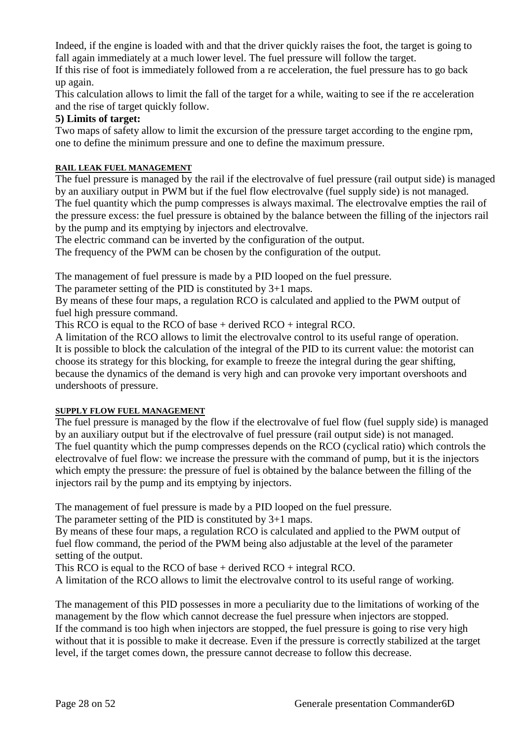Indeed, if the engine is loaded with and that the driver quickly raises the foot, the target is going to fall again immediately at a much lower level. The fuel pressure will follow the target.
If this rise of foot is immediately followed from a re acceleration, the fuel pressure has to go back up again.
This calculation allows to limit the fall of the target for a while, waiting to see if the re acceleration and the rise of target quickly follow.

**5) Limits of target:**

Two maps of safety allow to limit the excursion of the pressure target according to the engine rpm, one to define the minimum pressure and one to define the maximum pressure.

#### RAIL LEAK FUEL MANAGEMENT

The fuel pressure is managed by the rail if the electrovalve of fuel pressure (rail output side) is managed by an auxiliary output in PWM but if the fuel flow electrovalve (fuel supply side) is not managed.
The fuel quantity which the pump compresses is always maximal. The electrovalve empties the rail of the pressure excess: the fuel pressure is obtained by the balance between the filling of the injectors rail by the pump and its emptying by injectors and electrovalve.
The electric command can be inverted by the configuration of the output.
The frequency of the PWM can be chosen by the configuration of the output.

The management of fuel pressure is made by a PID looped on the fuel pressure.
The parameter setting of the PID is constituted by 3+1 maps.
By means of these four maps, a regulation RCO is calculated and applied to the PWM output of fuel high pressure command.
This RCO is equal to the RCO of base + derived RCO + integral RCO.
A limitation of the RCO allows to limit the electrovalve control to its useful range of operation.
It is possible to block the calculation of the integral of the PID to its current value: the motorist can choose its strategy for this blocking, for example to freeze the integral during the gear shifting, because the dynamics of the demand is very high and can provoke very important overshoots and undershoots of pressure.

#### SUPPLY FLOW FUEL MANAGEMENT

The fuel pressure is managed by the flow if the electrovalve of fuel flow (fuel supply side) is managed by an auxiliary output but if the electrovalve of fuel pressure (rail output side) is not managed.
The fuel quantity which the pump compresses depends on the RCO (cyclical ratio) which controls the electrovalve of fuel flow: we increase the pressure with the command of pump, but it is the injectors which empty the pressure: the pressure of fuel is obtained by the balance between the filling of the injectors rail by the pump and its emptying by injectors.

The management of fuel pressure is made by a PID looped on the fuel pressure.
The parameter setting of the PID is constituted by 3+1 maps.
By means of these four maps, a regulation RCO is calculated and applied to the PWM output of fuel flow command, the period of the PWM being also adjustable at the level of the parameter setting of the output.
This RCO is equal to the RCO of base + derived RCO + integral RCO.
A limitation of the RCO allows to limit the electrovalve control to its useful range of working.

The management of this PID possesses in more a peculiarity due to the limitations of working of the management by the flow which cannot decrease the fuel pressure when injectors are stopped.
If the command is too high when injectors are stopped, the fuel pressure is going to rise very high without that it is possible to make it decrease. Even if the pressure is correctly stabilized at the target level, if the target comes down, the pressure cannot decrease to follow this decrease.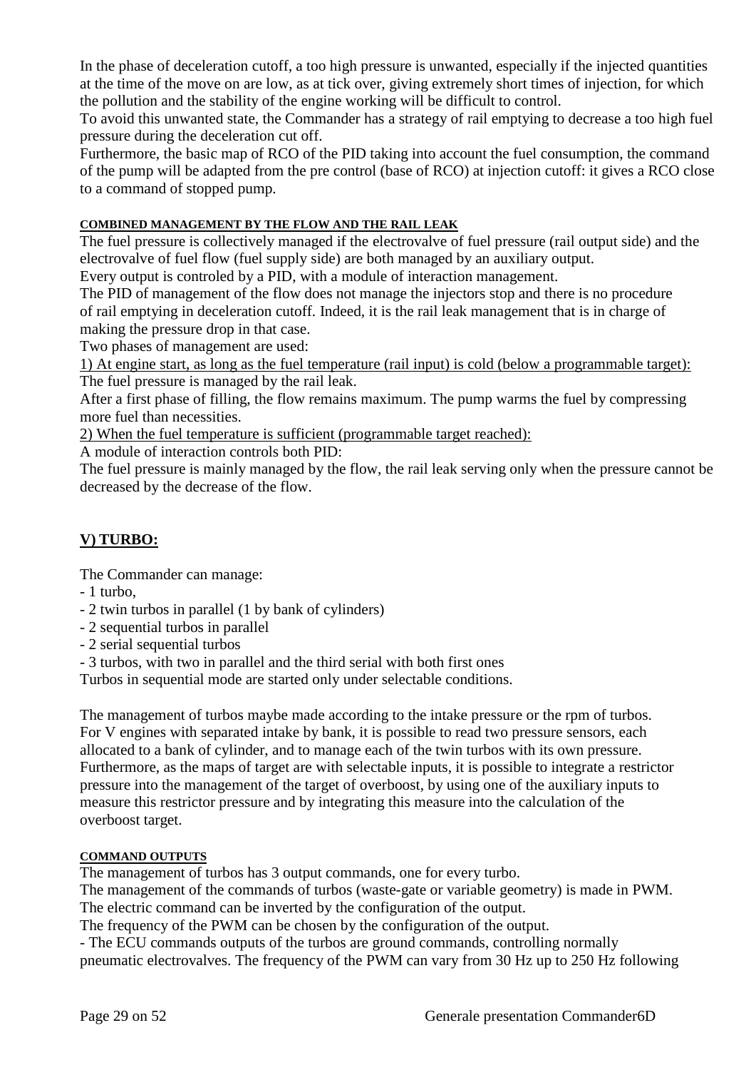In the phase of deceleration cutoff, a too high pressure is unwanted, especially if the injected quantities at the time of the move on are low, as at tick over, giving extremely short times of injection, for which the pollution and the stability of the engine working will be difficult to control.

To avoid this unwanted state, the Commander has a strategy of rail emptying to decrease a too high fuel pressure during the deceleration cut off.

Furthermore, the basic map of RCO of the PID taking into account the fuel consumption, the command of the pump will be adapted from the pre control (base of RCO) at injection cutoff: it gives a RCO close to a command of stopped pump.

#### COMBINED MANAGEMENT BY THE FLOW AND THE RAIL LEAK

The fuel pressure is collectively managed if the electrovalve of fuel pressure (rail output side) and the electrovalve of fuel flow (fuel supply side) are both managed by an auxiliary output.

Every output is controled by a PID, with a module of interaction management.

The PID of management of the flow does not manage the injectors stop and there is no procedure of rail emptying in deceleration cutoff. Indeed, it is the rail leak management that is in charge of making the pressure drop in that case.

Two phases of management are used:

1) At engine start, as long as the fuel temperature (rail input) is cold (below a programmable target):
The fuel pressure is managed by the rail leak.

After a first phase of filling, the flow remains maximum. The pump warms the fuel by compressing more fuel than necessities.

2) When the fuel temperature is sufficient (programmable target reached):
A module of interaction controls both PID:

The fuel pressure is mainly managed by the flow, the rail leak serving only when the pressure cannot be decreased by the decrease of the flow.

## V) TURBO:

The Commander can manage:

- 1 turbo,
- 2 twin turbos in parallel (1 by bank of cylinders)
- 2 sequential turbos in parallel
- 2 serial sequential turbos
- 3 turbos, with two in parallel and the third serial with both first ones

Turbos in sequential mode are started only under selectable conditions.

The management of turbos maybe made according to the intake pressure or the rpm of turbos.
For V engines with separated intake by bank, it is possible to read two pressure sensors, each allocated to a bank of cylinder, and to manage each of the twin turbos with its own pressure.
Furthermore, as the maps of target are with selectable inputs, it is possible to integrate a restrictor pressure into the management of the target of overboost, by using one of the auxiliary inputs to measure this restrictor pressure and by integrating this measure into the calculation of the overboost target.

#### COMMAND OUTPUTS

The management of turbos has 3 output commands, one for every turbo.

The management of the commands of turbos (waste-gate or variable geometry) is made in PWM.

The electric command can be inverted by the configuration of the output.

The frequency of the PWM can be chosen by the configuration of the output.

- The ECU commands outputs of the turbos are ground commands, controlling normally pneumatic electrovalves. The frequency of the PWM can vary from 30 Hz up to 250 Hz following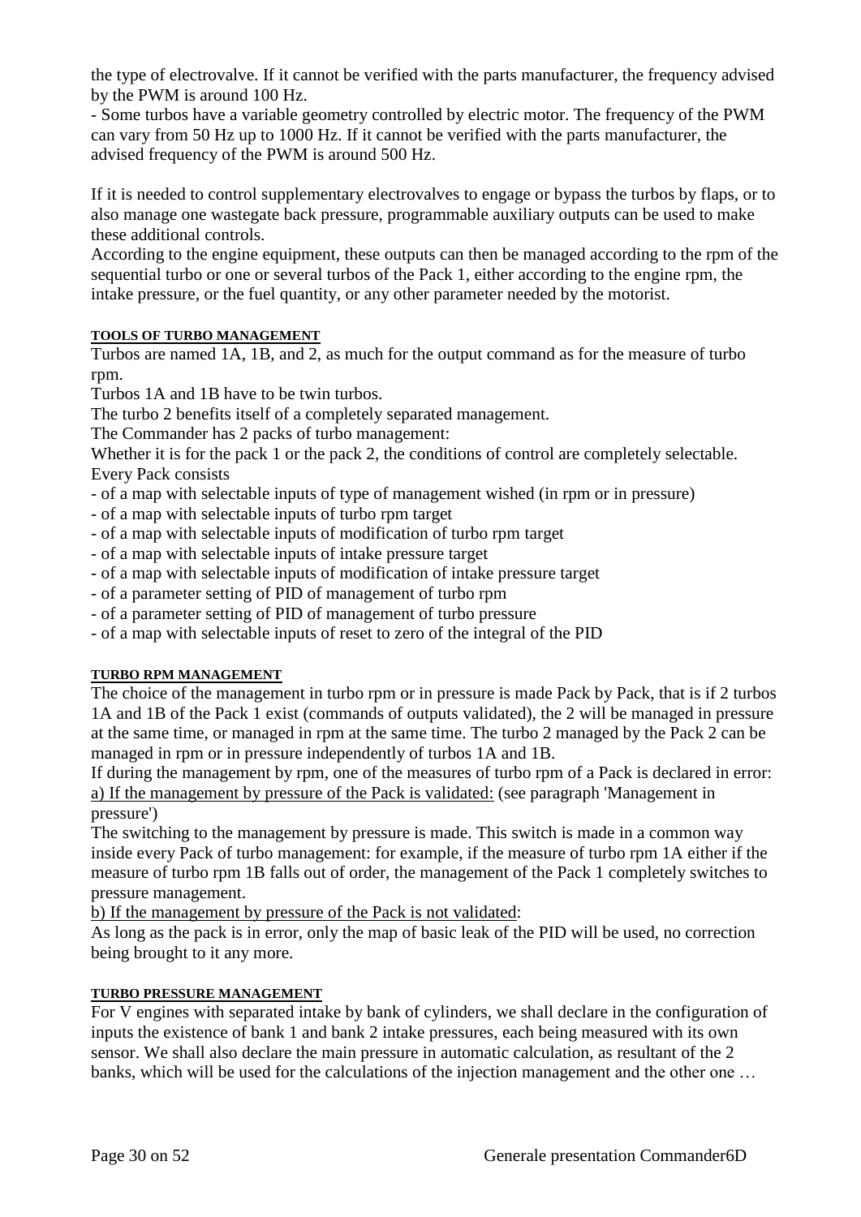the type of electrovalve. If it cannot be verified with the parts manufacturer, the frequency advised by the PWM is around 100 Hz.

- Some turbos have a variable geometry controlled by electric motor. The frequency of the PWM can vary from 50 Hz up to 1000 Hz. If it cannot be verified with the parts manufacturer, the advised frequency of the PWM is around 500 Hz.

If it is needed to control supplementary electrovalves to engage or bypass the turbos by flaps, or to also manage one wastegate back pressure, programmable auxiliary outputs can be used to make these additional controls.

According to the engine equipment, these outputs can then be managed according to the rpm of the sequential turbo or one or several turbos of the Pack 1, either according to the engine rpm, the intake pressure, or the fuel quantity, or any other parameter needed by the motorist.

#### TOOLS OF TURBO MANAGEMENT

Turbos are named 1A, 1B, and 2, as much for the output command as for the measure of turbo rpm.

Turbos 1A and 1B have to be twin turbos.

The turbo 2 benefits itself of a completely separated management.

The Commander has 2 packs of turbo management:

Whether it is for the pack 1 or the pack 2, the conditions of control are completely selectable.

Every Pack consists

- of a map with selectable inputs of type of management wished (in rpm or in pressure)
- of a map with selectable inputs of turbo rpm target
- of a map with selectable inputs of modification of turbo rpm target
- of a map with selectable inputs of intake pressure target
- of a map with selectable inputs of modification of intake pressure target
- of a parameter setting of PID of management of turbo rpm
- of a parameter setting of PID of management of turbo pressure
- of a map with selectable inputs of reset to zero of the integral of the PID

#### TURBO RPM MANAGEMENT

The choice of the management in turbo rpm or in pressure is made Pack by Pack, that is if 2 turbos 1A and 1B of the Pack 1 exist (commands of outputs validated), the 2 will be managed in pressure at the same time, or managed in rpm at the same time. The turbo 2 managed by the Pack 2 can be managed in rpm or in pressure independently of turbos 1A and 1B.

If during the management by rpm, one of the measures of turbo rpm of a Pack is declared in error:

a) If the management by pressure of the Pack is validated: (see paragraph 'Management in pressure')

The switching to the management by pressure is made. This switch is made in a common way inside every Pack of turbo management: for example, if the measure of turbo rpm 1A either if the measure of turbo rpm 1B falls out of order, the management of the Pack 1 completely switches to pressure management.

b) If the management by pressure of the Pack is not validated:

As long as the pack is in error, only the map of basic leak of the PID will be used, no correction being brought to it any more.

#### TURBO PRESSURE MANAGEMENT

For V engines with separated intake by bank of cylinders, we shall declare in the configuration of inputs the existence of bank 1 and bank 2 intake pressures, each being measured with its own sensor. We shall also declare the main pressure in automatic calculation, as resultant of the 2 banks, which will be used for the calculations of the injection management and the other one …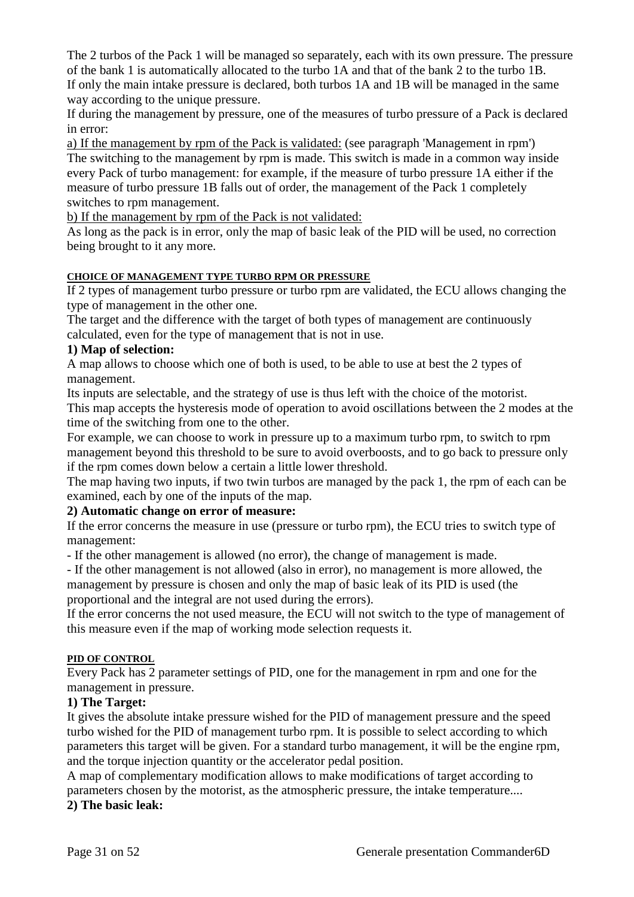The 2 turbos of the Pack 1 will be managed so separately, each with its own pressure. The pressure of the bank 1 is automatically allocated to the turbo 1A and that of the bank 2 to the turbo 1B. If only the main intake pressure is declared, both turbos 1A and 1B will be managed in the same way according to the unique pressure.

If during the management by pressure, one of the measures of turbo pressure of a Pack is declared in error:

<u>a) If the management by rpm of the Pack is validated:</u> (see paragraph 'Management in rpm')
The switching to the management by rpm is made. This switch is made in a common way inside every Pack of turbo management: for example, if the measure of turbo pressure 1A either if the measure of turbo pressure 1B falls out of order, the management of the Pack 1 completely switches to rpm management.

<u>b) If the management by rpm of the Pack is not validated:</u>
As long as the pack is in error, only the map of basic leak of the PID will be used, no correction being brought to it any more.

#### CHOICE OF MANAGEMENT TYPE TURBO RPM OR PRESSURE

If 2 types of management turbo pressure or turbo rpm are validated, the ECU allows changing the type of management in the other one.

The target and the difference with the target of both types of management are continuously calculated, even for the type of management that is not in use.

**1) Map of selection:**

A map allows to choose which one of both is used, to be able to use at best the 2 types of management.

Its inputs are selectable, and the strategy of use is thus left with the choice of the motorist.

This map accepts the hysteresis mode of operation to avoid oscillations between the 2 modes at the time of the switching from one to the other.

For example, we can choose to work in pressure up to a maximum turbo rpm, to switch to rpm management beyond this threshold to be sure to avoid overboosts, and to go back to pressure only if the rpm comes down below a certain a little lower threshold.

The map having two inputs, if two twin turbos are managed by the pack 1, the rpm of each can be examined, each by one of the inputs of the map.

**2) Automatic change on error of measure:**

If the error concerns the measure in use (pressure or turbo rpm), the ECU tries to switch type of management:

- If the other management is allowed (no error), the change of management is made.
- If the other management is not allowed (also in error), no management is more allowed, the management by pressure is chosen and only the map of basic leak of its PID is used (the proportional and the integral are not used during the errors).

If the error concerns the not used measure, the ECU will not switch to the type of management of this measure even if the map of working mode selection requests it.

#### PID OF CONTROL

Every Pack has 2 parameter settings of PID, one for the management in rpm and one for the management in pressure.

**1) The Target:**

It gives the absolute intake pressure wished for the PID of management pressure and the speed turbo wished for the PID of management turbo rpm. It is possible to select according to which parameters this target will be given. For a standard turbo management, it will be the engine rpm, and the torque injection quantity or the accelerator pedal position.

A map of complementary modification allows to make modifications of target according to parameters chosen by the motorist, as the atmospheric pressure, the intake temperature....

**2) The basic leak:**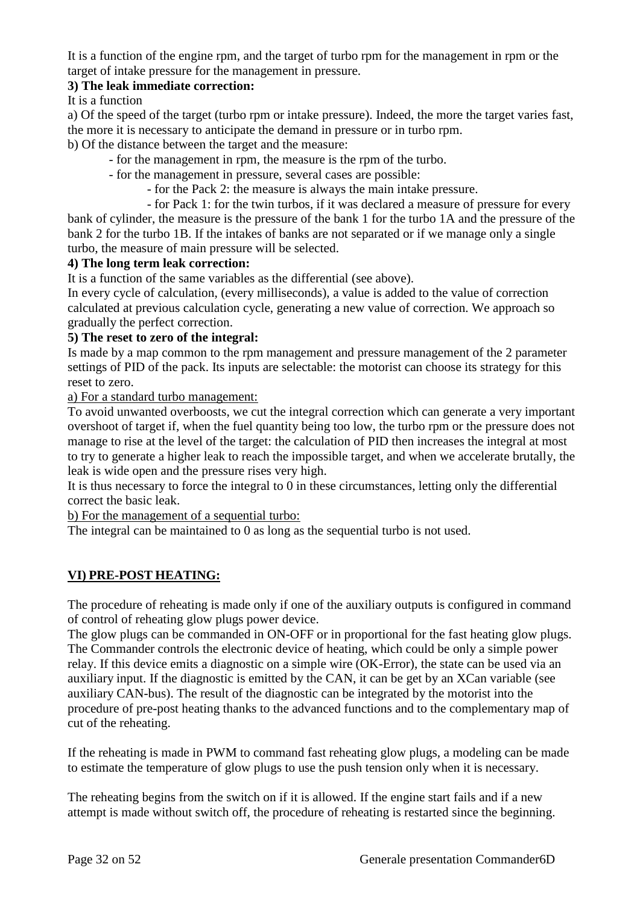It is a function of the engine rpm, and the target of turbo rpm for the management in rpm or the target of intake pressure for the management in pressure.

**3) The leak immediate correction:**

It is a function

a) Of the speed of the target (turbo rpm or intake pressure). Indeed, the more the target varies fast, the more it is necessary to anticipate the demand in pressure or in turbo rpm.

b) Of the distance between the target and the measure:

- for the management in rpm, the measure is the rpm of the turbo.
- for the management in pressure, several cases are possible:
    - for the Pack 2: the measure is always the main intake pressure.
    - for Pack 1: for the twin turbos, if it was declared a measure of pressure for every bank of cylinder, the measure is the pressure of the bank 1 for the turbo 1A and the pressure of the bank 2 for the turbo 1B. If the intakes of banks are not separated or if we manage only a single turbo, the measure of main pressure will be selected.

**4) The long term leak correction:**

It is a function of the same variables as the differential (see above).

In every cycle of calculation, (every milliseconds), a value is added to the value of correction calculated at previous calculation cycle, generating a new value of correction. We approach so gradually the perfect correction.

**5) The reset to zero of the integral:**

Is made by a map common to the rpm management and pressure management of the 2 parameter settings of PID of the pack. Its inputs are selectable: the motorist can choose its strategy for this reset to zero.

a) For a standard turbo management:

To avoid unwanted overboosts, we cut the integral correction which can generate a very important overshoot of target if, when the fuel quantity being too low, the turbo rpm or the pressure does not manage to rise at the level of the target: the calculation of PID then increases the integral at most to try to generate a higher leak to reach the impossible target, and when we accelerate brutally, the leak is wide open and the pressure rises very high.

It is thus necessary to force the integral to 0 in these circumstances, letting only the differential correct the basic leak.

b) For the management of a sequential turbo:

The integral can be maintained to 0 as long as the sequential turbo is not used.

## VI) PRE-POST HEATING:

The procedure of reheating is made only if one of the auxiliary outputs is configured in command of control of reheating glow plugs power device.

The glow plugs can be commanded in ON-OFF or in proportional for the fast heating glow plugs. The Commander controls the electronic device of heating, which could be only a simple power relay. If this device emits a diagnostic on a simple wire (OK-Eror), the state can be used via an auxiliary input. If the diagnostic is emitted by the CAN, it can be get by an XCan variable (see auxiliary CAN-bus). The result of the diagnostic can be integrated by the motorist into the procedure of pre-post heating thanks to the advanced functions and to the complementary map of cut of the reheating.

If the reheating is made in PWM to command fast reheating glow plugs, a modeling can be made to estimate the temperature of glow plugs to use the push tension only when it is necessary.

The reheating begins from the switch on if it is allowed. If the engine start fails and if a new attempt is made without switch off, the procedure of reheating is restarted since the beginning.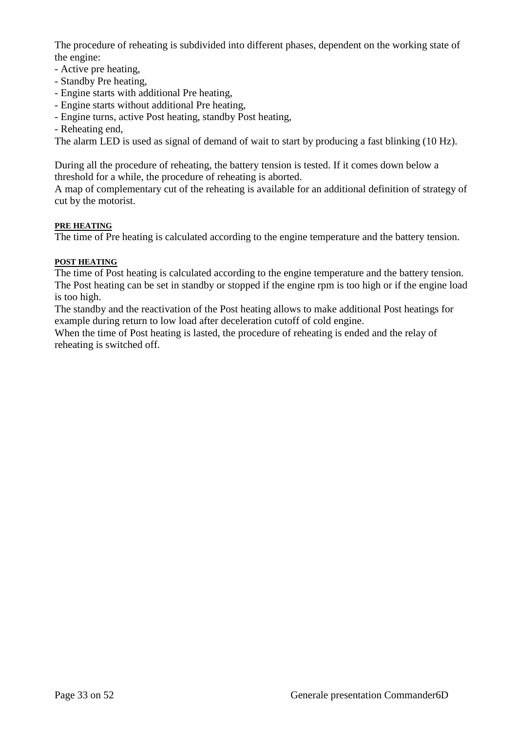The procedure of reheating is subdivided into different phases, dependent on the working state of the engine:
- Active pre heating,
- Standby Pre heating,
- Engine starts with additional Pre heating,
- Engine starts without additional Pre heating,
- Engine turns, active Post heating, standby Post heating,
- Reheating end,

The alarm LED is used as signal of demand of wait to start by producing a fast blinking (10 Hz).

During all the procedure of reheating, the battery tension is tested. If it comes down below a threshold for a while, the procedure of reheating is aborted.
A map of complementary cut of the reheating is available for an additional definition of strategy of cut by the motorist.

#### PRE HEATING

The time of Pre heating is calculated according to the engine temperature and the battery tension.

#### POST HEATING

The time of Post heating is calculated according to the engine temperature and the battery tension.
The Post heating can be set in standby or stopped if the engine rpm is too high or if the engine load is too high.
The standby and the reactivation of the Post heating allows to make additional Post heatings for example during return to low load after deceleration cutoff of cold engine.
When the time of Post heating is lasted, the procedure of reheating is ended and the relay of reheating is switched off.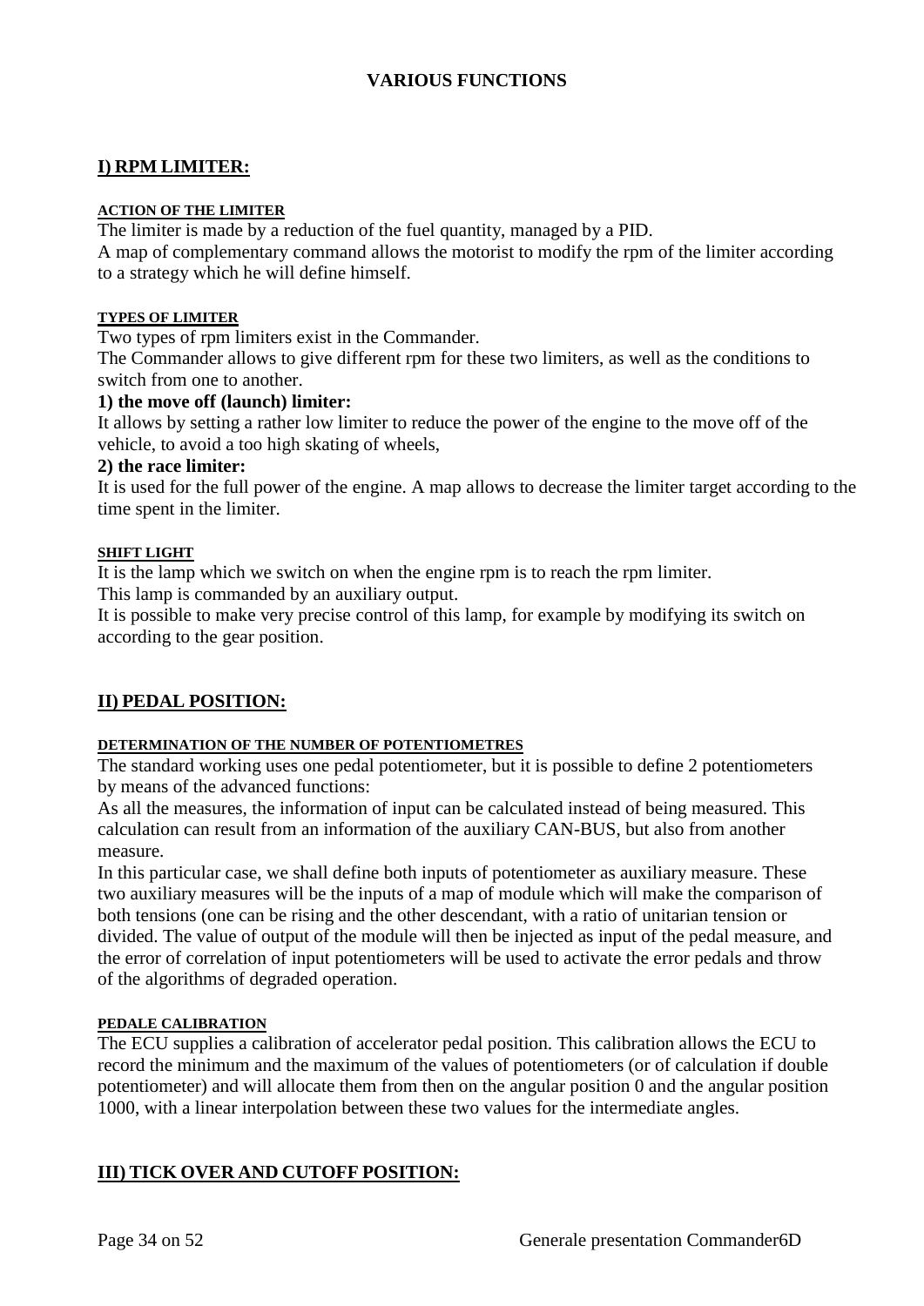# VARIOUS FUNCTIONS

## I) RPM LIMITER:

#### ACTION OF THE LIMITER

The limiter is made by a reduction of the fuel quantity, managed by a PID.
A map of complementary command allows the motorist to modify the rpm of the limiter according to a strategy which he will define himself.

#### TYPES OF LIMITER

Two types of rpm limiters exist in the Commander.
The Commander allows to give different rpm for these two limiters, as well as the conditions to switch from one to another.

**1) the move off (launch) limiter:**

It allows by setting a rather low limiter to reduce the power of the engine to the move off of the vehicle, to avoid a too high skating of wheels,

**2) the race limiter:**

It is used for the full power of the engine. A map allows to decrease the limiter target according to the time spent in the limiter.

#### SHIFT LIGHT

It is the lamp which we switch on when the engine rpm is to reach the rpm limiter.
This lamp is commanded by an auxiliary output.
It is possible to make very precise control of this lamp, for example by modifying its switch on according to the gear position.

## II) PEDAL POSITION:

#### DETERMINATION OF THE NUMBER OF POTENTIOMETRES

The standard working uses one pedal potentiometer, but it is possible to define 2 potentiometers by means of the advanced functions:
As all the measures, the information of input can be calculated instead of being measured. This calculation can result from an information of the auxiliary CAN-BUS, but also from another measure.
In this particular case, we shall define both inputs of potentiometer as auxiliary measure. These two auxiliary measures will be the inputs of a map of module which will make the comparison of both tensions (one can be rising and the other descendant, with a ratio of unitarian tension or divided. The value of output of the module will then be injected as input of the pedal measure, and the error of correlation of input potentiometers will be used to activate the error pedals and throw of the algorithms of degraded operation.

#### PEDALE CALIBRATION

The ECU supplies a calibration of accelerator pedal position. This calibration allows the ECU to record the minimum and the maximum of the values of potentiometers (or of calculation if double potentiometer) and will allocate them from then on the angular position 0 and the angular position 1000, with a linear interpolation between these two values for the intermediate angles.

## III) TICK OVER AND CUTOFF POSITION: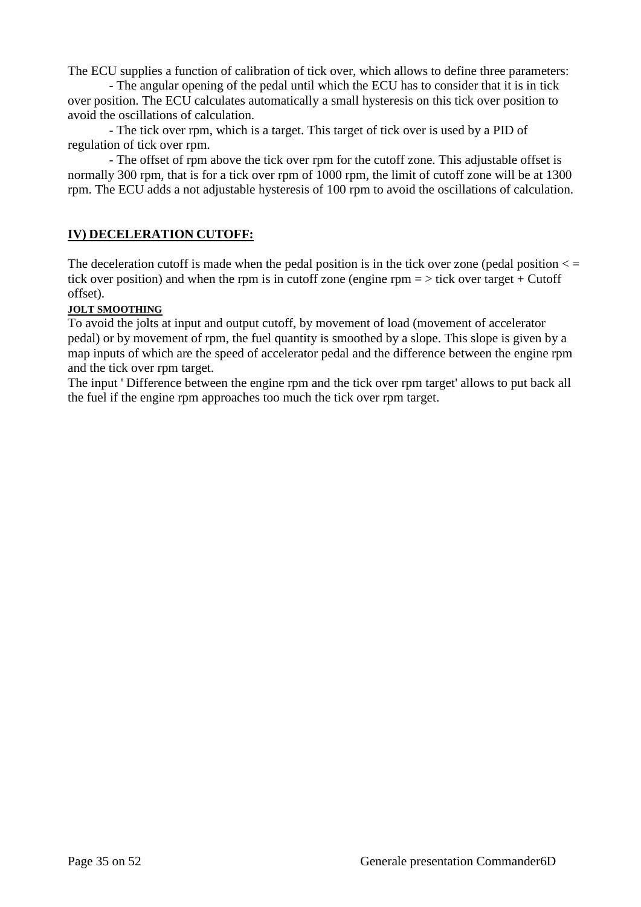The ECU supplies a function of calibration of tick over, which allows to define three parameters:

- The angular opening of the pedal until which the ECU has to consider that it is in tick over position. The ECU calculates automatically a small hysteresis on this tick over position to avoid the oscillations of calculation.
- The tick over rpm, which is a target. This target of tick over is used by a PID of regulation of tick over rpm.
- The offset of rpm above the tick over rpm for the cutoff zone. This adjustable offset is normally 300 rpm, that is for a tick over rpm of 1000 rpm, the limit of cutoff zone will be at 1300 rpm. The ECU adds a not adjustable hysteresis of 100 rpm to avoid the oscillations of calculation.

## IV) DECELERATION CUTOFF:

The deceleration cutoff is made when the pedal position is in the tick over zone (pedal position < = tick over position) and when the rpm is in cutoff zone (engine rpm = > tick over target + Cutoff offset).

### JOLT SMOOTHING

To avoid the jolts at input and output cutoff, by movement of load (movement of accelerator pedal) or by movement of rpm, the fuel quantity is smoothed by a slope. This slope is given by a map inputs of which are the speed of accelerator pedal and the difference between the engine rpm and the tick over rpm target.

The input ' Difference between the engine rpm and the tick over rpm target' allows to put back all the fuel if the engine rpm approaches too much the tick over rpm target.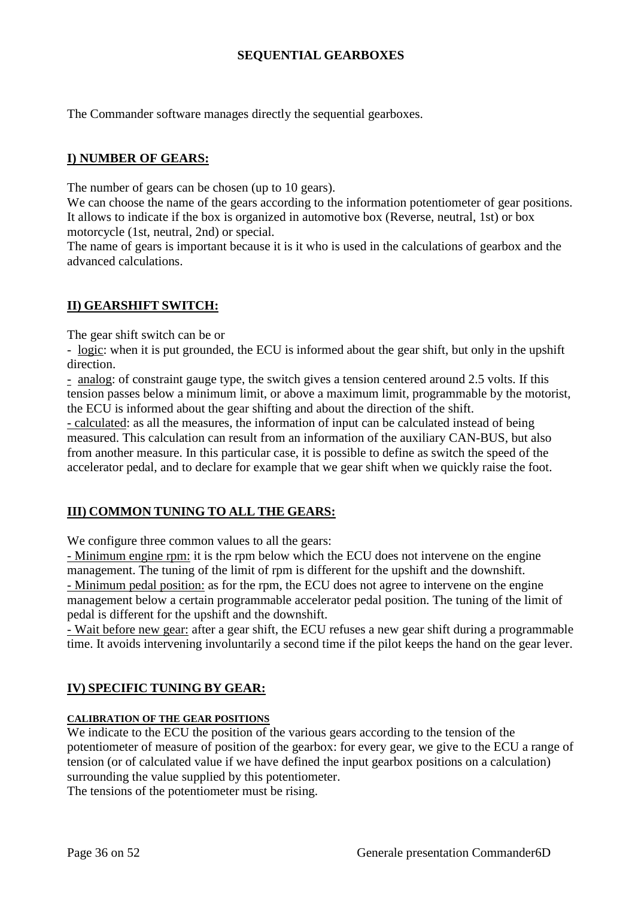# SEQUENTIAL GEARBOXES

The Commander software manages directly the sequential gearboxes.

## I) NUMBER OF GEARS:

The number of gears can be chosen (up to 10 gears).
We can choose the name of the gears according to the information potentiometer of gear positions. It allows to indicate if the box is organized in automotive box (Reverse, neutral, 1st) or box motorcycle (1st, neutral, 2nd) or special.
The name of gears is important because it is it who is used in the calculations of gearbox and the advanced calculations.

## II) GEARSHIFT SWITCH:

The gear shift switch can be or

- logic: when it is put grounded, the ECU is informed about the gear shift, but only in the upshift direction.
- analog: of constraint gauge type, the switch gives a tension centered around 2.5 volts. If this tension passes below a minimum limit, or above a maximum limit, programmable by the motorist, the ECU is informed about the gear shifting and about the direction of the shift.
- calculated: as all the measures, the information of input can be calculated instead of being measured. This calculation can result from an information of the auxiliary CAN-BUS, but also from another measure. In this particular case, it is possible to define as switch the speed of the accelerator pedal, and to declare for example that we gear shift when we quickly raise the foot.

## III) COMMON TUNING TO ALL THE GEARS:

We configure three common values to all the gears:

- Minimum engine rpm: it is the rpm below which the ECU does not intervene on the engine management. The tuning of the limit of rpm is different for the upshift and the downshift.
- Minimum pedal position: as for the rpm, the ECU does not agree to intervene on the engine management below a certain programmable accelerator pedal position. The tuning of the limit of pedal is different for the upshift and the downshift.
- Wait before new gear: after a gear shift, the ECU refuses a new gear shift during a programmable time. It avoids intervening involuntarily a second time if the pilot keeps the hand on the gear lever.

## IV) SPECIFIC TUNING BY GEAR:

#### CALIBRATION OF THE GEAR POSITIONS

We indicate to the ECU the position of the various gears according to the tension of the potentiometer of measure of position of the gearbox: for every gear, we give to the ECU a range of tension (or of calculated value if we have defined the input gearbox positions on a calculation) surrounding the value supplied by this potentiometer.
The tensions of the potentiometer must be rising.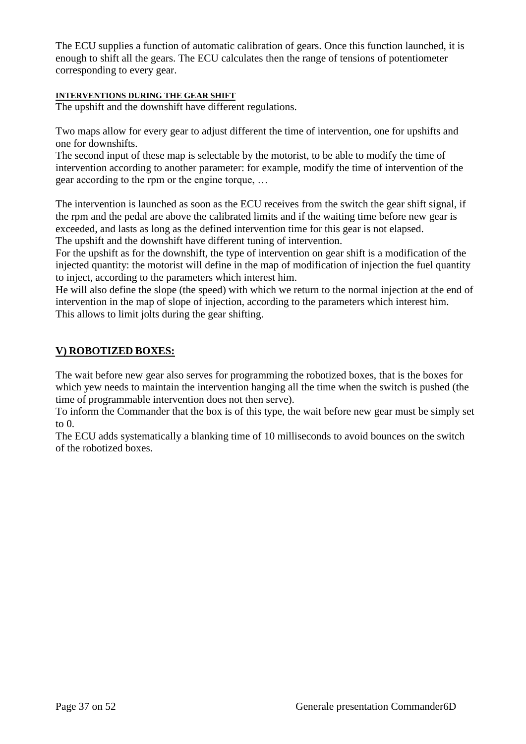The ECU supplies a function of automatic calibration of gears. Once this function launched, it is enough to shift all the gears. The ECU calculates then the range of tensions of potentiometer corresponding to every gear.

#### INTERVENTIONS DURING THE GEAR SHIFT

The upshift and the downshift have different regulations.

Two maps allow for every gear to adjust different the time of intervention, one for upshifts and one for downshifts.
The second input of these map is selectable by the motorist, to be able to modify the time of intervention according to another parameter: for example, modify the time of intervention of the gear according to the rpm or the engine torque, …

The intervention is launched as soon as the ECU receives from the switch the gear shift signal, if the rpm and the pedal are above the calibrated limits and if the waiting time before new gear is exceeded, and lasts as long as the defined intervention time for this gear is not elapsed.
The upshift and the downshift have different tuning of intervention.
For the upshift as for the downshift, the type of intervention on gear shift is a modification of the injected quantity: the motorist will define in the map of modification of injection the fuel quantity to inject, according to the parameters which interest him.
He will also define the slope (the speed) with which we return to the normal injection at the end of intervention in the map of slope of injection, according to the parameters which interest him.
This allows to limit jolts during the gear shifting.

## V) ROBOTIZED BOXES:

The wait before new gear also serves for programming the robotized boxes, that is the boxes for which yew needs to maintain the intervention hanging all the time when the switch is pushed (the time of programmable intervention does not then serve).
To inform the Commander that the box is of this type, the wait before new gear must be simply set to 0.
The ECU adds systematically a blanking time of 10 milliseconds to avoid bounces on the switch of the robotized boxes.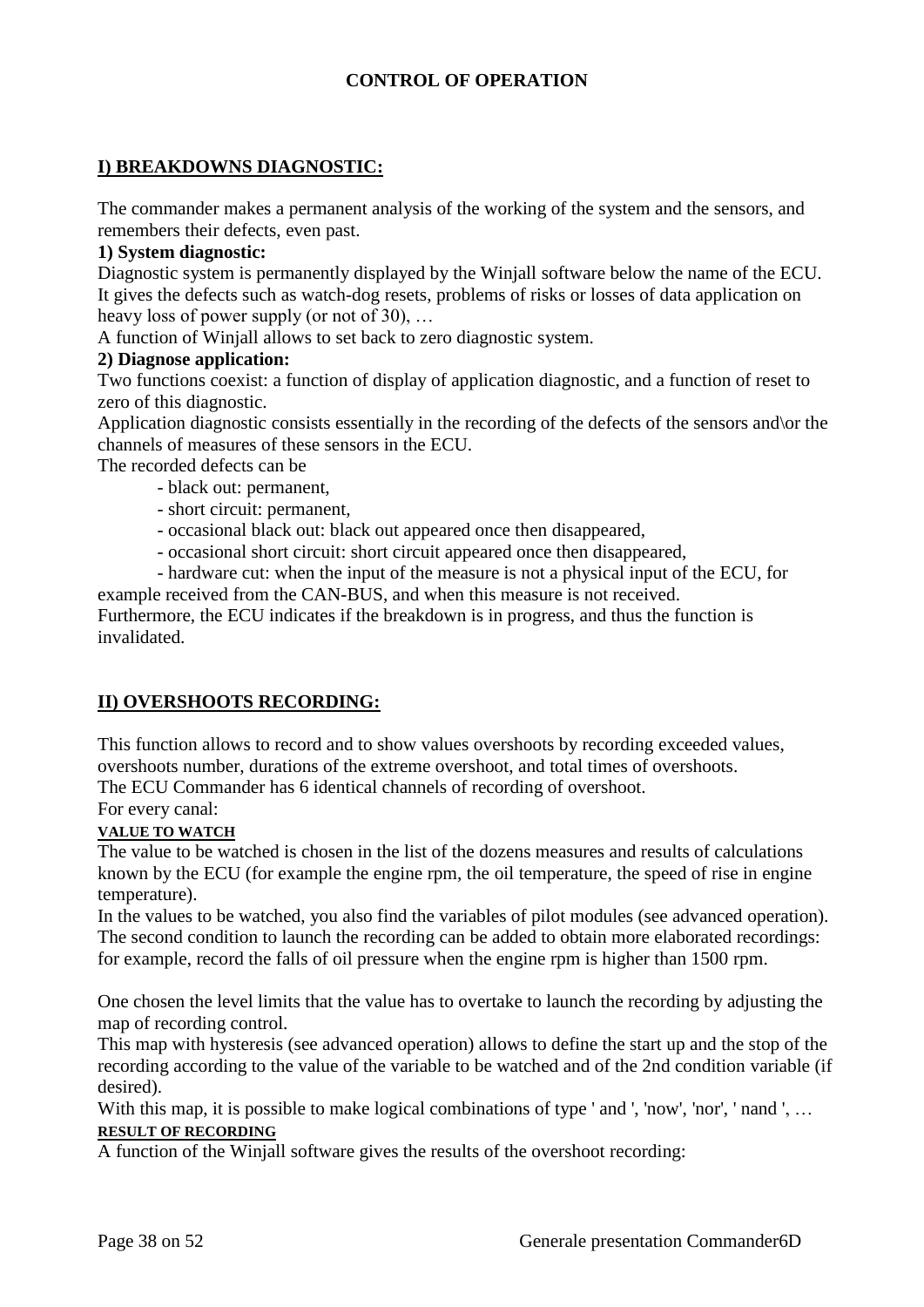# CONTROL OF OPERATION

## I) BREAKDOWNS DIAGNOSTIC:

The commander makes a permanent analysis of the working of the system and the sensors, and remembers their defects, even past.

**1) System diagnostic:**

Diagnostic system is permanently displayed by the Winjall software below the name of the ECU. It gives the defects such as watch-dog resets, problems of risks or losses of data application on heavy loss of power supply (or not of 30), …

A function of Winjall allows to set back to zero diagnostic system.

**2) Diagnose application:**

Two functions coexist: a function of display of application diagnostic, and a function of reset to zero of this diagnostic.

Application diagnostic consists essentially in the recording of the defects of the sensors and\or the channels of measures of these sensors in the ECU.

The recorded defects can be

- black out: permanent,
- short circuit: permanent,
- occasional black out: black out appeared once then disappeared,
- occasional short circuit: short circuit appeared once then disappeared,
- hardware cut: when the input of the measure is not a physical input of the ECU, for example received from the CAN-BUS, and when this measure is not received.

Furthermore, the ECU indicates if the breakdown is in progress, and thus the function is invalidated.

## II) OVERSHOOTS RECORDING:

This function allows to record and to show values overshoots by recording exceeded values, overshoots number, durations of the extreme overshoot, and total times of overshoots.

The ECU Commander has 6 identical channels of recording of overshoot.

For every canal:

**VALUE TO WATCH**

The value to be watched is chosen in the list of the dozens measures and results of calculations known by the ECU (for example the engine rpm, the oil temperature, the speed of rise in engine temperature).

In the values to be watched, you also find the variables of pilot modules (see advanced operation).

The second condition to launch the recording can be added to obtain more elaborated recordings: for example, record the falls of oil pressure when the engine rpm is higher than 1500 rpm.

One chosen the level limits that the value has to overtake to launch the recording by adjusting the map of recording control.

This map with hysteresis (see advanced operation) allows to define the start up and the stop of the recording according to the value of the variable to be watched and of the 2nd condition variable (if desired).

With this map, it is possible to make logical combinations of type ' and ', 'now', 'nor', ' nand ', …

**RESULT OF RECORDING**

A function of the Winjall software gives the results of the overshoot recording: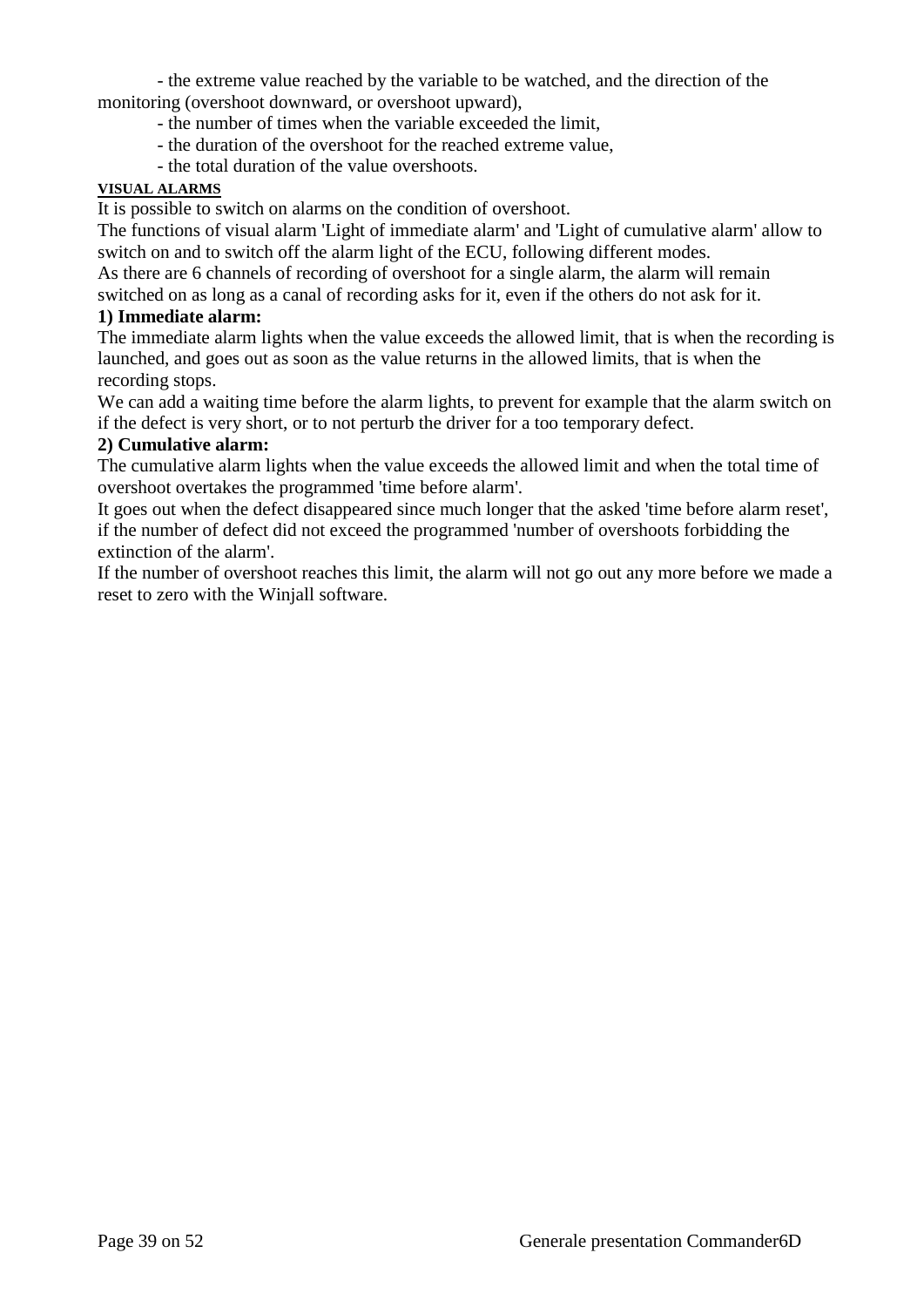- the extreme value reached by the variable to be watched, and the direction of the monitoring (overshoot downward, or overshoot upward),
- the number of times when the variable exceeded the limit,
- the duration of the overshoot for the reached extreme value,
- the total duration of the value overshoots.

**VISUAL ALARMS**

It is possible to switch on alarms on the condition of overshoot.
The functions of visual alarm 'Light of immediate alarm' and 'Light of cumulative alarm' allow to switch on and to switch off the alarm light of the ECU, following different modes.
As there are 6 channels of recording of overshoot for a single alarm, the alarm will remain switched on as long as a canal of recording asks for it, even if the others do not ask for it.

**1) Immediate alarm:**

The immediate alarm lights when the value exceeds the allowed limit, that is when the recording is launched, and goes out as soon as the value returns in the allowed limits, that is when the recording stops.
We can add a waiting time before the alarm lights, to prevent for example that the alarm switch on if the defect is very short, or to not perturb the driver for a too temporary defect.

**2) Cumulative alarm:**

The cumulative alarm lights when the value exceeds the allowed limit and when the total time of overshoot overtakes the programmed 'time before alarm'.
It goes out when the defect disappeared since much longer that the asked 'time before alarm reset', if the number of defect did not exceed the programmed 'number of overshoots forbidding the extinction of the alarm'.
If the number of overshoot reaches this limit, the alarm will not go out any more before we made a reset to zero with the Winjall software.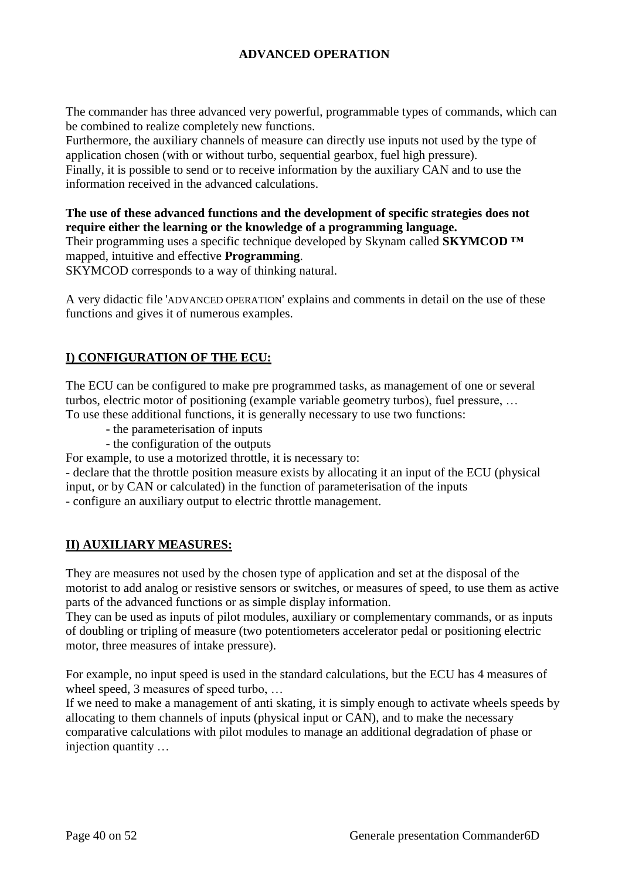# ADVANCED OPERATION

The commander has three advanced very powerful, programmable types of commands, which can be combined to realize completely new functions.
Furthermore, the auxiliary channels of measure can directly use inputs not used by the type of application chosen (with or without turbo, sequential gearbox, fuel high pressure).
Finally, it is possible to send or to receive information by the auxiliary CAN and to use the information received in the advanced calculations.

**The use of these advanced functions and the development of specific strategies does not require either the learning or the knowledge of a programming language.**
Their programming uses a specific technique developed by Skynam called **SKYMCOD ™** mapped, intuitive and effective **Programming**.
SKYMCOD corresponds to a way of thinking natural.

A very didactic file 'ADVANCED OPERATION' explains and comments in detail on the use of these functions and gives it of numerous examples.

## I) CONFIGURATION OF THE ECU:

The ECU can be configured to make pre programmed tasks, as management of one or several turbos, electric motor of positioning (example variable geometry turbos), fuel pressure, …
To use these additional functions, it is generally necessary to use two functions:

- the parameterisation of inputs
- the configuration of the outputs

For example, to use a motorized throttle, it is necessary to:
- declare that the throttle position measure exists by allocating it an input of the ECU (physical input, or by CAN or calculated) in the function of parameterisation of the inputs
- configure an auxiliary output to electric throttle management.

## II) AUXILIARY MEASURES:

They are measures not used by the chosen type of application and set at the disposal of the motorist to add analog or resistive sensors or switches, or measures of speed, to use them as active parts of the advanced functions or as simple display information.
They can be used as inputs of pilot modules, auxiliary or complementary commands, or as inputs of doubling or tripling of measure (two potentiometers accelerator pedal or positioning electric motor, three measures of intake pressure).

For example, no input speed is used in the standard calculations, but the ECU has 4 measures of wheel speed, 3 measures of speed turbo, …
If we need to make a management of anti skating, it is simply enough to activate wheels speeds by allocating to them channels of inputs (physical input or CAN), and to make the necessary comparative calculations with pilot modules to manage an additional degradation of phase or injection quantity …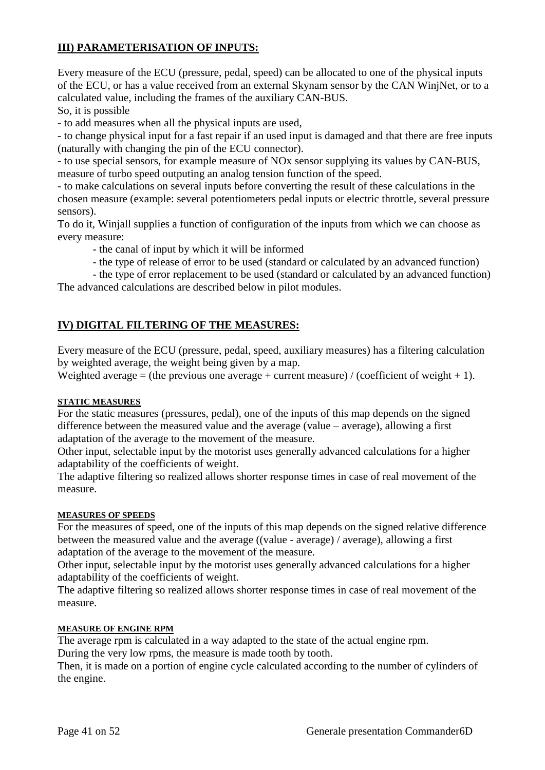## III) PARAMETERISATION OF INPUTS:

Every measure of the ECU (pressure, pedal, speed) can be allocated to one of the physical inputs of the ECU, or has a value received from an external Skynam sensor by the CAN WinjNet, or to a calculated value, including the frames of the auxiliary CAN-BUS.

So, it is possible

- to add measures when all the physical inputs are used,
- to change physical input for a fast repair if an used input is damaged and that there are free inputs (naturally with changing the pin of the ECU connector).
- to use special sensors, for example measure of NOx sensor supplying its values by CAN-BUS, measure of turbo speed outputing an analog tension function of the speed.
- to make calculations on several inputs before converting the result of these calculations in the chosen measure (example: several potentiometers pedal inputs or electric throttle, several pressure sensors).

To do it, Winjall supplies a function of configuration of the inputs from which we can choose as every measure:

- the canal of input by which it will be informed
- the type of release of error to be used (standard or calculated by an advanced function)
- the type of error replacement to be used (standard or calculated by an advanced function)

The advanced calculations are described below in pilot modules.

## IV) DIGITAL FILTERING OF THE MEASURES:

Every measure of the ECU (pressure, pedal, speed, auxiliary measures) has a filtering calculation by weighted average, the weight being given by a map.

Weighted average = (the previous one average + current measure) / (coefficient of weight + 1).

#### STATIC MEASURES

For the static measures (pressures, pedal), one of the inputs of this map depends on the signed difference between the measured value and the average (value – average), allowing a first adaptation of the average to the movement of the measure.

Other input, selectable input by the motorist uses generally advanced calculations for a higher adaptability of the coefficients of weight.

The adaptive filtering so realized allows shorter response times in case of real movement of the measure.

#### MEASURES OF SPEEDS

For the measures of speed, one of the inputs of this map depends on the signed relative difference between the measured value and the average ((value - average) / average), allowing a first adaptation of the average to the movement of the measure.

Other input, selectable input by the motorist uses generally advanced calculations for a higher adaptability of the coefficients of weight.

The adaptive filtering so realized allows shorter response times in case of real movement of the measure.

#### MEASURE OF ENGINE RPM

The average rpm is calculated in a way adapted to the state of the actual engine rpm.

During the very low rpms, the measure is made tooth by tooth.

Then, it is made on a portion of engine cycle calculated according to the number of cylinders of the engine.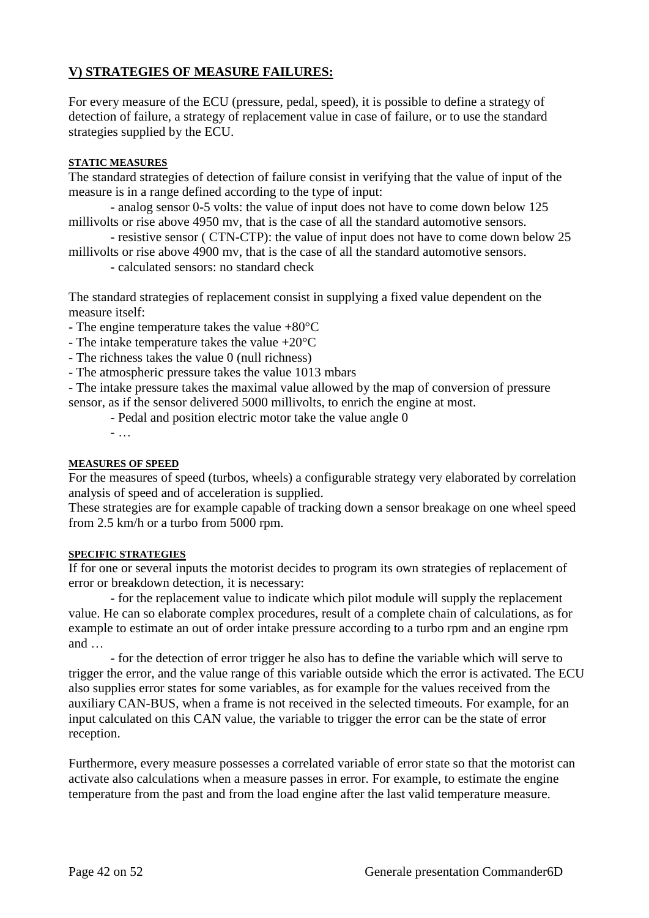## V) STRATEGIES OF MEASURE FAILURES:

For every measure of the ECU (pressure, pedal, speed), it is possible to define a strategy of detection of failure, a strategy of replacement value in case of failure, or to use the standard strategies supplied by the ECU.

#### STATIC MEASURES

The standard strategies of detection of failure consist in verifying that the value of input of the measure is in a range defined according to the type of input:

- analog sensor 0-5 volts: the value of input does not have to come down below 125 millivolts or rise above 4950 mv, that is the case of all the standard automotive sensors.
- resistive sensor ( CTN-CTP): the value of input does not have to come down below 25 millivolts or rise above 4900 mv, that is the case of all the standard automotive sensors.
- calculated sensors: no standard check

The standard strategies of replacement consist in supplying a fixed value dependent on the measure itself:

- The engine temperature takes the value +80°C
- The intake temperature takes the value +20°C
- The richness takes the value 0 (null richness)
- The atmospheric pressure takes the value 1013 mbars
- The intake pressure takes the maximal value allowed by the map of conversion of pressure sensor, as if the sensor delivered 5000 millivolts, to enrich the engine at most.
- Pedal and position electric motor take the value angle 0
- …

#### MEASURES OF SPEED

For the measures of speed (turbos, wheels) a configurable strategy very elaborated by correlation analysis of speed and of acceleration is supplied.

These strategies are for example capable of tracking down a sensor breakage on one wheel speed from 2.5 km/h or a turbo from 5000 rpm.

#### SPECIFIC STRATEGIES

If for one or several inputs the motorist decides to program its own strategies of replacement of error or breakdown detection, it is necessary:

- for the replacement value to indicate which pilot module will supply the replacement value. He can so elaborate complex procedures, result of a complete chain of calculations, as for example to estimate an out of order intake pressure according to a turbo rpm and an engine rpm and …
- for the detection of error trigger he also has to define the variable which will serve to trigger the error, and the value range of this variable outside which the error is activated. The ECU also supplies error states for some variables, as for example for the values received from the auxiliary CAN-BUS, when a frame is not received in the selected timeouts. For example, for an input calculated on this CAN value, the variable to trigger the error can be the state of error reception.

Furthermore, every measure possesses a correlated variable of error state so that the motorist can activate also calculations when a measure passes in error. For example, to estimate the engine temperature from the past and from the load engine after the last valid temperature measure.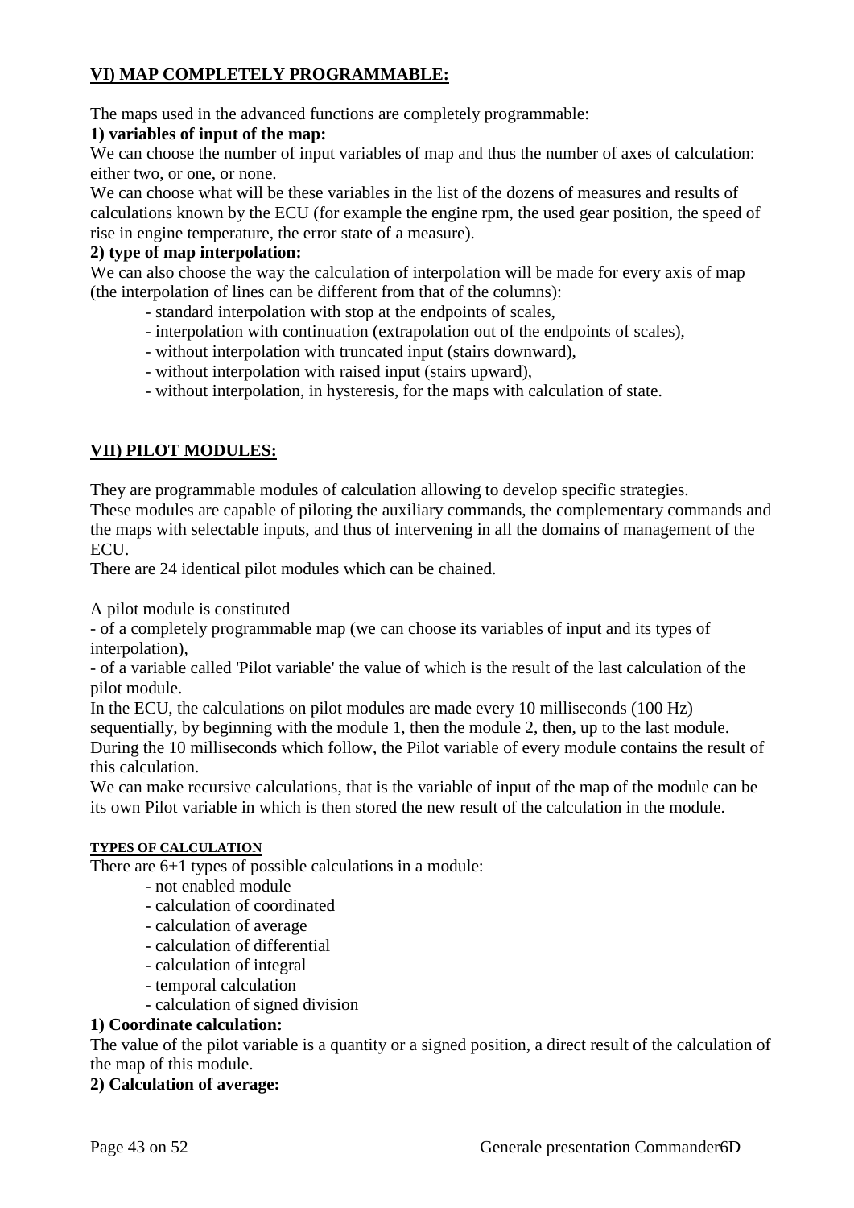## VI) MAP COMPLETELY PROGRAMMABLE:

The maps used in the advanced functions are completely programmable:

**1) variables of input of the map:**

We can choose the number of input variables of map and thus the number of axes of calculation: either two, or one, or none.

We can choose what will be these variables in the list of the dozens of measures and results of calculations known by the ECU (for example the engine rpm, the used gear position, the speed of rise in engine temperature, the error state of a measure).

**2) type of map interpolation:**

We can also choose the way the calculation of interpolation will be made for every axis of map (the interpolation of lines can be different from that of the columns):

- standard interpolation with stop at the endpoints of scales,
- interpolation with continuation (extrapolation out of the endpoints of scales),
- without interpolation with truncated input (stairs downward),
- without interpolation with raised input (stairs upward),
- without interpolation, in hysteresis, for the maps with calculation of state.

## VII) PILOT MODULES:

They are programmable modules of calculation allowing to develop specific strategies.
These modules are capable of piloting the auxiliary commands, the complementary commands and the maps with selectable inputs, and thus of intervening in all the domains of management of the ECU.
There are 24 identical pilot modules which can be chained.

A pilot module is constituted

- of a completely programmable map (we can choose its variables of input and its types of interpolation),
- of a variable called 'Pilot variable' the value of which is the result of the last calculation of the pilot module.

In the ECU, the calculations on pilot modules are made every 10 milliseconds (100 Hz) sequentially, by beginning with the module 1, then the module 2, then, up to the last module.
During the 10 milliseconds which follow, the Pilot variable of every module contains the result of this calculation.
We can make recursive calculations, that is the variable of input of the map of the module can be its own Pilot variable in which is then stored the new result of the calculation in the module.

### TYPES OF CALCULATION

There are 6+1 types of possible calculations in a module:

- not enabled module
- calculation of coordinated
- calculation of average
- calculation of differential
- calculation of integral
- temporal calculation
- calculation of signed division

**1) Coordinate calculation:**

The value of the pilot variable is a quantity or a signed position, a direct result of the calculation of the map of this module.

**2) Calculation of average:**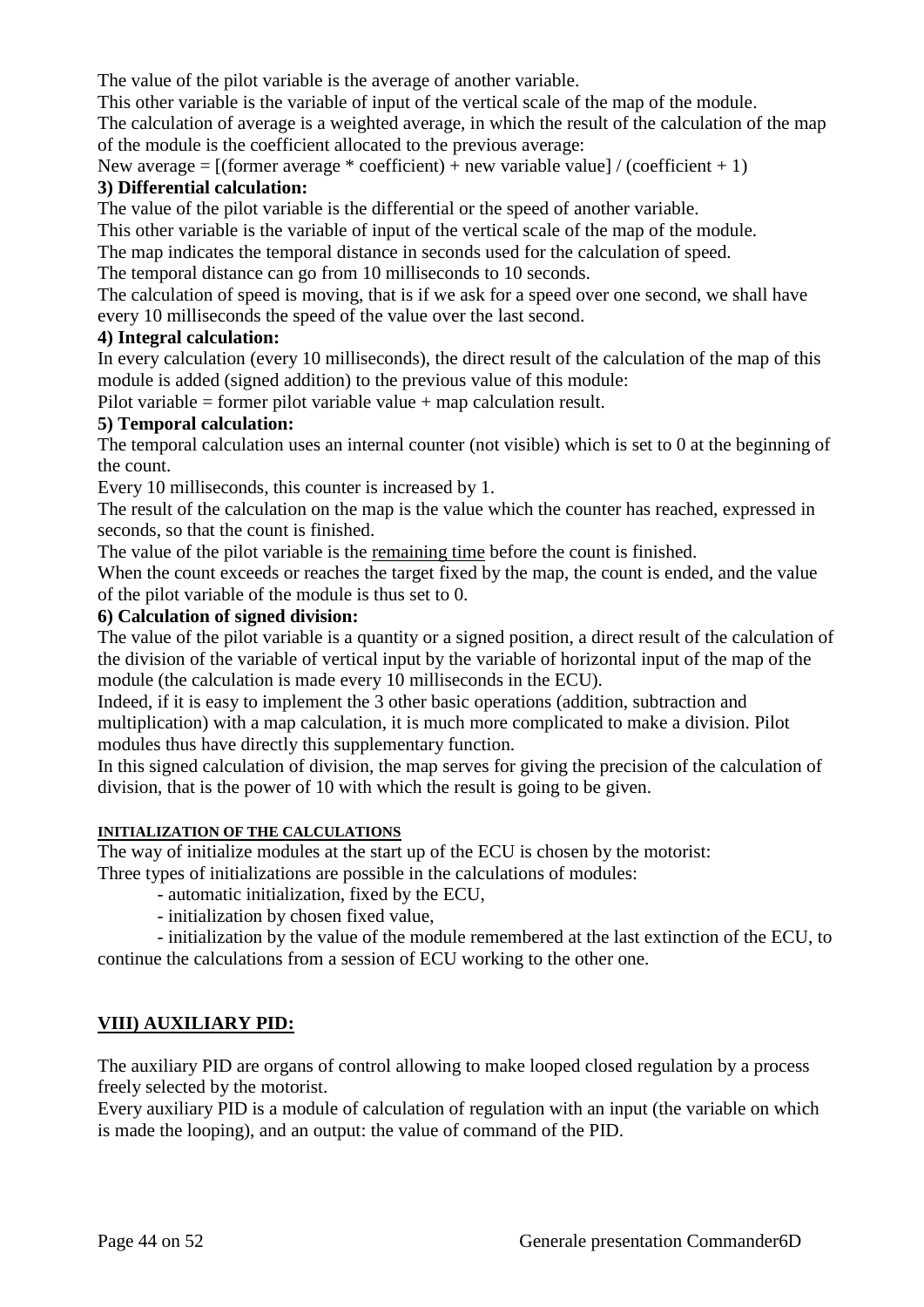The value of the pilot variable is the average of another variable.
This other variable is the variable of input of the vertical scale of the map of the module.
The calculation of average is a weighted average, in which the result of the calculation of the map of the module is the coefficient allocated to the previous average:
New average = [(former average * coefficient) + new variable value] / (coefficient + 1)

**3) Differential calculation:**

The value of the pilot variable is the differential or the speed of another variable.
This other variable is the variable of input of the vertical scale of the map of the module.
The map indicates the temporal distance in seconds used for the calculation of speed.
The temporal distance can go from 10 milliseconds to 10 seconds.
The calculation of speed is moving, that is if we ask for a speed over one second, we shall have every 10 milliseconds the speed of the value over the last second.

**4) Integral calculation:**

In every calculation (every 10 milliseconds), the direct result of the calculation of the map of this module is added (signed addition) to the previous value of this module:
Pilot variable = former pilot variable value + map calculation result.

**5) Temporal calculation:**

The temporal calculation uses an internal counter (not visible) which is set to 0 at the beginning of the count.
Every 10 milliseconds, this counter is increased by 1.
The result of the calculation on the map is the value which the counter has reached, expressed in seconds, so that the count is finished.
The value of the pilot variable is the <u>remaining time</u> before the count is finished.
When the count exceeds or reaches the target fixed by the map, the count is ended, and the value of the pilot variable of the module is thus set to 0.

**6) Calculation of signed division:**

The value of the pilot variable is a quantity or a signed position, a direct result of the calculation of the division of the variable of vertical input by the variable of horizontal input of the map of the module (the calculation is made every 10 milliseconds in the ECU).
Indeed, if it is easy to implement the 3 other basic operations (addition, subtraction and multiplication) with a map calculation, it is much more complicated to make a division. Pilot modules thus have directly this supplementary function.
In this signed calculation of division, the map serves for giving the precision of the calculation of division, that is the power of 10 with which the result is going to be given.

**INITIALIZATION OF THE CALCULATIONS**

The way of initialize modules at the start up of the ECU is chosen by the motorist:
Three types of initializations are possible in the calculations of modules:

- automatic initialization, fixed by the ECU,
- initialization by chosen fixed value,
- initialization by the value of the module remembered at the last extinction of the ECU, to continue the calculations from a session of ECU working to the other one.

## VIII) AUXILIARY PID:

The auxiliary PID are organs of control allowing to make looped closed regulation by a process freely selected by the motorist.
Every auxiliary PID is a module of calculation of regulation with an input (the variable on which is made the looping), and an output: the value of command of the PID.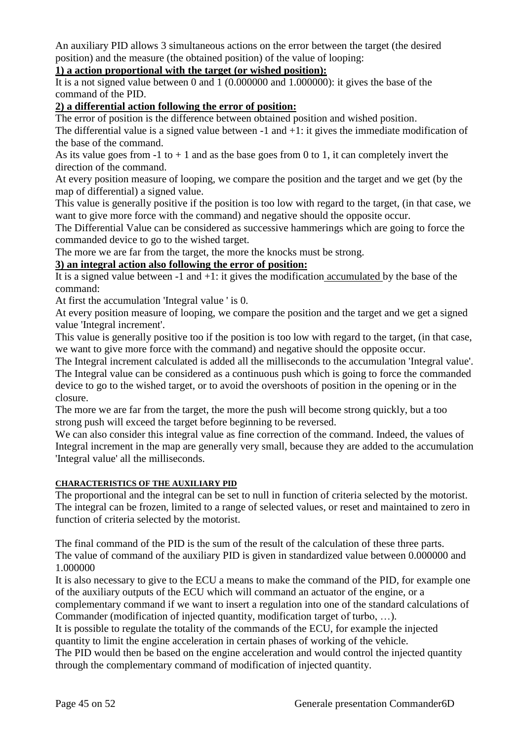An auxiliary PID allows 3 simultaneous actions on the error between the target (the desired position) and the measure (the obtained position) of the value of looping:

**1) a action proportional with the target (or wished position):**

It is a not signed value between 0 and 1 (0.000000 and 1.000000): it gives the base of the command of the PID.

**2) a differential action following the error of position:**

The error of position is the difference between obtained position and wished position.

The differential value is a signed value between -1 and +1: it gives the immediate modification of the base of the command.

As its value goes from -1 to + 1 and as the base goes from 0 to 1, it can completely invert the direction of the command.

At every position measure of looping, we compare the position and the target and we get (by the map of differential) a signed value.

This value is generally positive if the position is too low with regard to the target, (in that case, we want to give more force with the command) and negative should the opposite occur.

The Differential Value can be considered as successive hammerings which are going to force the commanded device to go to the wished target.

The more we are far from the target, the more the knocks must be strong.

**3) an integral action also following the error of position:**

It is a signed value between -1 and +1: it gives the modification accumulated by the base of the command:

At first the accumulation 'Integral value ' is 0.

At every position measure of looping, we compare the position and the target and we get a signed value 'Integral increment'.

This value is generally positive too if the position is too low with regard to the target, (in that case, we want to give more force with the command) and negative should the opposite occur.

The Integral increment calculated is added all the milliseconds to the accumulation 'Integral value'.

The Integral value can be considered as a continuous push which is going to force the commanded device to go to the wished target, or to avoid the overshoots of position in the opening or in the closure.

The more we are far from the target, the more the push will become strong quickly, but a too strong push will exceed the target before beginning to be reversed.

We can also consider this integral value as fine correction of the command. Indeed, the values of Integral increment in the map are generally very small, because they are added to the accumulation 'Integral value' all the milliseconds.

#### CHARACTERISTICS OF THE AUXILIARY PID

The proportional and the integral can be set to null in function of criteria selected by the motorist.

The integral can be frozen, limited to a range of selected values, or reset and maintained to zero in function of criteria selected by the motorist.

The final command of the PID is the sum of the result of the calculation of these three parts.

The value of command of the auxiliary PID is given in standardized value between 0.000000 and 1.000000

It is also necessary to give to the ECU a means to make the command of the PID, for example one of the auxiliary outputs of the ECU which will command an actuator of the engine, or a complementary command if we want to insert a regulation into one of the standard calculations of Commander (modification of injected quantity, modification target of turbo, …).

It is possible to regulate the totality of the commands of the ECU, for example the injected quantity to limit the engine acceleration in certain phases of working of the vehicle.

The PID would then be based on the engine acceleration and would control the injected quantity through the complementary command of modification of injected quantity.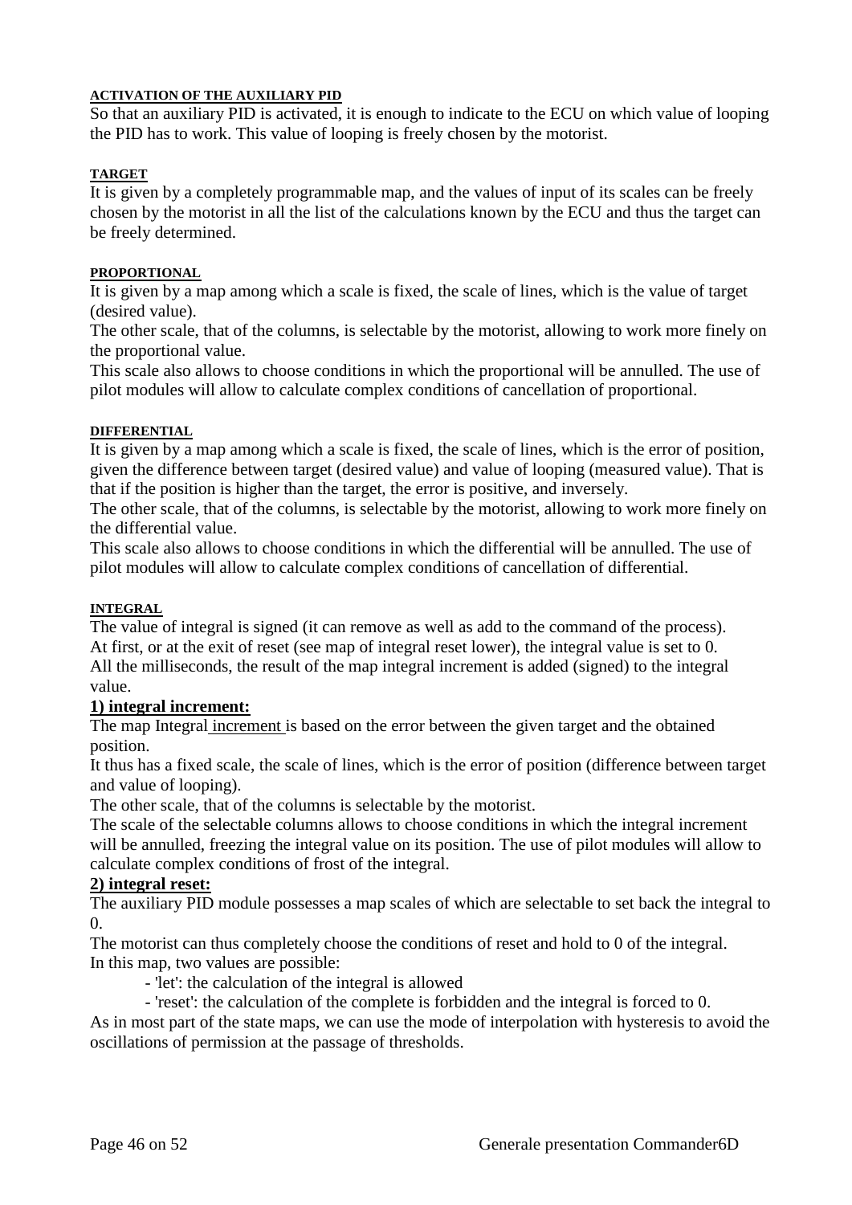#### ACTIVATION OF THE AUXILIARY PID

So that an auxiliary PID is activated, it is enough to indicate to the ECU on which value of looping the PID has to work. This value of looping is freely chosen by the motorist.

#### TARGET

It is given by a completely programmable map, and the values of input of its scales can be freely chosen by the motorist in all the list of the calculations known by the ECU and thus the target can be freely determined.

#### PROPORTIONAL

It is given by a map among which a scale is fixed, the scale of lines, which is the value of target (desired value).
The other scale, that of the columns, is selectable by the motorist, allowing to work more finely on the proportional value.
This scale also allows to choose conditions in which the proportional will be annulled. The use of pilot modules will allow to calculate complex conditions of cancellation of proportional.

#### DIFFERENTIAL

It is given by a map among which a scale is fixed, the scale of lines, which is the error of position, given the difference between target (desired value) and value of looping (measured value). That is that if the position is higher than the target, the error is positive, and inversely.
The other scale, that of the columns, is selectable by the motorist, allowing to work more finely on the differential value.
This scale also allows to choose conditions in which the differential will be annulled. The use of pilot modules will allow to calculate complex conditions of cancellation of differential.

#### INTEGRAL

The value of integral is signed (it can remove as well as add to the command of the process).
At first, or at the exit of reset (see map of integral reset lower), the integral value is set to 0.
All the milliseconds, the result of the map integral increment is added (signed) to the integral value.

**1) integral increment:**

The map Integral increment is based on the error between the given target and the obtained position.
It thus has a fixed scale, the scale of lines, which is the error of position (difference between target and value of looping).
The other scale, that of the columns is selectable by the motorist.
The scale of the selectable columns allows to choose conditions in which the integral increment will be annulled, freezing the integral value on its position. The use of pilot modules will allow to calculate complex conditions of frost of the integral.

**2) integral reset:**

The auxiliary PID module possesses a map scales of which are selectable to set back the integral to 0.
The motorist can thus completely choose the conditions of reset and hold to 0 of the integral.
In this map, two values are possible:

- 'let': the calculation of the integral is allowed
- 'reset': the calculation of the complete is forbidden and the integral is forced to 0.

As in most part of the state maps, we can use the mode of interpolation with hysteresis to avoid the oscillations of permission at the passage of thresholds.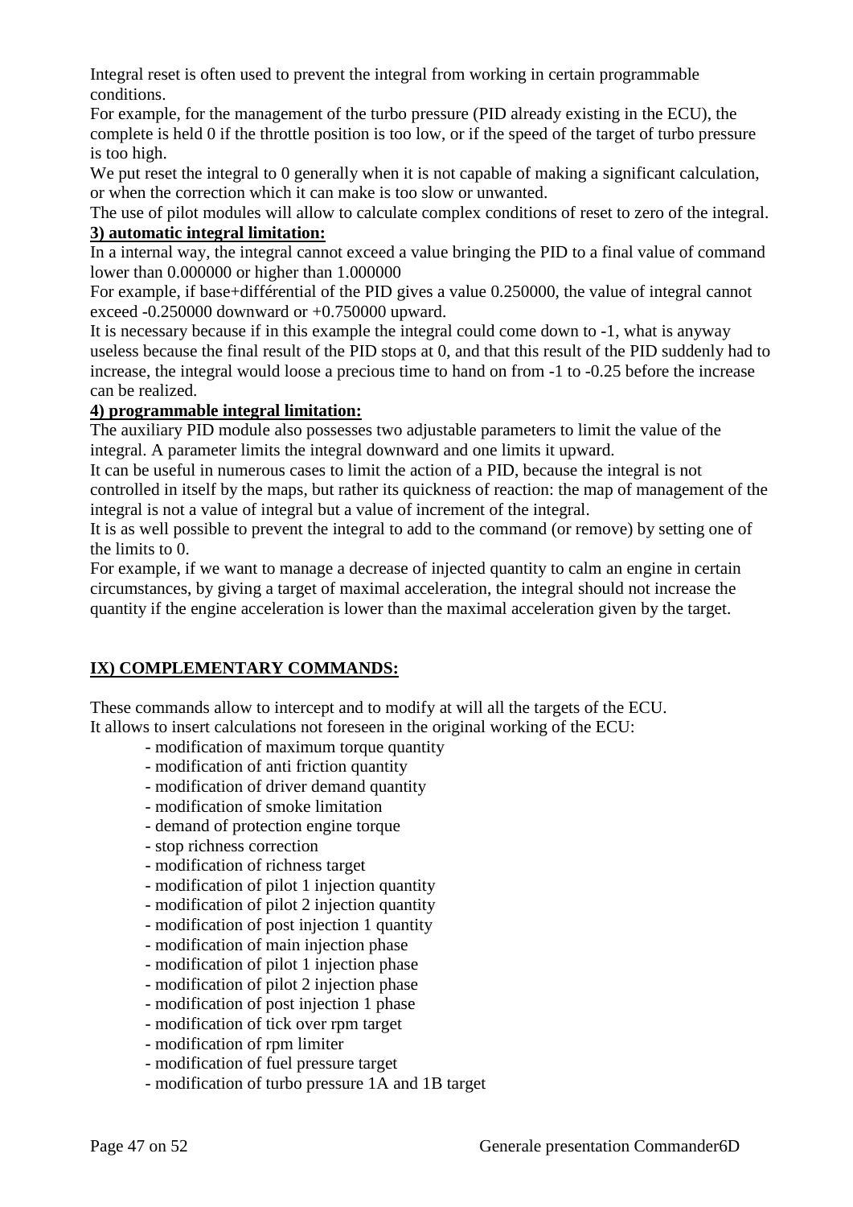Integral reset is often used to prevent the integral from working in certain programmable conditions.

For example, for the management of the turbo pressure (PID already existing in the ECU), the complete is held 0 if the throttle position is too low, or if the speed of the target of turbo pressure is too high.

We put reset the integral to 0 generally when it is not capable of making a significant calculation, or when the correction which it can make is too slow or unwanted.

The use of pilot modules will allow to calculate complex conditions of reset to zero of the integral.

**3) automatic integral limitation:**

In a internal way, the integral cannot exceed a value bringing the PID to a final value of command lower than 0.000000 or higher than 1.000000

For example, if base+différential of the PID gives a value 0.250000, the value of integral cannot exceed -0.250000 downward or +0.750000 upward.

It is necessary because if in this example the integral could come down to -1, what is anyway useless because the final result of the PID stops at 0, and that this result of the PID suddenly had to increase, the integral would loose a precious time to hand on from -1 to -0.25 before the increase can be realized.

**4) programmable integral limitation:**

The auxiliary PID module also possesses two adjustable parameters to limit the value of the integral. A parameter limits the integral downward and one limits it upward.

It can be useful in numerous cases to limit the action of a PID, because the integral is not controlled in itself by the maps, but rather its quickness of reaction: the map of management of the integral is not a value of integral but a value of increment of the integral.

It is as well possible to prevent the integral to add to the command (or remove) by setting one of the limits to 0.

For example, if we want to manage a decrease of injected quantity to calm an engine in certain circumstances, by giving a target of maximal acceleration, the integral should not increase the quantity if the engine acceleration is lower than the maximal acceleration given by the target.

## IX) COMPLEMENTARY COMMANDS:

These commands allow to intercept and to modify at will all the targets of the ECU.
It allows to insert calculations not foreseen in the original working of the ECU:

- modification of maximum torque quantity
- modification of anti friction quantity
- modification of driver demand quantity
- modification of smoke limitation
- demand of protection engine torque
- stop richness correction
- modification of richness target
- modification of pilot 1 injection quantity
- modification of pilot 2 injection quantity
- modification of post injection 1 quantity
- modification of main injection phase
- modification of pilot 1 injection phase
- modification of pilot 2 injection phase
- modification of post injection 1 phase
- modification of tick over rpm target
- modification of rpm limiter
- modification of fuel pressure target
- modification of turbo pressure 1A and 1B target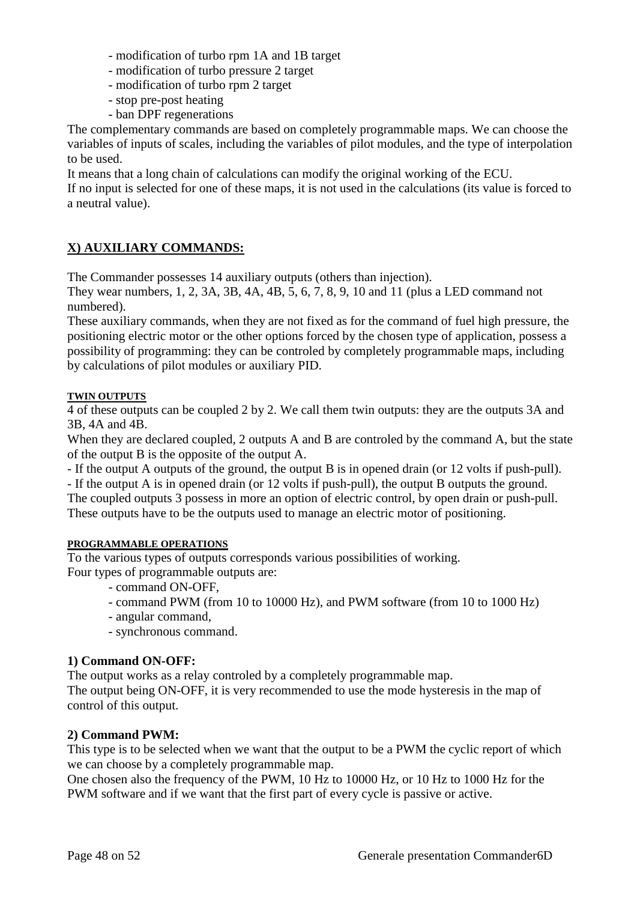- modification of turbo rpm 1A and 1B target
- modification of turbo pressure 2 target
- modification of turbo rpm 2 target
- stop pre-post heating
- ban DPF regenerations

The complementary commands are based on completely programmable maps. We can choose the variables of inputs of scales, including the variables of pilot modules, and the type of interpolation to be used.

It means that a long chain of calculations can modify the original working of the ECU.

If no input is selected for one of these maps, it is not used in the calculations (its value is forced to a neutral value).

## X) AUXILIARY COMMANDS:

The Commander possesses 14 auxiliary outputs (others than injection).

They wear numbers, 1, 2, 3A, 3B, 4A, 4B, 5, 6, 7, 8, 9, 10 and 11 (plus a LED command not numbered).

These auxiliary commands, when they are not fixed as for the command of fuel high pressure, the positioning electric motor or the other options forced by the chosen type of application, possess a possibility of programming: they can be controled by completely programmable maps, including by calculations of pilot modules or auxiliary PID.

#### TWIN OUTPUTS

4 of these outputs can be coupled 2 by 2. We call them twin outputs: they are the outputs 3A and 3B, 4A and 4B.

When they are declared coupled, 2 outputs A and B are controled by the command A, but the state of the output B is the opposite of the output A.

- If the output A outputs of the ground, the output B is in opened drain (or 12 volts if push-pull).
- If the output A is in opened drain (or 12 volts if push-pull), the output B outputs the ground.

The coupled outputs 3 possess in more an option of electric control, by open drain or push-pull. These outputs have to be the outputs used to manage an electric motor of positioning.

#### PROGRAMMABLE OPERATIONS

To the various types of outputs corresponds various possibilities of working.

Four types of programmable outputs are:

- command ON-OFF,
- command PWM (from 10 to 10000 Hz), and PWM software (from 10 to 1000 Hz)
- angular command,
- synchronous command.

### 1) Command ON-OFF:

The output works as a relay controled by a completely programmable map.

The output being ON-OFF, it is very recommended to use the mode hysteresis in the map of control of this output.

### 2) Command PWM:

This type is to be selected when we want that the output to be a PWM the cyclic report of which we can choose by a completely programmable map.

One chosen also the frequency of the PWM, 10 Hz to 10000 Hz, or 10 Hz to 1000 Hz for the PWM software and if we want that the first part of every cycle is passive or active.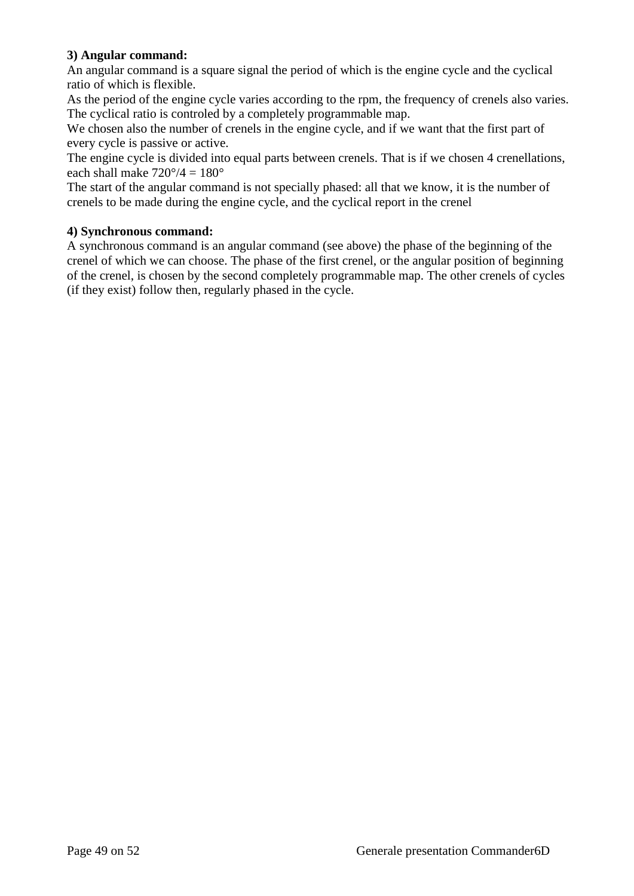**3) Angular command:**

An angular command is a square signal the period of which is the engine cycle and the cyclical ratio of which is flexible.

As the period of the engine cycle varies according to the rpm, the frequency of crenels also varies.

The cyclical ratio is controled by a completely programmable map.

We chosen also the number of crenels in the engine cycle, and if we want that the first part of every cycle is passive or active.

The engine cycle is divided into equal parts between crenels. That is if we chosen 4 crenellations, each shall make $720°/4 = 180°$

The start of the angular command is not specially phased: all that we know, it is the number of crenels to be made during the engine cycle, and the cyclical report in the crenel

**4) Synchronous command:**

A synchronous command is an angular command (see above) the phase of the beginning of the crenel of which we can choose. The phase of the first crenel, or the angular position of beginning of the crenel, is chosen by the second completely programmable map. The other crenels of cycles (if they exist) follow then, regularly phased in the cycle.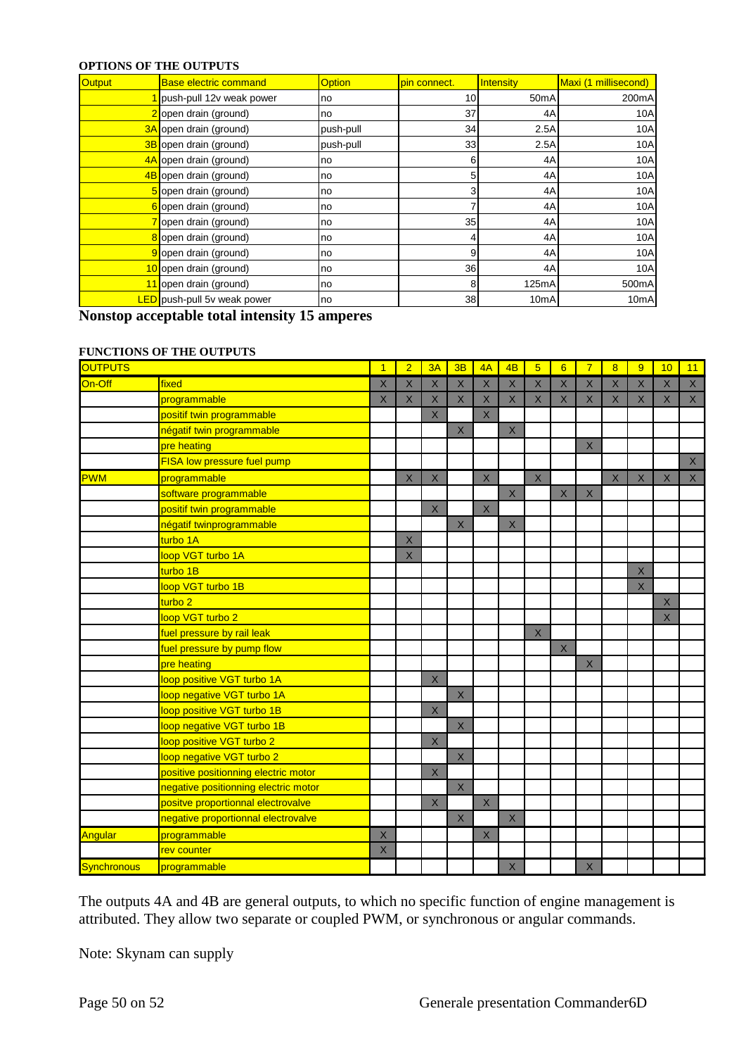**OPTIONS OF THE OUTPUTS**

| Output | Base electric command | Option | pin connect. | Intensity | Maxi (1 millisecond) |
|---|---|---|---|---|---|
| 1 | push-pull 12v weak power | no | 10 | 50mA | 200mA |
| 2 | open drain (ground) | no | 37 | 4A | 10A |
| 3A | open drain (ground) | push-pull | 34 | 2.5A | 10A |
| 3B | open drain (ground) | push-pull | 33 | 2.5A | 10A |
| 4A | open drain (ground) | no | 6 | 4A | 10A |
| 4B | open drain (ground) | no | 5 | 4A | 10A |
| 5 | open drain (ground) | no | 3 | 4A | 10A |
| 6 | open drain (ground) | no | 7 | 4A | 10A |
| 7 | open drain (ground) | no | 35 | 4A | 10A |
| 8 | open drain (ground) | no | 4 | 4A | 10A |
| 9 | open drain (ground) | no | 9 | 4A | 10A |
| 10 | open drain (ground) | no | 36 | 4A | 10A |
| 11 | open drain (ground) | no | 8 | 125mA | 500mA |
| LED | push-pull 5v weak power | no | 38 | 10mA | 10mA |

**Nonstop acceptable total intensity 15 amperes**

**FUNCTIONS OF THE OUTPUTS**

| OUTPUTS | | 1 | 2 | 3A | 3B | 4A | 4B | 5 | 6 | 7 | 8 | 9 | 10 | 11 |
|---|---|---|---|---|---|---|---|---|---|---|---|---|---|---|
| On-Off | fixed | X | X | X | X | X | X | X | X | X | X | X | X | X |
| | programmable | X | X | X | X | X | X | X | X | X | X | X | X | X |
| | positif twin programmable | | | X | | X | | | | | | | | |
| | négatif twin programmable | | | | X | | X | | | | | | | |
| | pre heating | | | | | | | | | X | | | | |
| | FISA low pressure fuel pump | | | | | | | | | | | | | X |
| PWM | programmable | | X | X | | X | | X | | | X | X | X | X |
| | software programmable | | | | | | X | | X | X | | | | |
| | positif twin programmable | | | X | | X | | | | | | | | |
| | négatif twinprogrammable | | | | X | | X | | | | | | | |
| | turbo 1A | | X | | | | | | | | | | | |
| | loop VGT turbo 1A | | X | | | | | | | | | | | |
| | turbo 1B | | | | | | | | | | | X | | |
| | loop VGT turbo 1B | | | | | | | | | | | X | | |
| | turbo 2 | | | | | | | | | | | | X | |
| | loop VGT turbo 2 | | | | | | | | | | | | X | |
| | fuel pressure by rail leak | | | | | | | X | | | | | | |
| | fuel pressure by pump flow | | | | | | | | X | | | | | |
| | pre heating | | | | | | | | | X | | | | |
| | loop positive VGT turbo 1A | | | X | | | | | | | | | | |
| | loop negative VGT turbo 1A | | | | X | | | | | | | | | |
| | loop positive VGT turbo 1B | | | X | | | | | | | | | | |
| | loop negative VGT turbo 1B | | | | X | | | | | | | | | |
| | loop positive VGT turbo 2 | | | X | | | | | | | | | | |
| | loop negative VGT turbo 2 | | | | X | | | | | | | | | |
| | positive positionning electric motor | | | X | | | | | | | | | | |
| | negative positionning electric motor | | | | X | | | | | | | | | |
| | positve proportionnal electrovalve | | | X | | X | | | | | | | | |
| | negative proportionnal electrovalve | | | | X | | X | | | | | | | |
| Angular | programmable | X | | | | X | | | | | | | | |
| | rev counter | X | | | | | | | | | | | | |
| Synchronous | programmable | | | | | | X | | | X | | | | |

The outputs 4A and 4B are general outputs, to which no specific function of engine management is attributed. They allow two separate or coupled PWM, or synchronous or angular commands.

Note: Skynam can supply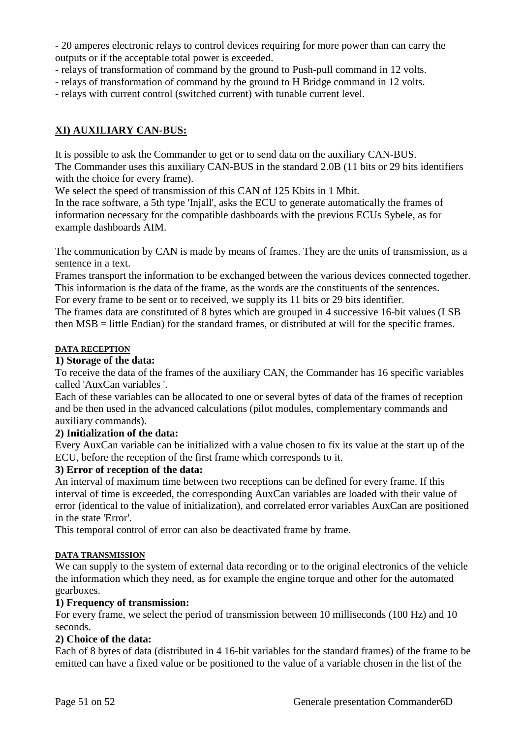- 20 amperes electronic relays to control devices requiring for more power than can carry the outputs or if the acceptable total power is exceeded.
- relays of transformation of command by the ground to Push-pull command in 12 volts.
- relays of transformation of command by the ground to H Bridge command in 12 volts.
- relays with current control (switched current) with tunable current level.

## XI) AUXILIARY CAN-BUS:

It is possible to ask the Commander to get or to send data on the auxiliary CAN-BUS.
The Commander uses this auxiliary CAN-BUS in the standard 2.0B (11 bits or 29 bits identifiers with the choice for every frame).
We select the speed of transmission of this CAN of 125 Kbits in 1 Mbit.
In the race software, a 5th type 'Injall', asks the ECU to generate automatically the frames of information necessary for the compatible dashboards with the previous ECUs Sybele, as for example dashboards AIM.

The communication by CAN is made by means of frames. They are the units of transmission, as a sentence in a text.
Frames transport the information to be exchanged between the various devices connected together.
This information is the data of the frame, as the words are the constituents of the sentences.
For every frame to be sent or to received, we supply its 11 bits or 29 bits identifier.
The frames data are constituted of 8 bytes which are grouped in 4 successive 16-bit values (LSB then MSB = little Endian) for the standard frames, or distributed at will for the specific frames.

#### DATA RECEPTION

**1) Storage of the data:**

To receive the data of the frames of the auxiliary CAN, the Commander has 16 specific variables called 'AuxCan variables '.
Each of these variables can be allocated to one or several bytes of data of the frames of reception and be then used in the advanced calculations (pilot modules, complementary commands and auxiliary commands).

**2) Initialization of the data:**

Every AuxCan variable can be initialized with a value chosen to fix its value at the start up of the ECU, before the reception of the first frame which corresponds to it.

**3) Error of reception of the data:**

An interval of maximum time between two receptions can be defined for every frame. If this interval of time is exceeded, the corresponding AuxCan variables are loaded with their value of error (identical to the value of initialization), and correlated error variables AuxCan are positioned in the state 'Error'.
This temporal control of error can also be deactivated frame by frame.

#### DATA TRANSMISSION

We can supply to the system of external data recording or to the original electronics of the vehicle the information which they need, as for example the engine torque and other for the automated gearboxes.

**1) Frequency of transmission:**

For every frame, we select the period of transmission between 10 milliseconds (100 Hz) and 10 seconds.

**2) Choice of the data:**

Each of 8 bytes of data (distributed in 4 16-bit variables for the standard frames) of the frame to be emitted can have a fixed value or be positioned to the value of a variable chosen in the list of the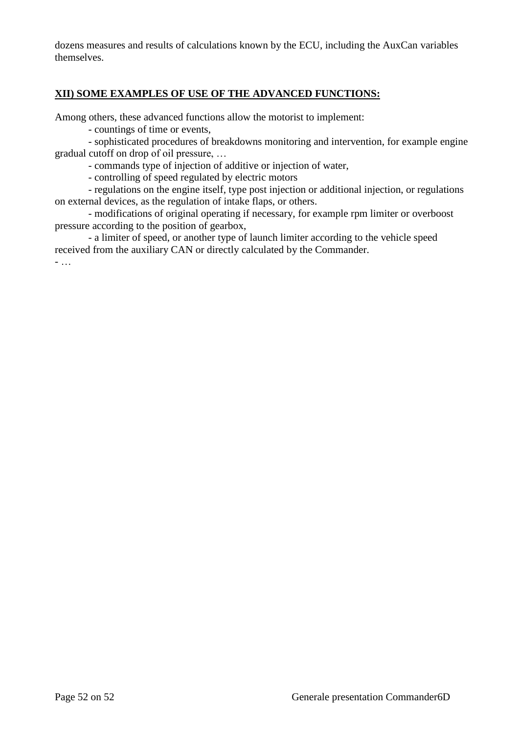dozens measures and results of calculations known by the ECU, including the AuxCan variables themselves.

## XII) SOME EXAMPLES OF USE OF THE ADVANCED FUNCTIONS:

Among others, these advanced functions allow the motorist to implement:

- countings of time or events,
- sophisticated procedures of breakdowns monitoring and intervention, for example engine gradual cutoff on drop of oil pressure, …
- commands type of injection of additive or injection of water,
- controlling of speed regulated by electric motors
- regulations on the engine itself, type post injection or additional injection, or regulations on external devices, as the regulation of intake flaps, or others.
- modifications of original operating if necessary, for example rpm limiter or overboost pressure according to the position of gearbox,
- a limiter of speed, or another type of launch limiter according to the vehicle speed received from the auxiliary CAN or directly calculated by the Commander.
- …